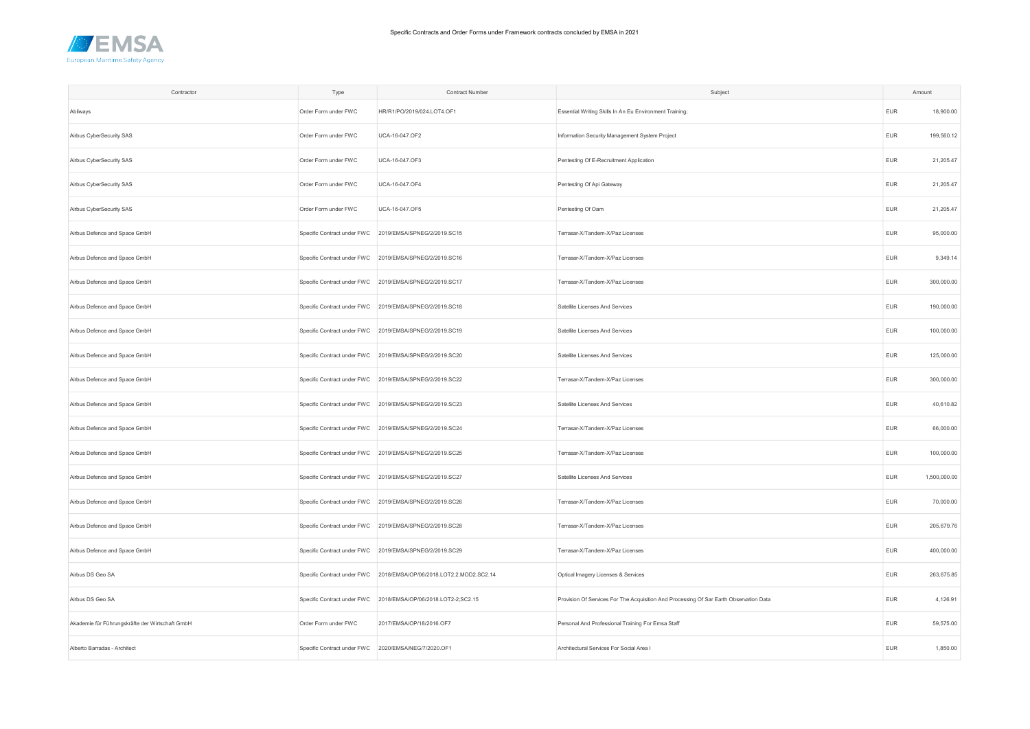Specific Contracts and Order Forms under Framework contracts concluded by EMSA in 2021

| Contractor | Type | Contract Number | Subject | Amount | |
|---|---|---|---|---|---|
| Abilways | Order Form under FWC | HR/R1/PO/2019/024.LOT4.OF1 | Essential Writing Skills In An Eu Environment Training; | EUR | 18,900.00 |
| Airbus CyberSecurity SAS | Order Form under FWC | UCA-16-047.OF2 | Information Security Management System Project | EUR | 199,560.12 |
| Airbus CyberSecurity SAS | Order Form under FWC | UCA-16-047.OF3 | Pentesting Of E-Recruitment Application | EUR | 21,205.47 |
| Airbus CyberSecurity SAS | Order Form under FWC | UCA-16-047.OF4 | Pentesting Of Api Gateway | EUR | 21,205.47 |
| Airbus CyberSecurity SAS | Order Form under FWC | UCA-16-047.OF5 | Pentesting Of Oam | EUR | 21,205.47 |
| Airbus Defence and Space GmbH | Specific Contract under FWC | 2019/EMSA/SPNEG/2/2019.SC15 | Terrasar-X/Tandem-X/Paz Licenses | EUR | 95,000.00 |
| Airbus Defence and Space GmbH | Specific Contract under FWC | 2019/EMSA/SPNEG/2/2019.SC16 | Terrasar-X/Tandem-X/Paz Licenses | EUR | 9,349.14 |
| Airbus Defence and Space GmbH | Specific Contract under FWC | 2019/EMSA/SPNEG/2/2019.SC17 | Terrasar-X/Tandem-X/Paz Licenses | EUR | 300,000.00 |
| Airbus Defence and Space GmbH | Specific Contract under FWC | 2019/EMSA/SPNEG/2/2019.SC18 | Satellite Licenses And Services | EUR | 190,000.00 |
| Airbus Defence and Space GmbH | Specific Contract under FWC | 2019/EMSA/SPNEG/2/2019.SC19 | Satellite Licenses And Services | EUR | 100,000.00 |
| Airbus Defence and Space GmbH | Specific Contract under FWC | 2019/EMSA/SPNEG/2/2019.SC20 | Satellite Licenses And Services | EUR | 125,000.00 |
| Airbus Defence and Space GmbH | Specific Contract under FWC | 2019/EMSA/SPNEG/2/2019.SC22 | Terrasar-X/Tandem-X/Paz Licenses | EUR | 300,000.00 |
| Airbus Defence and Space GmbH | Specific Contract under FWC | 2019/EMSA/SPNEG/2/2019.SC23 | Satellite Licenses And Services | EUR | 40,610.82 |
| Airbus Defence and Space GmbH | Specific Contract under FWC | 2019/EMSA/SPNEG/2/2019.SC24 | Terrasar-X/Tandem-X/Paz Licenses | EUR | 66,000.00 |
| Airbus Defence and Space GmbH | Specific Contract under FWC | 2019/EMSA/SPNEG/2/2019.SC25 | Terrasar-X/Tandem-X/Paz Licenses | EUR | 100,000.00 |
| Airbus Defence and Space GmbH | Specific Contract under FWC | 2019/EMSA/SPNEG/2/2019.SC27 | Satellite Licenses And Services | EUR | 1,500,000.00 |
| Airbus Defence and Space GmbH | Specific Contract under FWC | 2019/EMSA/SPNEG/2/2019.SC26 | Terrasar-X/Tandem-X/Paz Licenses | EUR | 70,000.00 |
| Airbus Defence and Space GmbH | Specific Contract under FWC | 2019/EMSA/SPNEG/2/2019.SC28 | Terrasar-X/Tandem-X/Paz Licenses | EUR | 205,679.76 |
| Airbus Defence and Space GmbH | Specific Contract under FWC | 2019/EMSA/SPNEG/2/2019.SC29 | Terrasar-X/Tandem-X/Paz Licenses | EUR | 400,000.00 |
| Airbus DS Geo SA | Specific Contract under FWC | 2018/EMSA/OP/06/2018.LOT2.2.MOD2.SC2.14 | Optical Imagery Licenses & Services | EUR | 263,675.85 |
| Airbus DS Geo SA | Specific Contract under FWC | 2018/EMSA/OP/06/2018.LOT2-2;SC2.15 | Provision Of Services For The Acquisition And Processing Of Sar Earth Observation Data | EUR | 4,126.91 |
| Akademie für Führungskräfte der Wirtschaft GmbH | Order Form under FWC | 2017/EMSA/OP/18/2016.OF7 | Personal And Professional Training For Emsa Staff | EUR | 59,575.00 |
| Alberto Barradas - Architect | Specific Contract under FWC | 2020/EMSA/NEG/7/2020.OF1 | Architectural Services For Social Area I | EUR | 1,850.00 |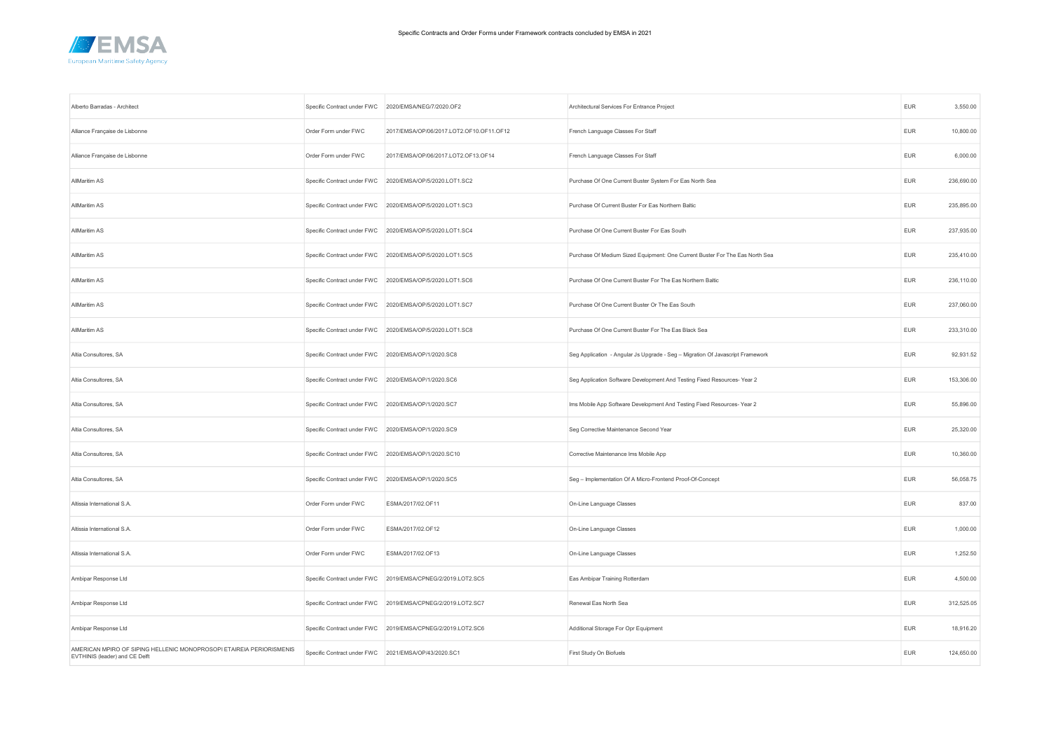| | | | | | |
|---|---|---|---|---|---|
| Alberto Barradas - Architect | Specific Contract under FWC | 2020/EMSA/NEG/7/2020.OF2 | Architectural Services For Entrance Project | EUR | 3,550.00 |
| Alliance Française de Lisbonne | Order Form under FWC | 2017/EMSA/OP/06/2017.LOT2.OF10.OF11.OF12 | French Language Classes For Staff | EUR | 10,800.00 |
| Alliance Française de Lisbonne | Order Form under FWC | 2017/EMSA/OP/06/2017.LOT2.OF13.OF14 | French Language Classes For Staff | EUR | 6,000.00 |
| AllMaritim AS | Specific Contract under FWC | 2020/EMSA/OP/5/2020.LOT1.SC2 | Purchase Of One Current Buster System For Eas North Sea | EUR | 236,690.00 |
| AllMaritim AS | Specific Contract under FWC | 2020/EMSA/OP/5/2020.LOT1.SC3 | Purchase Of Current Buster For Eas Northern Baltic | EUR | 235,895.00 |
| AllMaritim AS | Specific Contract under FWC | 2020/EMSA/OP/5/2020.LOT1.SC4 | Purchase Of One Current Buster For Eas South | EUR | 237,935.00 |
| AllMaritim AS | Specific Contract under FWC | 2020/EMSA/OP/5/2020.LOT1.SC5 | Purchase Of Medium Sized Equipment: One Current Buster For The Eas North Sea | EUR | 235,410.00 |
| AllMaritim AS | Specific Contract under FWC | 2020/EMSA/OP/5/2020.LOT1.SC6 | Purchase Of One Current Buster For The Eas Northern Baltic | EUR | 236,110.00 |
| AllMaritim AS | Specific Contract under FWC | 2020/EMSA/OP/5/2020.LOT1.SC7 | Purchase Of One Current Buster Or The Eas South | EUR | 237,060.00 |
| AllMaritim AS | Specific Contract under FWC | 2020/EMSA/OP/5/2020.LOT1.SC8 | Purchase Of One Current Buster For The Eas Black Sea | EUR | 233,310.00 |
| Altia Consultores, SA | Specific Contract under FWC | 2020/EMSA/OP/1/2020.SC8 | Seg Application - Angular Js Upgrade - Seg – Migration Of Javascript Framework | EUR | 92,931.52 |
| Altia Consultores, SA | Specific Contract under FWC | 2020/EMSA/OP/1/2020.SC6 | Seg Application Software Development And Testing Fixed Resources- Year 2 | EUR | 153,306.00 |
| Altia Consultores, SA | Specific Contract under FWC | 2020/EMSA/OP/1/2020.SC7 | Ims Mobile App Software Development And Testing Fixed Resources- Year 2 | EUR | 55,896.00 |
| Altia Consultores, SA | Specific Contract under FWC | 2020/EMSA/OP/1/2020.SC9 | Seg Corrective Maintenance Second Year | EUR | 25,320.00 |
| Altia Consultores, SA | Specific Contract under FWC | 2020/EMSA/OP/1/2020.SC10 | Corrective Maintenance Ims Mobile App | EUR | 10,360.00 |
| Altia Consultores, SA | Specific Contract under FWC | 2020/EMSA/OP/1/2020.SC5 | Seg – Implementation Of A Micro-Frontend Proof-Of-Concept | EUR | 56,058.75 |
| Altissia International S.A. | Order Form under FWC | ESMA/2017/02.OF11 | On-Line Language Classes | EUR | 837.00 |
| Altissia International S.A. | Order Form under FWC | ESMA/2017/02.OF12 | On-Line Language Classes | EUR | 1,000.00 |
| Altissia International S.A. | Order Form under FWC | ESMA/2017/02.OF13 | On-Line Language Classes | EUR | 1,252.50 |
| Ambipar Response Ltd | Specific Contract under FWC | 2019/EMSA/CPNEG/2/2019.LOT2.SC5 | Eas Ambipar Training Rotterdam | EUR | 4,500.00 |
| Ambipar Response Ltd | Specific Contract under FWC | 2019/EMSA/CPNEG/2/2019.LOT2.SC7 | Renewal Eas North Sea | EUR | 312,525.05 |
| Ambipar Response Ltd | Specific Contract under FWC | 2019/EMSA/CPNEG/2/2019.LOT2.SC6 | Additional Storage For Opr Equipment | EUR | 18,916.20 |
| AMERICAN MPIRO OF SIPING HELLENIC MONOPROSOPI ETAIREIA PERIORISMENIS EVTHINIS (leader) and CE Delft | Specific Contract under FWC | 2021/EMSA/OP/43/2020.SC1 | First Study On Biofuels | EUR | 124,650.00 |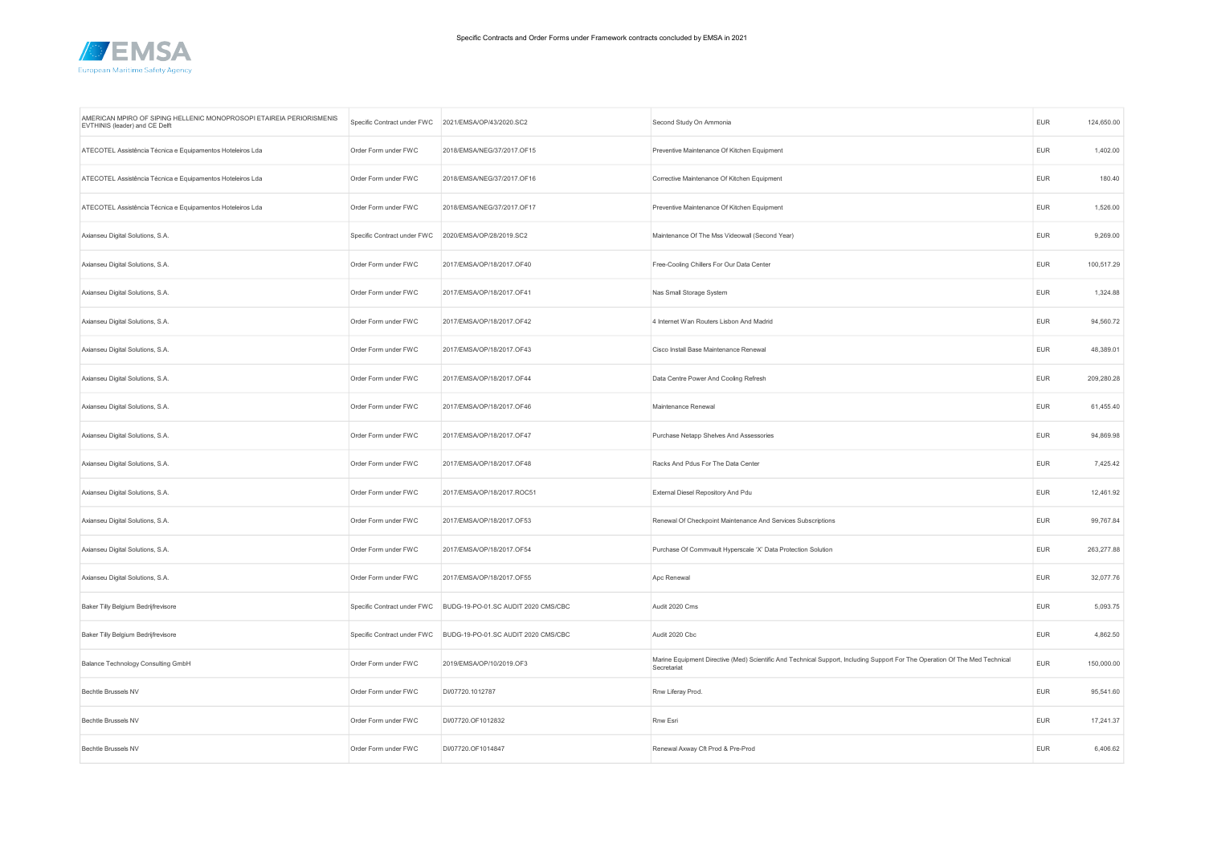Specific Contracts and Order Forms under Framework contracts concluded by EMSA in 2021

| | | | | | |
|---|---|---|---|---|---|
| AMERICAN MPIRO OF SIPING HELLENIC MONOPROSOPI ETAIREIA PERIORISMENIS EVTHINIS (leader) and CE Delft | Specific Contract under FWC | 2021/EMSA/OP/43/2020.SC2 | Second Study On Ammonia | EUR | 124,650.00 |
| ATECOTEL Assistência Técnica e Equipamentos Hoteleiros Lda | Order Form under FWC | 2018/EMSA/NEG/37/2017.OF15 | Preventive Maintenance Of Kitchen Equipment | EUR | 1,402.00 |
| ATECOTEL Assistência Técnica e Equipamentos Hoteleiros Lda | Order Form under FWC | 2018/EMSA/NEG/37/2017.OF16 | Corrective Maintenance Of Kitchen Equipment | EUR | 180.40 |
| ATECOTEL Assistência Técnica e Equipamentos Hoteleiros Lda | Order Form under FWC | 2018/EMSA/NEG/37/2017.OF17 | Preventive Maintenance Of Kitchen Equipment | EUR | 1,526.00 |
| Axianseu Digital Solutions, S.A. | Specific Contract under FWC | 2020/EMSA/OP/28/2019.SC2 | Maintenance Of The Mss Videowall (Second Year) | EUR | 9,269.00 |
| Axianseu Digital Solutions, S.A. | Order Form under FWC | 2017/EMSA/OP/18/2017.OF40 | Free-Cooling Chillers For Our Data Center | EUR | 100,517.29 |
| Axianseu Digital Solutions, S.A. | Order Form under FWC | 2017/EMSA/OP/18/2017.OF41 | Nas Small Storage System | EUR | 1,324.88 |
| Axianseu Digital Solutions, S.A. | Order Form under FWC | 2017/EMSA/OP/18/2017.OF42 | 4 Internet Wan Routers Lisbon And Madrid | EUR | 94,560.72 |
| Axianseu Digital Solutions, S.A. | Order Form under FWC | 2017/EMSA/OP/18/2017.OF43 | Cisco Install Base Maintenance Renewal | EUR | 48,389.01 |
| Axianseu Digital Solutions, S.A. | Order Form under FWC | 2017/EMSA/OP/18/2017.OF44 | Data Centre Power And Cooling Refresh | EUR | 209,280.28 |
| Axianseu Digital Solutions, S.A. | Order Form under FWC | 2017/EMSA/OP/18/2017.OF46 | Maintenance Renewal | EUR | 61,455.40 |
| Axianseu Digital Solutions, S.A. | Order Form under FWC | 2017/EMSA/OP/18/2017.OF47 | Purchase Netapp Shelves And Assessories | EUR | 94,869.98 |
| Axianseu Digital Solutions, S.A. | Order Form under FWC | 2017/EMSA/OP/18/2017.OF48 | Racks And Pdus For The Data Center | EUR | 7,425.42 |
| Axianseu Digital Solutions, S.A. | Order Form under FWC | 2017/EMSA/OP/18/2017.ROC51 | External Diesel Repository And Pdu | EUR | 12,461.92 |
| Axianseu Digital Solutions, S.A. | Order Form under FWC | 2017/EMSA/OP/18/2017.OF53 | Renewal Of Checkpoint Maintenance And Services Subscriptions | EUR | 99,767.84 |
| Axianseu Digital Solutions, S.A. | Order Form under FWC | 2017/EMSA/OP/18/2017.OF54 | Purchase Of Commvault Hyperscale 'X' Data Protection Solution | EUR | 263,277.88 |
| Axianseu Digital Solutions, S.A. | Order Form under FWC | 2017/EMSA/OP/18/2017.OF55 | Apc Renewal | EUR | 32,077.76 |
| Baker Tilly Belgium Bedrijfrevisore | Specific Contract under FWC | BUDG-19-PO-01.SC AUDIT 2020 CMS/CBC | Audit 2020 Cms | EUR | 5,093.75 |
| Baker Tilly Belgium Bedrijfrevisore | Specific Contract under FWC | BUDG-19-PO-01.SC AUDIT 2020 CMS/CBC | Audit 2020 Cbc | EUR | 4,862.50 |
| Balance Technology Consulting GmbH | Order Form under FWC | 2019/EMSA/OP/10/2019.OF3 | Marine Equipment Directive (Med) Scientific And Technical Support, Including Support For The Operation Of The Med Technical Secretariat | EUR | 150,000.00 |
| Bechtle Brussels NV | Order Form under FWC | DI/07720.1012787 | Rnw Liferay Prod. | EUR | 95,541.60 |
| Bechtle Brussels NV | Order Form under FWC | DI/07720.OF1012832 | Rnw Esri | EUR | 17,241.37 |
| Bechtle Brussels NV | Order Form under FWC | DI/07720.OF1014847 | Renewal Axway Cft Prod & Pre-Prod | EUR | 6,406.62 |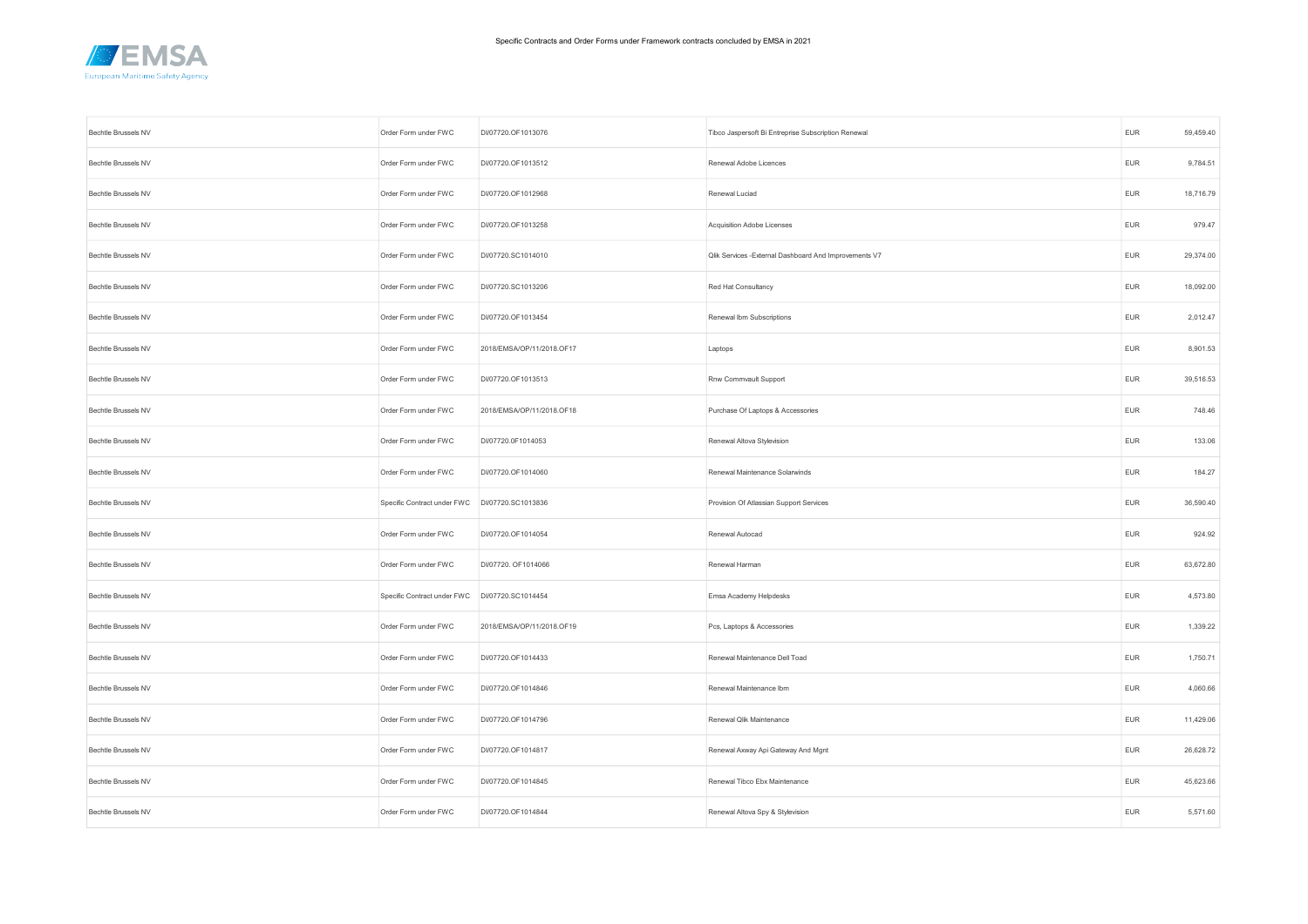| | | | | | |
|---|---|---|---|---|---|
| Bechtle Brussels NV | Order Form under FWC | DI/07720.OF1013076 | Tibco Jaspersoft Bi Entreprise Subscription Renewal | EUR | 59,459.40 |
| Bechtle Brussels NV | Order Form under FWC | DI/07720.OF1013512 | Renewal Adobe Licences | EUR | 9,784.51 |
| Bechtle Brussels NV | Order Form under FWC | DI/07720.OF1012968 | Renewal Luciad | EUR | 18,716.79 |
| Bechtle Brussels NV | Order Form under FWC | DI/07720.OF1013258 | Acquisition Adobe Licenses | EUR | 979.47 |
| Bechtle Brussels NV | Order Form under FWC | DI/07720.SC1014010 | Qlik Services -External Dashboard And Improvements V7 | EUR | 29,374.00 |
| Bechtle Brussels NV | Order Form under FWC | DI/07720.SC1013206 | Red Hat Consultancy | EUR | 18,092.00 |
| Bechtle Brussels NV | Order Form under FWC | DI/07720.OF1013454 | Renewal Ibm Subscriptions | EUR | 2,012.47 |
| Bechtle Brussels NV | Order Form under FWC | 2018/EMSA/OP/11/2018.OF17 | Laptops | EUR | 8,901.53 |
| Bechtle Brussels NV | Order Form under FWC | DI/07720.OF1013513 | Rnw Commvault Support | EUR | 39,516.53 |
| Bechtle Brussels NV | Order Form under FWC | 2018/EMSA/OP/11/2018.OF18 | Purchase Of Laptops & Accessories | EUR | 748.46 |
| Bechtle Brussels NV | Order Form under FWC | DI/07720.0F1014053 | Renewal Altova Stylevision | EUR | 133.06 |
| Bechtle Brussels NV | Order Form under FWC | DI/07720.OF1014060 | Renewal Maintenance Solarwinds | EUR | 184.27 |
| Bechtle Brussels NV | Specific Contract under FWC | DI/07720.SC1013836 | Provision Of Atlassian Support Services | EUR | 36,590.40 |
| Bechtle Brussels NV | Order Form under FWC | DI/07720.OF1014054 | Renewal Autocad | EUR | 924.92 |
| Bechtle Brussels NV | Order Form under FWC | DI/07720. OF1014066 | Renewal Harman | EUR | 63,672.80 |
| Bechtle Brussels NV | Specific Contract under FWC | DI/07720.SC1014454 | Emsa Academy Helpdesks | EUR | 4,573.80 |
| Bechtle Brussels NV | Order Form under FWC | 2018/EMSA/OP/11/2018.OF19 | Pcs, Laptops & Accessories | EUR | 1,339.22 |
| Bechtle Brussels NV | Order Form under FWC | DI/07720.OF1014433 | Renewal Maintenance Dell Toad | EUR | 1,750.71 |
| Bechtle Brussels NV | Order Form under FWC | DI/07720.OF1014846 | Renewal Maintenance Ibm | EUR | 4,060.66 |
| Bechtle Brussels NV | Order Form under FWC | DI/07720.OF1014796 | Renewal Qlik Maintenance | EUR | 11,429.06 |
| Bechtle Brussels NV | Order Form under FWC | DI/07720.OF1014817 | Renewal Axway Api Gateway And Mgnt | EUR | 26,628.72 |
| Bechtle Brussels NV | Order Form under FWC | DI/07720.OF1014845 | Renewal Tibco Ebx Maintenance | EUR | 45,623.66 |
| Bechtle Brussels NV | Order Form under FWC | DI/07720.OF1014844 | Renewal Altova Spy & Stylevision | EUR | 5,571.60 |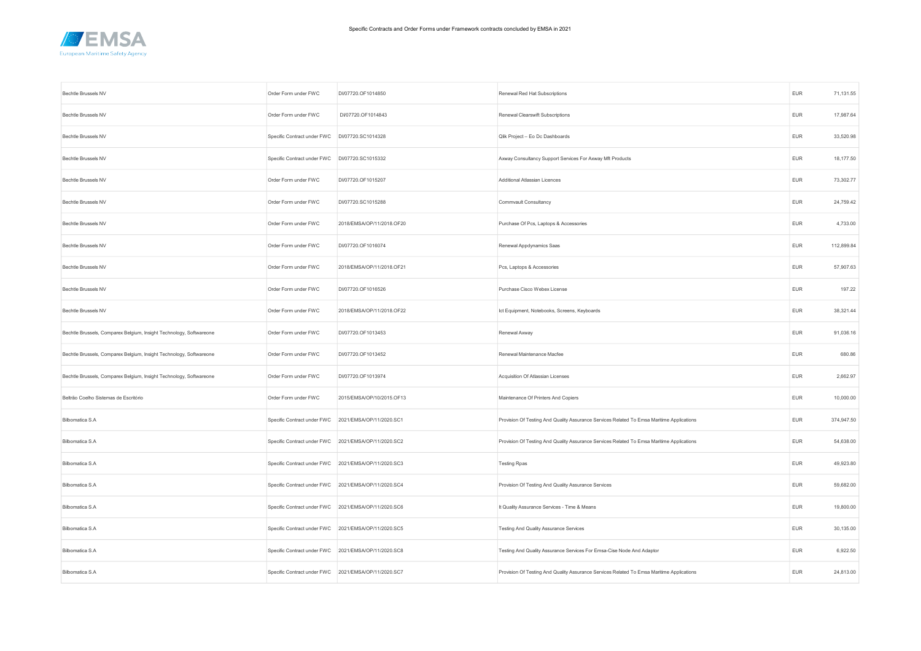Specific Contracts and Order Forms under Framework contracts concluded by EMSA in 2021

| | | | | | |
|---|---|---|---|---|---|
| Bechtle Brussels NV | Order Form under FWC | DI/07720.OF1014850 | Renewal Red Hat Subscriptions | EUR | 71,131.55 |
| Bechtle Brussels NV | Order Form under FWC | DI/07720.OF1014843 | Renewal Clearswift Subscriptions | EUR | 17,987.64 |
| Bechtle Brussels NV | Specific Contract under FWC | DI/07720.SC1014328 | Qlik Project – Eo Dc Dashboards | EUR | 33,520.98 |
| Bechtle Brussels NV | Specific Contract under FWC | DI/07720.SC1015332 | Axway Consultancy Support Services For Axway Mft Products | EUR | 18,177.50 |
| Bechtle Brussels NV | Order Form under FWC | DI/07720.OF1015207 | Additional Atlassian Licences | EUR | 73,302.77 |
| Bechtle Brussels NV | Order Form under FWC | DI/07720.SC1015288 | Commvault Consultancy | EUR | 24,759.42 |
| Bechtle Brussels NV | Order Form under FWC | 2018/EMSA/OP/11/2018.OF20 | Purchase Of Pcs, Laptops & Accessories | EUR | 4,733.00 |
| Bechtle Brussels NV | Order Form under FWC | DI/07720.OF1016074 | Renewal Appdynamics Saas | EUR | 112,899.84 |
| Bechtle Brussels NV | Order Form under FWC | 2018/EMSA/OP/11/2018.OF21 | Pcs, Laptops & Accessories | EUR | 57,907.63 |
| Bechtle Brussels NV | Order Form under FWC | DI/07720.OF1016526 | Purchase Cisco Webex License | EUR | 197.22 |
| Bechtle Brussels NV | Order Form under FWC | 2018/EMSA/OP/11/2018.OF22 | Ict Equipment, Notebooks, Screens, Keyboards | EUR | 38,321.44 |
| Bechtle Brussels, Comparex Belgium, Insight Technology, Softwareone | Order Form under FWC | DI/07720.OF1013453 | Renewal Axway | EUR | 91,036.16 |
| Bechtle Brussels, Comparex Belgium, Insight Technology, Softwareone | Order Form under FWC | DI/07720.OF1013452 | Renewal Maintenance Macfee | EUR | 680.86 |
| Bechtle Brussels, Comparex Belgium, Insight Technology, Softwareone | Order Form under FWC | DI/07720.OF1013974 | Acquisition Of Atlassian Licenses | EUR | 2,662.97 |
| Beltrão Coelho Sistemas de Escritório | Order Form under FWC | 2015/EMSA/OP/10/2015.OF13 | Maintenance Of Printers And Copiers | EUR | 10,000.00 |
| Bilbomatica S.A | Specific Contract under FWC | 2021/EMSA/OP/11/2020.SC1 | Provision Of Testing And Quality Assurance Services Related To Emsa Maritime Applications | EUR | 374,947.50 |
| Bilbomatica S.A | Specific Contract under FWC | 2021/EMSA/OP/11/2020.SC2 | Provision Of Testing And Quality Assurance Services Related To Emsa Maritime Applications | EUR | 54,638.00 |
| Bilbomatica S.A | Specific Contract under FWC | 2021/EMSA/OP/11/2020.SC3 | Testing Rpas | EUR | 49,923.80 |
| Bilbomatica S.A | Specific Contract under FWC | 2021/EMSA/OP/11/2020.SC4 | Provision Of Testing And Quality Assurance Services | EUR | 59,682.00 |
| Bilbomatica S.A | Specific Contract under FWC | 2021/EMSA/OP/11/2020.SC6 | It Quality Assurance Services - Time & Means | EUR | 19,800.00 |
| Bilbomatica S.A | Specific Contract under FWC | 2021/EMSA/OP/11/2020.SC5 | Testing And Quality Assurance Services | EUR | 30,135.00 |
| Bilbomatica S.A | Specific Contract under FWC | 2021/EMSA/OP/11/2020.SC8 | Testing And Quality Assurance Services For Emsa-Cise Node And Adaptor | EUR | 6,922.50 |
| Bilbomatica S.A | Specific Contract under FWC | 2021/EMSA/OP/11/2020.SC7 | Provision Of Testing And Quality Assurance Services Related To Emsa Maritime Applications | EUR | 24,813.00 |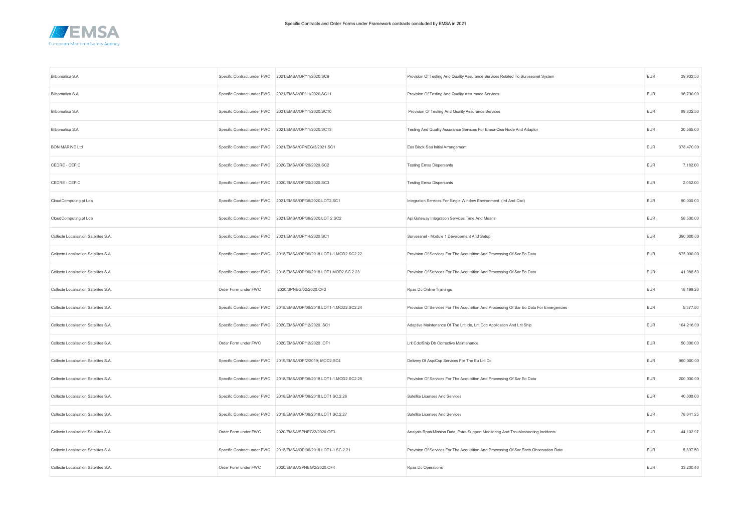| | | | | | |
|---|---|---|---|---|---|
| Bilbomatica S.A | Specific Contract under FWC | 2021/EMSA/OP/11/2020.SC9 | Provision Of Testing And Quality Assurance Services Related To Survseanet System | EUR | 29,932.50 |
| Bilbomatica S.A | Specific Contract under FWC | 2021/EMSA/OP/11/2020.SC11 | Provision Of Testing And Quality Assurance Services | EUR | 96,790.00 |
| Bilbomatica S.A | Specific Contract under FWC | 2021/EMSA/OP/11/2020.SC10 | Provision Of Testing And Quality Assurance Services | EUR | 99,832.50 |
| Bilbomatica S.A | Specific Contract under FWC | 2021/EMSA/OP/11/2020.SC13 | Testing And Quality Assurance Services For Emsa-Cise Node And Adaptor | EUR | 20,565.00 |
| BON MARINE Ltd | Specific Contract under FWC | 2021/EMSA/CPNEG/3/2021.SC1 | Eas Black Sea Initial Arrangement | EUR | 378,470.00 |
| CEDRE - CEFIC | Specific Contract under FWC | 2020/EMSA/OP/20/2020.SC2 | Testing Emsa Dispersants | EUR | 7,182.00 |
| CEDRE - CEFIC | Specific Contract under FWC | 2020/EMSA/OP/20/2020.SC3 | Testing Emsa Dispersants | EUR | 2,052.00 |
| CloudComputing.pt Lda | Specific Contract under FWC | 2021/EMSA/OP/36/2020.LOT2.SC1 | Integration Services For Single Window Environment (Ird And Csd) | EUR | 90,000.00 |
| CloudComputing.pt Lda | Specific Contract under FWC | 2021/EMSA/OP/36/2020.LOT 2.SC2 | Api Gateway Integration Services Time And Means | EUR | 58,500.00 |
| Collecte Localisation Satellites S.A. | Specific Contract under FWC | 2021/EMSA/OP/14/2020.SC1 | Survseanet - Module 1 Development And Setup | EUR | 390,000.00 |
| Collecte Localisation Satellites S.A. | Specific Contract under FWC | 2018/EMSA/OP/06/2018.LOT1-1.MOD2.SC2.22 | Provision Of Services For The Acquisition And Processing Of Sar Eo Data | EUR | 875,000.00 |
| Collecte Localisation Satellites S.A. | Specific Contract under FWC | 2018/EMSA/OP/06/2018.LOT1.MOD2.SC 2.23 | Provision Of Services For The Acquisition And Processing Of Sar Eo Data | EUR | 41,088.50 |
| Collecte Localisation Satellites S.A. | Order Form under FWC | 2020/SPNEG/02/2020.OF2 | Rpas Dc Online Trainings | EUR | 18,199.20 |
| Collecte Localisation Satellites S.A. | Specific Contract under FWC | 2018/EMSA/OP/06/2018.LOT1-1.MOD2.SC2.24 | Provision Of Services For The Acquisition And Processing Of Sar Eo Data For Emergencies | EUR | 5,377.50 |
| Collecte Localisation Satellites S.A. | Specific Contract under FWC | 2020/EMSA/OP/12/2020. SC1 | Adaptive Maintenance Of The Lrit Ide, Lrit Cdc Application And Lrit Ship | EUR | 104,216.00 |
| Collecte Localisation Satellites S.A. | Order Form under FWC | 2020/EMSA/OP/12/2020 .OF1 | Lrit Cdc/Ship Db Corrective Maintenance | EUR | 50,000.00 |
| Collecte Localisation Satellites S.A. | Specific Contract under FWC | 2019/EMSA/OP/2/2019; MOD2;SC4 | Delivery Of Asp/Csp Services For The Eu Lrit Dc | EUR | 960,000.00 |
| Collecte Localisation Satellites S.A. | Specific Contract under FWC | 2018/EMSA/OP/06/2018.LOT1-1.MOD2.SC2.25 | Provision Of Services For The Acquisition And Processing Of Sar Eo Data | EUR | 200,000.00 |
| Collecte Localisation Satellites S.A. | Specific Contract under FWC | 2018/EMSA/OP/06/2018.LOT1 SC.2.26 | Satellite Licenses And Services | EUR | 40,000.00 |
| Collecte Localisation Satellites S.A. | Specific Contract under FWC | 2018/EMSA/OP/06/2018.LOT1 SC.2.27 | Satellite Licenses And Services | EUR | 78,641.25 |
| Collecte Localisation Satellites S.A. | Order Form under FWC | 2020/EMSA/SPNEG/2/2020.OF3 | Analysis Rpas Mission Data, Extra Support Monitoring And Troubleshooting Incidents | EUR | 44,102.97 |
| Collecte Localisation Satellites S.A. | Specific Contract under FWC | 2018/EMSA/OP/06/2018.LOT1-1 SC 2.21 | Provision Of Services For The Acquisition And Processing Of Sar Earth Observation Data | EUR | 5,807.50 |
| Collecte Localisation Satellites S.A. | Order Form under FWC | 2020/EMSA/SPNEG/2/2020.OF4 | Rpas Dc Operations | EUR | 33,200.40 |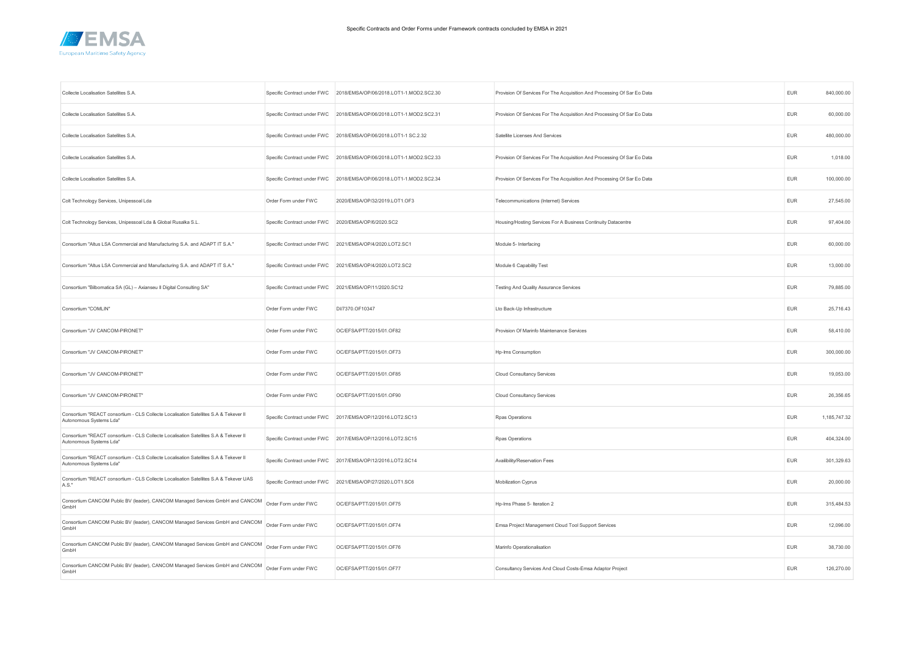| | | | | | |
|---|---|---|---|---|---|
| Collecte Localisation Satellites S.A. | Specific Contract under FWC | 2018/EMSA/OP/06/2018.LOT1-1.MOD2.SC2.30 | Provision Of Services For The Acquisition And Processing Of Sar Eo Data | EUR | 840,000.00 |
| Collecte Localisation Satellites S.A. | Specific Contract under FWC | 2018/EMSA/OP/06/2018.LOT1-1.MOD2.SC2.31 | Provision Of Services For The Acquisition And Processing Of Sar Eo Data | EUR | 60,000.00 |
| Collecte Localisation Satellites S.A. | Specific Contract under FWC | 2018/EMSA/OP/06/2018.LOT1-1 SC.2.32 | Satellite Licenses And Services | EUR | 480,000.00 |
| Collecte Localisation Satellites S.A. | Specific Contract under FWC | 2018/EMSA/OP/06/2018.LOT1-1.MOD2.SC2.33 | Provision Of Services For The Acquisition And Processing Of Sar Eo Data | EUR | 1,018.00 |
| Collecte Localisation Satellites S.A. | Specific Contract under FWC | 2018/EMSA/OP/06/2018.LOT1-1.MOD2.SC2.34 | Provision Of Services For The Acquisition And Processing Of Sar Eo Data | EUR | 100,000.00 |
| Colt Technology Services, Unipessoal Lda | Order Form under FWC | 2020/EMSA/OP/32/2019.LOT1.OF3 | Telecommunications (Internet) Services | EUR | 27,545.00 |
| Colt Technology Services, Unipessoal Lda & Global Rusalka S.L. | Specific Contract under FWC | 2020/EMSA/OP/6/2020.SC2 | Housing/Hosting Services For A Business Continuity Datacentre | EUR | 97,404.00 |
| Consortium "Altus LSA Commercial and Manufacturing S.A. and ADAPT IT S.A." | Specific Contract under FWC | 2021/EMSA/OP/4/2020.LOT2.SC1 | Module 5- Interfacing | EUR | 60,000.00 |
| Consortium "Altus LSA Commercial and Manufacturing S.A. and ADAPT IT S.A." | Specific Contract under FWC | 2021/EMSA/OP/4/2020.LOT2.SC2 | Module 6 Capability Test | EUR | 13,000.00 |
| Consortium "Bilbomatica SA (GL) – Axianseu II Digital Consulting SA" | Specific Contract under FWC | 2021/EMSA/OP/11/2020.SC12 | Testing And Quality Assurance Services | EUR | 79,885.00 |
| Consortium "COMLIN" | Order Form under FWC | DI/7370.OF10347 | Lto Back-Up Infrastructure | EUR | 25,716.43 |
| Consortium "JV CANCOM-PIRONET" | Order Form under FWC | OC/EFSA/PTT/2015/01.OF82 | Provision Of Marinfo Maintenance Services | EUR | 58,410.00 |
| Consortium "JV CANCOM-PIRONET" | Order Form under FWC | OC/EFSA/PTT/2015/01.OF73 | Hp-Ims Consumption | EUR | 300,000.00 |
| Consortium "JV CANCOM-PIRONET" | Order Form under FWC | OC/EFSA/PTT/2015/01.OF85 | Cloud Consultancy Services | EUR | 19,053.00 |
| Consortium "JV CANCOM-PIRONET" | Order Form under FWC | OC/EFSA/PTT/2015/01.OF90 | Cloud Consultancy Services | EUR | 26,356.65 |
| Consortium "REACT consortium - CLS Collecte Localisation Satellites S.A & Tekever II Autonomous Systems Lda" | Specific Contract under FWC | 2017/EMSA/OP/12/2016.LOT2.SC13 | Rpas Operations | EUR | 1,185,747.32 |
| Consortium "REACT consortium - CLS Collecte Localisation Satellites S.A & Tekever II Autonomous Systems Lda" | Specific Contract under FWC | 2017/EMSA/OP/12/2016.LOT2.SC15 | Rpas Operations | EUR | 404,324.00 |
| Consortium "REACT consortium - CLS Collecte Localisation Satellites S.A & Tekever II Autonomous Systems Lda" | Specific Contract under FWC | 2017/EMSA/OP/12/2016.LOT2.SC14 | Availibility/Reservation Fees | EUR | 301,329.63 |
| Consortium "REACT consortium - CLS Collecte Localisation Satellites S.A & Tekever UAS A.S." | Specific Contract under FWC | 2021/EMSA/OP/27/2020.LOT1.SC6 | Mobilization Cyprus | EUR | 20,000.00 |
| Consortium CANCOM Public BV (leader), CANCOM Managed Services GmbH and CANCOM GmbH | Order Form under FWC | OC/EFSA/PTT/2015/01.OF75 | Hp-Ims Phase 5- Iteration 2 | EUR | 315,484.53 |
| Consortium CANCOM Public BV (leader), CANCOM Managed Services GmbH and CANCOM GmbH | Order Form under FWC | OC/EFSA/PTT/2015/01.OF74 | Emsa Project Management Cloud Tool Support Services | EUR | 12,096.00 |
| Consortium CANCOM Public BV (leader), CANCOM Managed Services GmbH and CANCOM GmbH | Order Form under FWC | OC/EFSA/PTT/2015/01.OF76 | Marinfo Operationalisation | EUR | 38,730.00 |
| Consortium CANCOM Public BV (leader), CANCOM Managed Services GmbH and CANCOM GmbH | Order Form under FWC | OC/EFSA/PTT/2015/01.OF77 | Consultancy Services And Cloud Costs-Emsa Adaptor Project | EUR | 126,270.00 |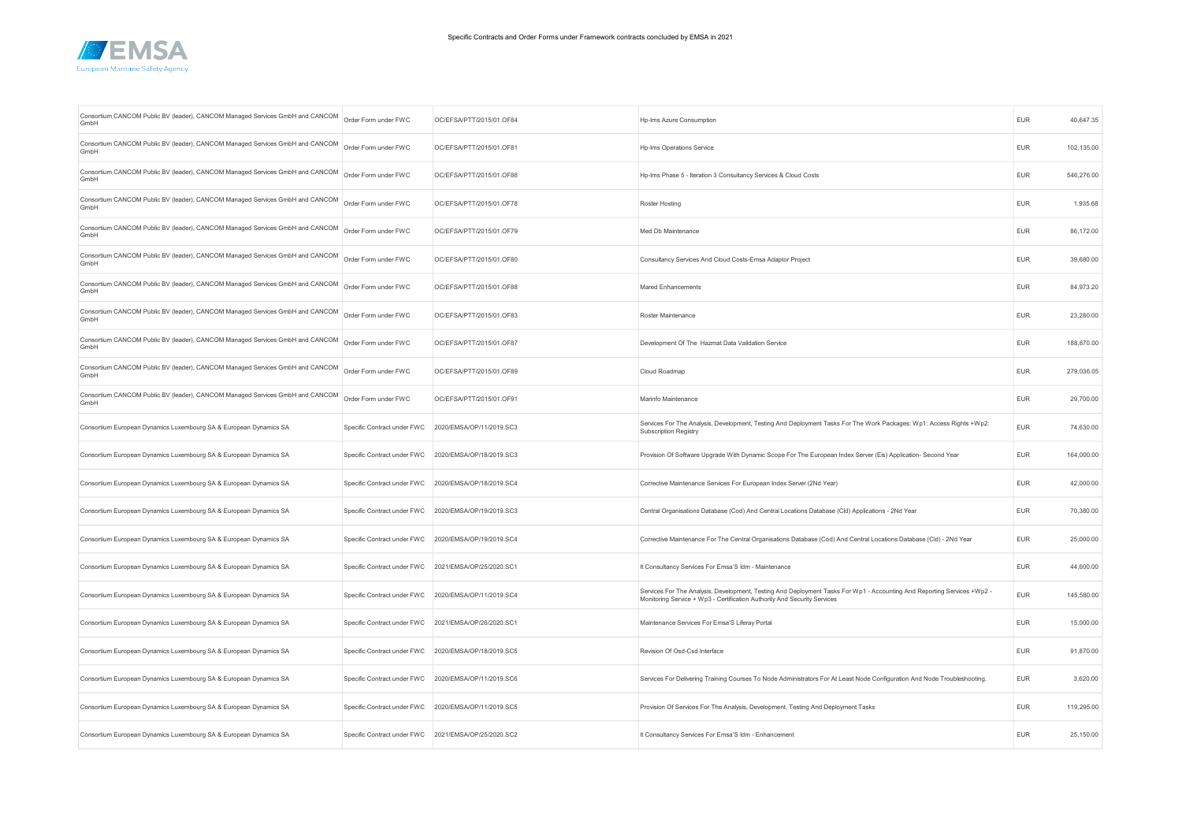Specific Contracts and Order Forms under Framework contracts concluded by EMSA in 2021

| | | | | | |
|---|---|---|---|---|---|
| Consortium CANCOM Public BV (leader), CANCOM Managed Services GmbH and CANCOM GmbH | Order Form under FWC | OC/EFSA/PTT/2015/01.OF84 | Hp-Ims Azure Consumption | EUR | 40,647.35 |
| Consortium CANCOM Public BV (leader), CANCOM Managed Services GmbH and CANCOM GmbH | Order Form under FWC | OC/EFSA/PTT/2015/01.OF81 | Hp-Ims Operations Service | EUR | 102,135.00 |
| Consortium CANCOM Public BV (leader), CANCOM Managed Services GmbH and CANCOM GmbH | Order Form under FWC | OC/EFSA/PTT/2015/01.OF86 | Hp-Ims Phase 5 - Iteration 3 Consultancy Services & Cloud Costs | EUR | 546,276.00 |
| Consortium CANCOM Public BV (leader), CANCOM Managed Services GmbH and CANCOM GmbH | Order Form under FWC | OC/EFSA/PTT/2015/01.OF78 | Roster Hosting | EUR | 1,935.68 |
| Consortium CANCOM Public BV (leader), CANCOM Managed Services GmbH and CANCOM GmbH | Order Form under FWC | OC/EFSA/PTT/2015/01.OF79 | Med Db Maintenance | EUR | 86,172.00 |
| Consortium CANCOM Public BV (leader), CANCOM Managed Services GmbH and CANCOM GmbH | Order Form under FWC | OC/EFSA/PTT/2015/01.OF80 | Consultancy Services And Cloud Costs-Emsa Adaptor Project | EUR | 39,680.00 |
| Consortium CANCOM Public BV (leader), CANCOM Managed Services GmbH and CANCOM GmbH | Order Form under FWC | OC/EFSA/PTT/2015/01.OF88 | Mared Enhancements | EUR | 84,973.20 |
| Consortium CANCOM Public BV (leader), CANCOM Managed Services GmbH and CANCOM GmbH | Order Form under FWC | OC/EFSA/PTT/2015/01.OF83 | Roster Maintenance | EUR | 23,280.00 |
| Consortium CANCOM Public BV (leader), CANCOM Managed Services GmbH and CANCOM GmbH | Order Form under FWC | OC/EFSA/PTT/2015/01.OF87 | Development Of The Hazmat Data Validation Service | EUR | 188,870.00 |
| Consortium CANCOM Public BV (leader), CANCOM Managed Services GmbH and CANCOM GmbH | Order Form under FWC | OC/EFSA/PTT/2015/01.OF89 | Cloud Roadmap | EUR | 279,036.05 |
| Consortium CANCOM Public BV (leader), CANCOM Managed Services GmbH and CANCOM GmbH | Order Form under FWC | OC/EFSA/PTT/2015/01.OF91 | Marinfo Maintenance | EUR | 29,700.00 |
| Consortium European Dynamics Luxembourg SA & European Dynamics SA | Specific Contract under FWC | 2020/EMSA/OP/11/2019.SC3 | Services For The Analysis, Development, Testing And Deployment Tasks For The Work Packages: Wp1: Access Rights +Wp2: Subscription Registry | EUR | 74,630.00 |
| Consortium European Dynamics Luxembourg SA & European Dynamics SA | Specific Contract under FWC | 2020/EMSA/OP/18/2019.SC3 | Provision Of Software Upgrade With Dynamic Scope For The European Index Server (Eis) Application- Second Year | EUR | 164,000.00 |
| Consortium European Dynamics Luxembourg SA & European Dynamics SA | Specific Contract under FWC | 2020/EMSA/OP/18/2019.SC4 | Corrective Maintenance Services For European Index Server (2Nd Year) | EUR | 42,000.00 |
| Consortium European Dynamics Luxembourg SA & European Dynamics SA | Specific Contract under FWC | 2020/EMSA/OP/19/2019.SC3 | Central Organisations Database (Cod) And Central Locations Database (Cld) Applications - 2Nd Year | EUR | 70,380.00 |
| Consortium European Dynamics Luxembourg SA & European Dynamics SA | Specific Contract under FWC | 2020/EMSA/OP/19/2019.SC4 | Corrective Maintenance For The Central Organisations Database (Cod) And Central Locations Database (Cld) - 2Nd Year | EUR | 25,000.00 |
| Consortium European Dynamics Luxembourg SA & European Dynamics SA | Specific Contract under FWC | 2021/EMSA/OP/25/2020.SC1 | It Consultancy Services For Emsa'S Idm - Maintenance | EUR | 44,600.00 |
| Consortium European Dynamics Luxembourg SA & European Dynamics SA | Specific Contract under FWC | 2020/EMSA/OP/11/2019.SC4 | Services For The Analysis, Development, Testing And Deployment Tasks For Wp1 - Accounting And Reporting Services +Wp2 - Monitoring Service + Wp3 - Certification Authority And Security Services | EUR | 145,580.00 |
| Consortium European Dynamics Luxembourg SA & European Dynamics SA | Specific Contract under FWC | 2021/EMSA/OP/26/2020.SC1 | Maintenance Services For Emsa'S Liferay Portal | EUR | 15,000.00 |
| Consortium European Dynamics Luxembourg SA & European Dynamics SA | Specific Contract under FWC | 2020/EMSA/OP/18/2019.SC5 | Revision Of Osd-Csd Interface | EUR | 91,870.00 |
| Consortium European Dynamics Luxembourg SA & European Dynamics SA | Specific Contract under FWC | 2020/EMSA/OP/11/2019.SC6 | Services For Delivering Training Courses To Node Administrators For At Least Node Configuration And Node Troubleshooting. | EUR | 3,620.00 |
| Consortium European Dynamics Luxembourg SA & European Dynamics SA | Specific Contract under FWC | 2020/EMSA/OP/11/2019.SC5 | Provision Of Services For The Analysis, Development, Testing And Deployment Tasks | EUR | 119,295.00 |
| Consortium European Dynamics Luxembourg SA & European Dynamics SA | Specific Contract under FWC | 2021/EMSA/OP/25/2020.SC2 | It Consultancy Services For Emsa'S Idm - Enhancement | EUR | 25,150.00 |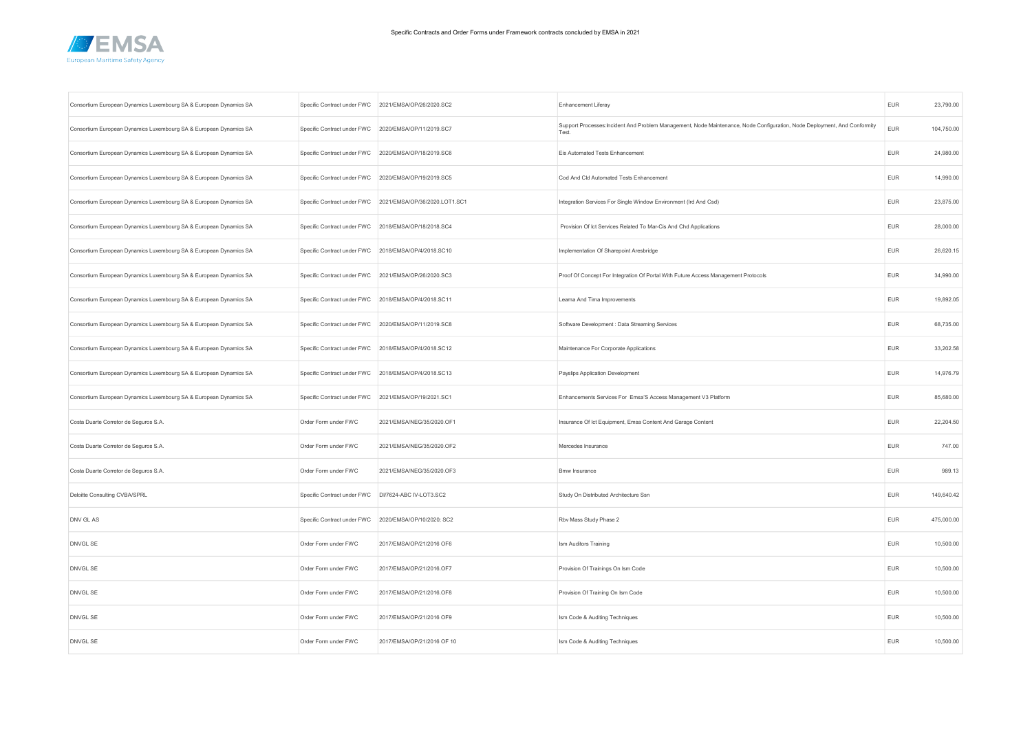| Consortium European Dynamics Luxembourg SA & European Dynamics SA | Specific Contract under FWC | 2021/EMSA/OP/26/2020.SC2 | Enhancement Liferay | EUR | 23,790.00 |
|---|---|---|---|---|---|
| Consortium European Dynamics Luxembourg SA & European Dynamics SA | Specific Contract under FWC | 2020/EMSA/OP/11/2019.SC7 | Support Processes:Incident And Problem Management, Node Maintenance, Node Configuration, Node Deployment, And Conformity Test. | EUR | 104,750.00 |
| Consortium European Dynamics Luxembourg SA & European Dynamics SA | Specific Contract under FWC | 2020/EMSA/OP/18/2019.SC6 | Eis Automated Tests Enhancement | EUR | 24,980.00 |
| Consortium European Dynamics Luxembourg SA & European Dynamics SA | Specific Contract under FWC | 2020/EMSA/OP/19/2019.SC5 | Cod And Cld Automated Tests Enhancement | EUR | 14,990.00 |
| Consortium European Dynamics Luxembourg SA & European Dynamics SA | Specific Contract under FWC | 2021/EMSA/OP/36/2020.LOT1.SC1 | Integration Services For Single Window Environment (Ird And Csd) | EUR | 23,875.00 |
| Consortium European Dynamics Luxembourg SA & European Dynamics SA | Specific Contract under FWC | 2018/EMSA/OP/18/2018.SC4 | Provision Of Ict Services Related To Mar-Cis And Chd Applications | EUR | 28,000.00 |
| Consortium European Dynamics Luxembourg SA & European Dynamics SA | Specific Contract under FWC | 2018/EMSA/OP/4/2018.SC10 | Implementation Of Sharepoint Aresbridge | EUR | 26,620.15 |
| Consortium European Dynamics Luxembourg SA & European Dynamics SA | Specific Contract under FWC | 2021/EMSA/OP/26/2020.SC3 | Proof Of Concept For Integration Of Portal With Future Access Management Protocols | EUR | 34,990.00 |
| Consortium European Dynamics Luxembourg SA & European Dynamics SA | Specific Contract under FWC | 2018/EMSA/OP/4/2018.SC11 | Leama And Tima Improvements | EUR | 19,892.05 |
| Consortium European Dynamics Luxembourg SA & European Dynamics SA | Specific Contract under FWC | 2020/EMSA/OP/11/2019.SC8 | Software Development : Data Streaming Services | EUR | 68,735.00 |
| Consortium European Dynamics Luxembourg SA & European Dynamics SA | Specific Contract under FWC | 2018/EMSA/OP/4/2018.SC12 | Maintenance For Corporate Applications | EUR | 33,202.58 |
| Consortium European Dynamics Luxembourg SA & European Dynamics SA | Specific Contract under FWC | 2018/EMSA/OP/4/2018.SC13 | Payslips Application Development | EUR | 14,976.79 |
| Consortium European Dynamics Luxembourg SA & European Dynamics SA | Specific Contract under FWC | 2021/EMSA/OP/19/2021.SC1 | Enhancements Services For Emsa'S Access Management V3 Platform | EUR | 85,680.00 |
| Costa Duarte Corretor de Seguros S.A. | Order Form under FWC | 2021/EMSA/NEG/35/2020.OF1 | Insurance Of Ict Equipment, Emsa Content And Garage Content | EUR | 22,204.50 |
| Costa Duarte Corretor de Seguros S.A. | Order Form under FWC | 2021/EMSA/NEG/35/2020.OF2 | Mercedes Insurance | EUR | 747.00 |
| Costa Duarte Corretor de Seguros S.A. | Order Form under FWC | 2021/EMSA/NEG/35/2020.OF3 | Bmw Insurance | EUR | 989.13 |
| Deloitte Consulting CVBA/SPRL | Specific Contract under FWC | DI/7624-ABC IV-LOT3.SC2 | Study On Distributed Architecture Ssn | EUR | 149,640.42 |
| DNV GL AS | Specific Contract under FWC | 2020/EMSA/OP/10/2020; SC2 | Rbv Mass Study Phase 2 | EUR | 475,000.00 |
| DNVGL SE | Order Form under FWC | 2017/EMSA/OP/21/2016 OF6 | Ism Auditors Training | EUR | 10,500.00 |
| DNVGL SE | Order Form under FWC | 2017/EMSA/OP/21/2016.OF7 | Provision Of Trainings On Ism Code | EUR | 10,500.00 |
| DNVGL SE | Order Form under FWC | 2017/EMSA/OP/21/2016.OF8 | Provision Of Training On Ism Code | EUR | 10,500.00 |
| DNVGL SE | Order Form under FWC | 2017/EMSA/OP/21/2016 OF9 | Ism Code & Auditing Techniques | EUR | 10,500.00 |
| DNVGL SE | Order Form under FWC | 2017/EMSA/OP/21/2016 OF 10 | Ism Code & Auditing Techniques | EUR | 10,500.00 |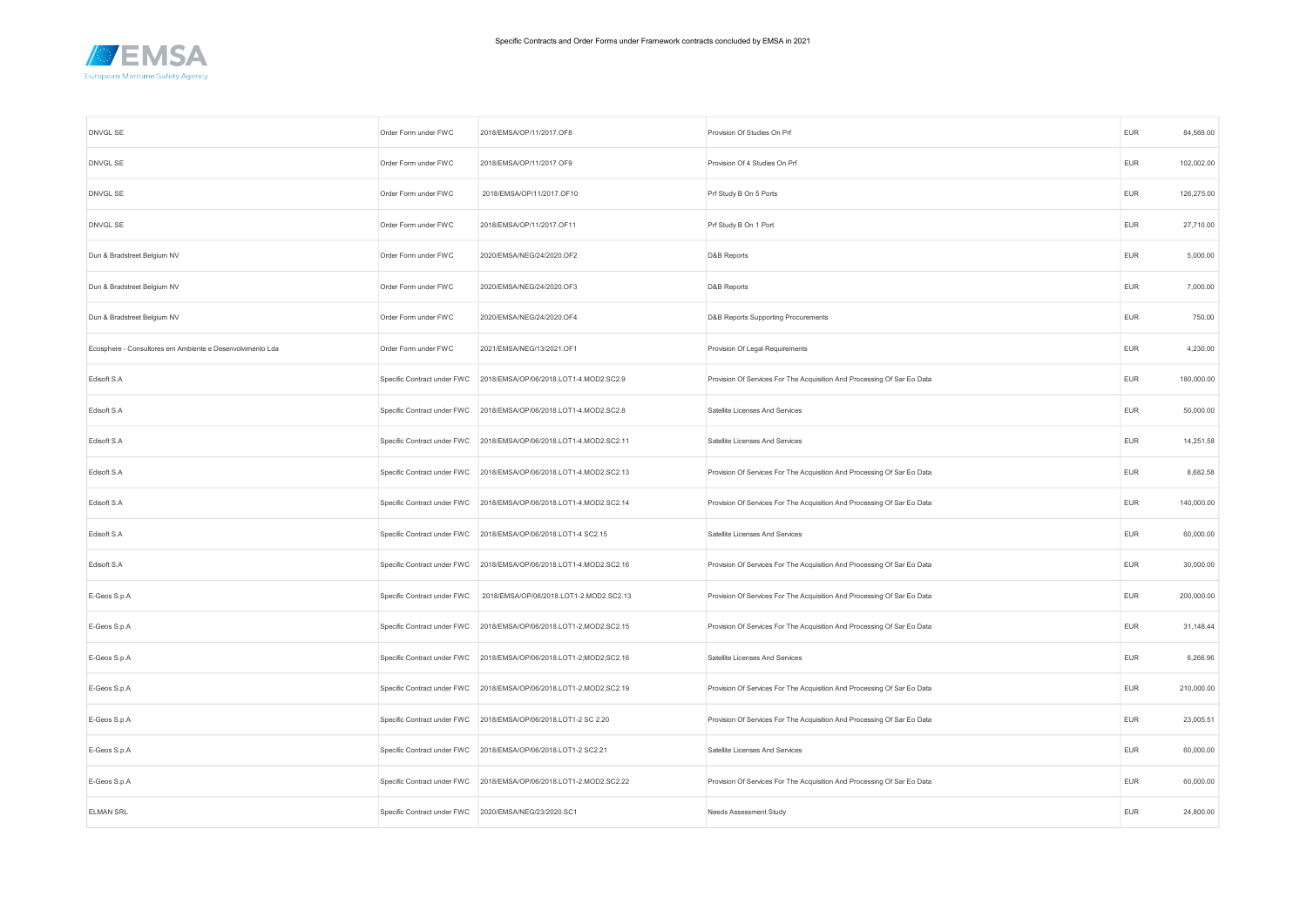| DNVGL SE | Order Form under FWC | 2018/EMSA/OP/11/2017.OF8 | Provision Of Studies On Prf | EUR | 84,569.00 |
|---|---|---|---|---|---|
| DNVGL SE | Order Form under FWC | 2018/EMSA/OP/11/2017 OF9 | Provision Of 4 Studies On Prf | EUR | 102,002.00 |
| DNVGL SE | Order Form under FWC | 2018/EMSA/OP/11/2017.OF10 | Prf Study B On 5 Ports | EUR | 126,275.00 |
| DNVGL SE | Order Form under FWC | 2018/EMSA/OP/11/2017.OF11 | Prf Study B On 1 Port | EUR | 27,710.00 |
| Dun & Bradstreet Belgium NV | Order Form under FWC | 2020/EMSA/NEG/24/2020.OF2 | D&B Reports | EUR | 5,000.00 |
| Dun & Bradstreet Belgium NV | Order Form under FWC | 2020/EMSA/NEG/24/2020.OF3 | D&B Reports | EUR | 7,000.00 |
| Dun & Bradstreet Belgium NV | Order Form under FWC | 2020/EMSA/NEG/24/2020.OF4 | D&B Reports Supporting Procurements | EUR | 750.00 |
| Ecosphere - Consultores em Ambiente e Desenvolvimento Lda | Order Form under FWC | 2021/EMSA/NEG/13/2021.OF1 | Provision Of Legal Requirements | EUR | 4,230.00 |
| Edisoft S.A | Specific Contract under FWC | 2018/EMSA/OP/06/2018.LOT1-4.MOD2.SC2.9 | Provision Of Services For The Acquisition And Processing Of Sar Eo Data | EUR | 180,000.00 |
| Edisoft S.A | Specific Contract under FWC | 2018/EMSA/OP/06/2018.LOT1-4.MOD2.SC2.8 | Satellite Licenses And Services | EUR | 50,000.00 |
| Edisoft S.A | Specific Contract under FWC | 2018/EMSA/OP/06/2018.LOT1-4.MOD2.SC2.11 | Satellite Licenses And Services | EUR | 14,251.58 |
| Edisoft S.A | Specific Contract under FWC | 2018/EMSA/OP/06/2018.LOT1-4.MOD2.SC2.13 | Provision Of Services For The Acquisition And Processing Of Sar Eo Data | EUR | 8,682.58 |
| Edisoft S.A | Specific Contract under FWC | 2018/EMSA/OP/06/2018.LOT1-4.MOD2.SC2.14 | Provision Of Services For The Acquisition And Processing Of Sar Eo Data | EUR | 140,000.00 |
| Edisoft S.A | Specific Contract under FWC | 2018/EMSA/OP/06/2018.LOT1-4 SC2.15 | Satellite Licenses And Services | EUR | 60,000.00 |
| Edisoft S.A | Specific Contract under FWC | 2018/EMSA/OP/06/2018.LOT1-4.MOD2.SC2.16 | Provision Of Services For The Acquisition And Processing Of Sar Eo Data | EUR | 30,000.00 |
| E-Geos S.p.A | Specific Contract under FWC | 2018/EMSA/OP/06/2018.LOT1-2.MOD2.SC2.13 | Provision Of Services For The Acquisition And Processing Of Sar Eo Data | EUR | 200,000.00 |
| E-Geos S.p.A | Specific Contract under FWC | 2018/EMSA/OP/06/2018.LOT1-2.MOD2.SC2.15 | Provision Of Services For The Acquisition And Processing Of Sar Eo Data | EUR | 31,148.44 |
| E-Geos S.p.A | Specific Contract under FWC | 2018/EMSA/OP/06/2018.LOT1-2;MOD2;SC2.16 | Satellite Licenses And Services | EUR | 6,266.96 |
| E-Geos S.p.A | Specific Contract under FWC | 2018/EMSA/OP/06/2018.LOT1-2.MOD2.SC2.19 | Provision Of Services For The Acquisition And Processing Of Sar Eo Data | EUR | 210,000.00 |
| E-Geos S.p.A | Specific Contract under FWC | 2018/EMSA/OP/06/2018.LOT1-2 SC 2.20 | Provision Of Services For The Acquisition And Processing Of Sar Eo Data | EUR | 23,005.51 |
| E-Geos S.p.A | Specific Contract under FWC | 2018/EMSA/OP/06/2018.LOT1-2 SC2.21 | Satellite Licenses And Services | EUR | 60,000.00 |
| E-Geos S.p.A | Specific Contract under FWC | 2018/EMSA/OP/06/2018.LOT1-2.MOD2.SC2.22 | Provision Of Services For The Acquisition And Processing Of Sar Eo Data | EUR | 60,000.00 |
| ELMAN SRL | Specific Contract under FWC | 2020/EMSA/NEG/23/2020.SC1 | Needs Assessment Study | EUR | 24,800.00 |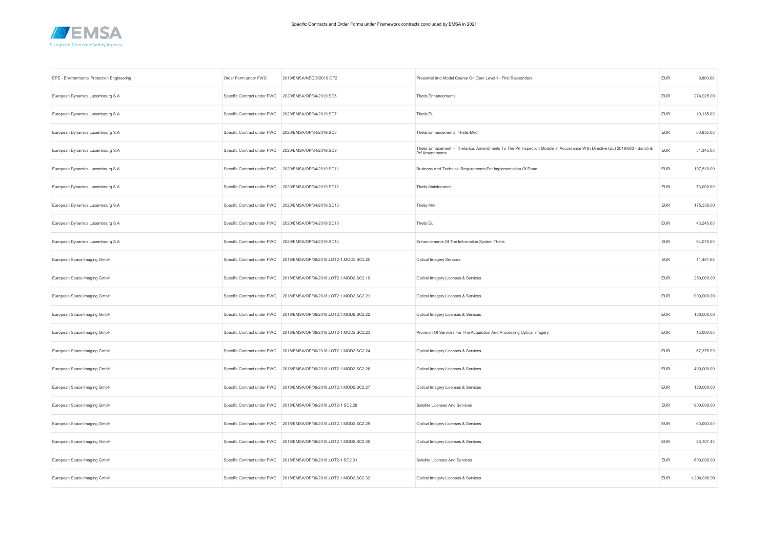| | | | | | |
|---|---|---|---|---|---|
| EPE - Environmental Protection Engineering | Order Form under FWC | 2019/EMSA/NEG/2/2019.OF2 | Presential Imo Model Course On Oprc Level 1 - First Responders | EUR | 9,800.00 |
| European Dynamics Luxembourg S.A | Specific Contract under FWC | 2020/EMSA/OP/34/2019.SC6 | Thetis Enhancements | EUR | 274,925.00 |
| European Dynamics Luxembourg S.A | Specific Contract under FWC | 2020/EMSA/OP/34/2019.SC7 | Thetis Eu | EUR | 19,135.00 |
| European Dynamics Luxembourg S.A | Specific Contract under FWC | 2020/EMSA/OP/34/2019.SC8 | Thetis Enhancements; Thetis-Med | EUR | 60,835.00 |
| European Dynamics Luxembourg S.A | Specific Contract under FWC | 2020/EMSA/OP/34/2019.SC9 | Thetis Enhacement - Thetis-Eu: Amendments To The Prf Inspection Module In Accordance With Directive (Eu) 2019/883 - Ssnv5 & Prf Amendments | EUR | 51,345.00 |
| European Dynamics Luxembourg S.A | Specific Contract under FWC | 2020/EMSA/OP/34/2019.SC11 | Business And Technical Requirements For Implementation Of Dona | EUR | 197,510.00 |
| European Dynamics Luxembourg S.A | Specific Contract under FWC | 2020/EMSA/OP/34/2019.SC12 | Thetis Maintenance | EUR | 73,000.00 |
| European Dynamics Luxembourg S.A | Specific Contract under FWC | 2020/EMSA/OP/34/2019.SC13 | Thetis Mrv | EUR | 175,330.00 |
| European Dynamics Luxembourg S.A | Specific Contract under FWC | 2020/EMSA/OP/34/2019.SC10 | Thetis Eu | EUR | 43,245.00 |
| European Dynamics Luxembourg S.A | Specific Contract under FWC | 2020/EMSA/OP/34/2019.SC14 | Enhancements Of The Information System Thetis | EUR | 94,070.00 |
| European Space Imaging GmbH | Specific Contract under FWC | 2018/EMSA/OP/06/2018.LOT2-1.MOD2.SC2.20 | Optical Imagery Services | EUR | 11,461.68 |
| European Space Imaging GmbH | Specific Contract under FWC | 2018/EMSA/OP/06/2018.LOT2-1.MOD2.SC2.19 | Optical Imagery Licenses & Services | EUR | 250,000.00 |
| European Space Imaging GmbH | Specific Contract under FWC | 2018/EMSA/OP/06/2018.LOT2-1.MOD2.SC2.21 | Optical Imagery Licenses & Services | EUR | 900,000.00 |
| European Space Imaging GmbH | Specific Contract under FWC | 2018/EMSA/OP/06/2018.LOT2-1.MOD2.SC2.22 | Optical Imagery Licenses & Services | EUR | 180,000.00 |
| European Space Imaging GmbH | Specific Contract under FWC | 2018/EMSA/OP/06/2018.LOT2-1.MOD2.SC2.23 | Provision Of Services For The Acquisition And Processing Optical Imagery | EUR | 15,000.00 |
| European Space Imaging GmbH | Specific Contract under FWC | 2018/EMSA/OP/06/2018.LOT2-1.MOD2.SC2.24 | Optical Imagery Licenses & Services | EUR | 67,375.99 |
| European Space Imaging GmbH | Specific Contract under FWC | 2018/EMSA/OP/06/2018.LOT2-1.MOD2.SC2.26 | Optical Imagery Licenses & Services | EUR | 400,000.00 |
| European Space Imaging GmbH | Specific Contract under FWC | 2018/EMSA/OP/06/2018.LOT2-1.MOD2.SC2.27 | Optical Imagery Licenses & Services | EUR | 120,000.00 |
| European Space Imaging GmbH | Specific Contract under FWC | 2018/EMSA/OP/06/2018.LOT2-1 SC2.28 | Satellite Licenses And Services | EUR | 900,000.00 |
| European Space Imaging GmbH | Specific Contract under FWC | 2018/EMSA/OP/06/2018.LOT2-1.MOD2.SC2.29 | Optical Imagery Licenses & Services | EUR | 60,000.00 |
| European Space Imaging GmbH | Specific Contract under FWC | 2018/EMSA/OP/06/2018.LOT2-1.MOD2.SC2.30 | Optical Imagery Licenses & Services | EUR | 26,107.45 |
| European Space Imaging GmbH | Specific Contract under FWC | 2018/EMSA/OP/06/2018.LOT2-1 SC2.31 | Satellite Licenses And Services | EUR | 600,000.00 |
| European Space Imaging GmbH | Specific Contract under FWC | 2018/EMSA/OP/06/2018.LOT2-1.MOD2.SC2.32 | Optical Imagery Licenses & Services | EUR | 1,200,000.00 |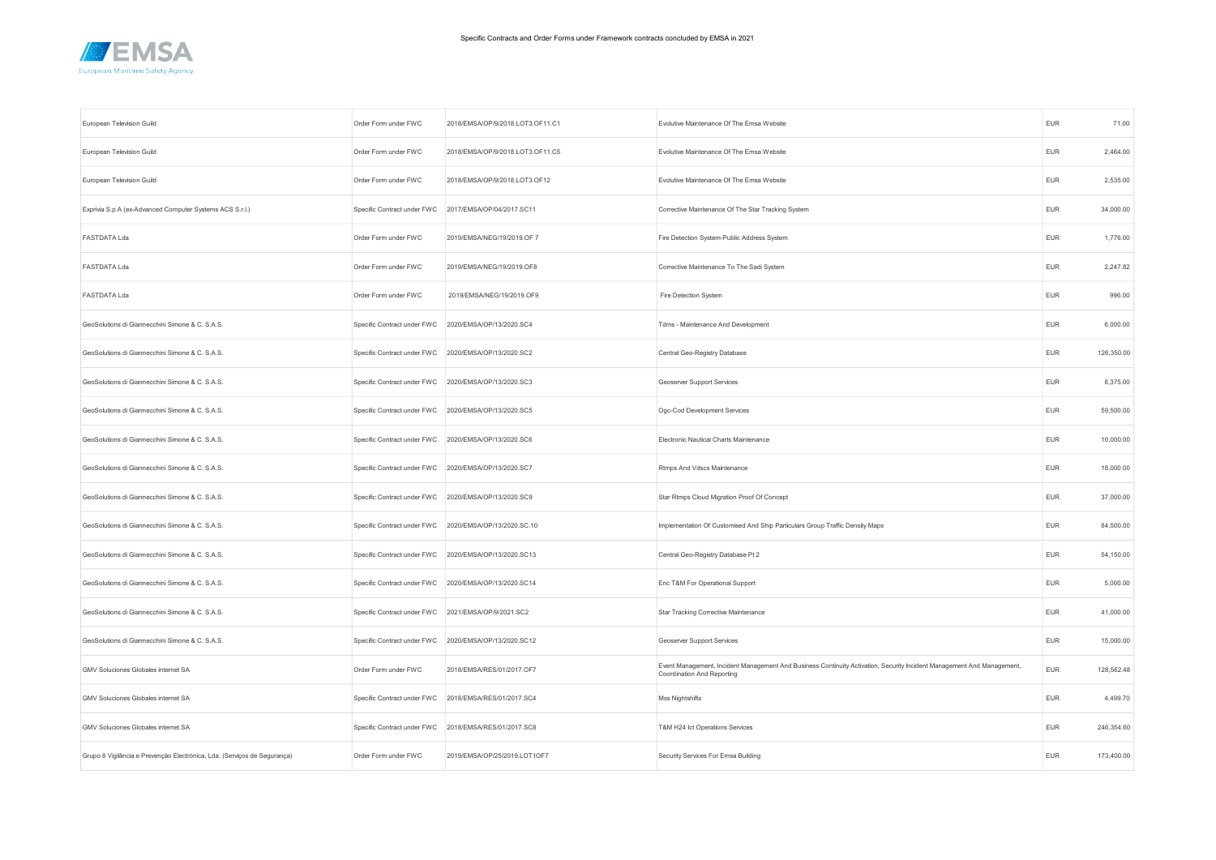| European Television Guild | Order Form under FWC | 2018/EMSA/OP/9/2018.LOT3.OF11.C1 | Evolutive Maintenance Of The Emsa Website | EUR | 71.00 |
|---|---|---|---|---|---|
| European Television Guild | Order Form under FWC | 2018/EMSA/OP/9/2018.LOT3.OF11.C5 | Evolutive Maintenance Of The Emsa Website | EUR | 2,464.00 |
| European Television Guild | Order Form under FWC | 2018/EMSA/OP/9/2018.LOT3.OF12 | Evolutive Maintenance Of The Emsa Website | EUR | 2,535.00 |
| Exprivia S.p.A (ex-Advanced Computer Systems ACS S.r.l.) | Specific Contract under FWC | 2017/EMSA/OP/04/2017.SC11 | Corrective Maintenance Of The Star Tracking System | EUR | 34,000.00 |
| FASTDATA Lda | Order Form under FWC | 2019/EMSA/NEG/19/2019.OF 7 | Fire Detection System-Public Address System | EUR | 1,776.00 |
| FASTDATA Lda | Order Form under FWC | 2019/EMSA/NEG/19/2019.OF8 | Corrective Maintenance To The Sadi System | EUR | 2,247.82 |
| FASTDATA Lda | Order Form under FWC | 2019/EMSA/NEG/19/2019.OF9 | Fire Detection System | EUR | 996.00 |
| GeoSolutions di Giannecchini Simone & C. S.A.S. | Specific Contract under FWC | 2020/EMSA/OP/13/2020.SC4 | Tdms - Maintenance And Development | EUR | 6,000.00 |
| GeoSolutions di Giannecchini Simone & C. S.A.S. | Specific Contract under FWC | 2020/EMSA/OP/13/2020.SC2 | Central Geo-Registry Database | EUR | 126,350.00 |
| GeoSolutions di Giannecchini Simone & C. S.A.S. | Specific Contract under FWC | 2020/EMSA/OP/13/2020.SC3 | Geoserver Support Services | EUR | 8,375.00 |
| GeoSolutions di Giannecchini Simone & C. S.A.S. | Specific Contract under FWC | 2020/EMSA/OP/13/2020.SC5 | Ogc-Cod Development Services | EUR | 59,500.00 |
| GeoSolutions di Giannecchini Simone & C. S.A.S. | Specific Contract under FWC | 2020/EMSA/OP/13/2020.SC6 | Electronic Nautical Charts Maintenance | EUR | 10,000.00 |
| GeoSolutions di Giannecchini Simone & C. S.A.S. | Specific Contract under FWC | 2020/EMSA/OP/13/2020.SC7 | Rtmps And Vdscs Maintenance | EUR | 18,000.00 |
| GeoSolutions di Giannecchini Simone & C. S.A.S. | Specific Contract under FWC | 2020/EMSA/OP/13/2020.SC9 | Star Rtmps Cloud Migration Proof Of Concept | EUR | 37,000.00 |
| GeoSolutions di Giannecchini Simone & C. S.A.S. | Specific Contract under FWC | 2020/EMSA/OP/13/2020.SC.10 | Implementation Of Customised And Ship Particulars Group Traffic Density Maps | EUR | 84,500.00 |
| GeoSolutions di Giannecchini Simone & C. S.A.S. | Specific Contract under FWC | 2020/EMSA/OP/13/2020.SC13 | Central Geo-Registry Database Pt 2 | EUR | 54,150.00 |
| GeoSolutions di Giannecchini Simone & C. S.A.S. | Specific Contract under FWC | 2020/EMSA/OP/13/2020.SC14 | Enc T&M For Operational Support | EUR | 5,000.00 |
| GeoSolutions di Giannecchini Simone & C. S.A.S. | Specific Contract under FWC | 2021/EMSA/OP/9/2021.SC2 | Star Tracking Corrective Maintenance | EUR | 41,000.00 |
| GeoSolutions di Giannecchini Simone & C. S.A.S. | Specific Contract under FWC | 2020/EMSA/OP/13/2020.SC12 | Geoserver Support Services | EUR | 15,000.00 |
| GMV Soluciones Globales internet SA | Order Form under FWC | 2018/EMSA/RES/01/2017.OF7 | Event Management, Incident Management And Business Continuity Activation, Security Incident Management And Management, Coordination And Reporting | EUR | 128,562.48 |
| GMV Soluciones Globales internet SA | Specific Contract under FWC | 2018/EMSA/RES/01/2017.SC4 | Mss Nightshifts | EUR | 4,499.70 |
| GMV Soluciones Globales internet SA | Specific Contract under FWC | 2018/EMSA/RES/01/2017.SC8 | T&M H24 Ict Operations Services | EUR | 246,354.60 |
| Grupo 8 Vigilância e Prevenção Electrónica, Lda. (Serviços de Segurança) | Order Form under FWC | 2019/EMSA/OP/25/2019.LOT1OF7 | Security Services For Emsa Building | EUR | 173,400.00 |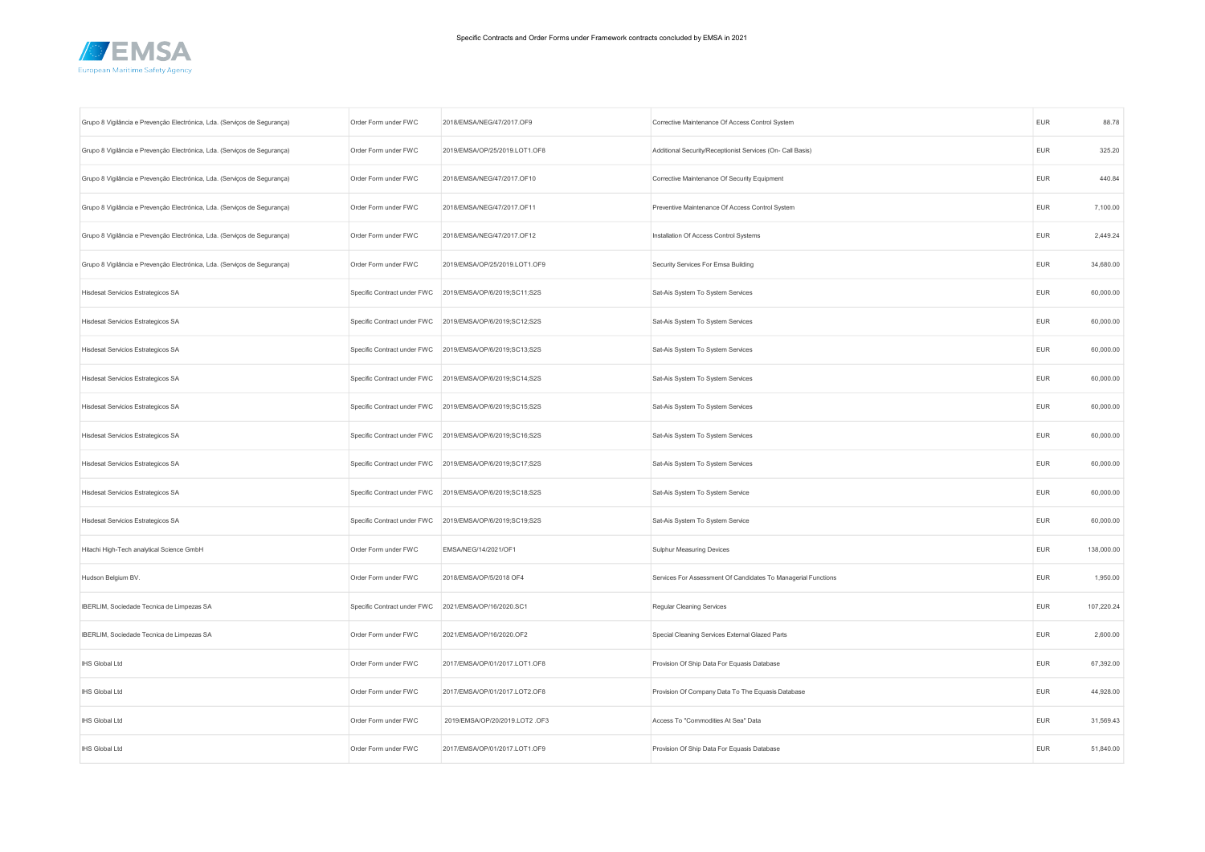Specific Contracts and Order Forms under Framework contracts concluded by EMSA in 2021

| | | | | | |
|---|---|---|---|---|---|
| Grupo 8 Vigilância e Prevenção Electrónica, Lda. (Serviços de Segurança) | Order Form under FWC | 2018/EMSA/NEG/47/2017.OF9 | Corrective Maintenance Of Access Control System | EUR | 88.78 |
| Grupo 8 Vigilância e Prevenção Electrónica, Lda. (Serviços de Segurança) | Order Form under FWC | 2019/EMSA/OP/25/2019.LOT1.OF8 | Additional Security/Receptionist Services (On- Call Basis) | EUR | 325.20 |
| Grupo 8 Vigilância e Prevenção Electrónica, Lda. (Serviços de Segurança) | Order Form under FWC | 2018/EMSA/NEG/47/2017.OF10 | Corrective Maintenance Of Security Equipment | EUR | 440.84 |
| Grupo 8 Vigilância e Prevenção Electrónica, Lda. (Serviços de Segurança) | Order Form under FWC | 2018/EMSA/NEG/47/2017.OF11 | Preventive Maintenance Of Access Control System | EUR | 7,100.00 |
| Grupo 8 Vigilância e Prevenção Electrónica, Lda. (Serviços de Segurança) | Order Form under FWC | 2018/EMSA/NEG/47/2017.OF12 | Installation Of Access Control Systems | EUR | 2,449.24 |
| Grupo 8 Vigilância e Prevenção Electrónica, Lda. (Serviços de Segurança) | Order Form under FWC | 2019/EMSA/OP/25/2019.LOT1.OF9 | Security Services For Emsa Building | EUR | 34,680.00 |
| Hisdesat Servicios Estrategicos SA | Specific Contract under FWC | 2019/EMSA/OP/6/2019;SC11;S2S | Sat-Ais System To System Services | EUR | 60,000.00 |
| Hisdesat Servicios Estrategicos SA | Specific Contract under FWC | 2019/EMSA/OP/6/2019;SC12;S2S | Sat-Ais System To System Services | EUR | 60,000.00 |
| Hisdesat Servicios Estrategicos SA | Specific Contract under FWC | 2019/EMSA/OP/6/2019;SC13;S2S | Sat-Ais System To System Services | EUR | 60,000.00 |
| Hisdesat Servicios Estrategicos SA | Specific Contract under FWC | 2019/EMSA/OP/6/2019;SC14;S2S | Sat-Ais System To System Services | EUR | 60,000.00 |
| Hisdesat Servicios Estrategicos SA | Specific Contract under FWC | 2019/EMSA/OP/6/2019;SC15;S2S | Sat-Ais System To System Services | EUR | 60,000.00 |
| Hisdesat Servicios Estrategicos SA | Specific Contract under FWC | 2019/EMSA/OP/6/2019;SC16;S2S | Sat-Ais System To System Services | EUR | 60,000.00 |
| Hisdesat Servicios Estrategicos SA | Specific Contract under FWC | 2019/EMSA/OP/6/2019;SC17;S2S | Sat-Ais System To System Services | EUR | 60,000.00 |
| Hisdesat Servicios Estrategicos SA | Specific Contract under FWC | 2019/EMSA/OP/6/2019;SC18;S2S | Sat-Ais System To System Service | EUR | 60,000.00 |
| Hisdesat Servicios Estrategicos SA | Specific Contract under FWC | 2019/EMSA/OP/6/2019;SC19;S2S | Sat-Ais System To System Service | EUR | 60,000.00 |
| Hitachi High-Tech analytical Science GmbH | Order Form under FWC | EMSA/NEG/14/2021/OF1 | Sulphur Measuring Devices | EUR | 138,000.00 |
| Hudson Belgium BV. | Order Form under FWC | 2018/EMSA/OP/5/2018 OF4 | Services For Assessment Of Candidates To Managerial Functions | EUR | 1,950.00 |
| IBERLIM, Sociedade Tecnica de Limpezas SA | Specific Contract under FWC | 2021/EMSA/OP/16/2020.SC1 | Regular Cleaning Services | EUR | 107,220.24 |
| IBERLIM, Sociedade Tecnica de Limpezas SA | Order Form under FWC | 2021/EMSA/OP/16/2020.OF2 | Special Cleaning Services External Glazed Parts | EUR | 2,600.00 |
| IHS Global Ltd | Order Form under FWC | 2017/EMSA/OP/01/2017.LOT1.OF8 | Provision Of Ship Data For Equasis Database | EUR | 67,392.00 |
| IHS Global Ltd | Order Form under FWC | 2017/EMSA/OP/01/2017.LOT2.OF8 | Provision Of Company Data To The Equasis Database | EUR | 44,928.00 |
| IHS Global Ltd | Order Form under FWC | 2019/EMSA/OP/20/2019.LOT2 .OF3 | Access To "Commodities At Sea" Data | EUR | 31,569.43 |
| IHS Global Ltd | Order Form under FWC | 2017/EMSA/OP/01/2017.LOT1.OF9 | Provision Of Ship Data For Equasis Database | EUR | 51,840.00 |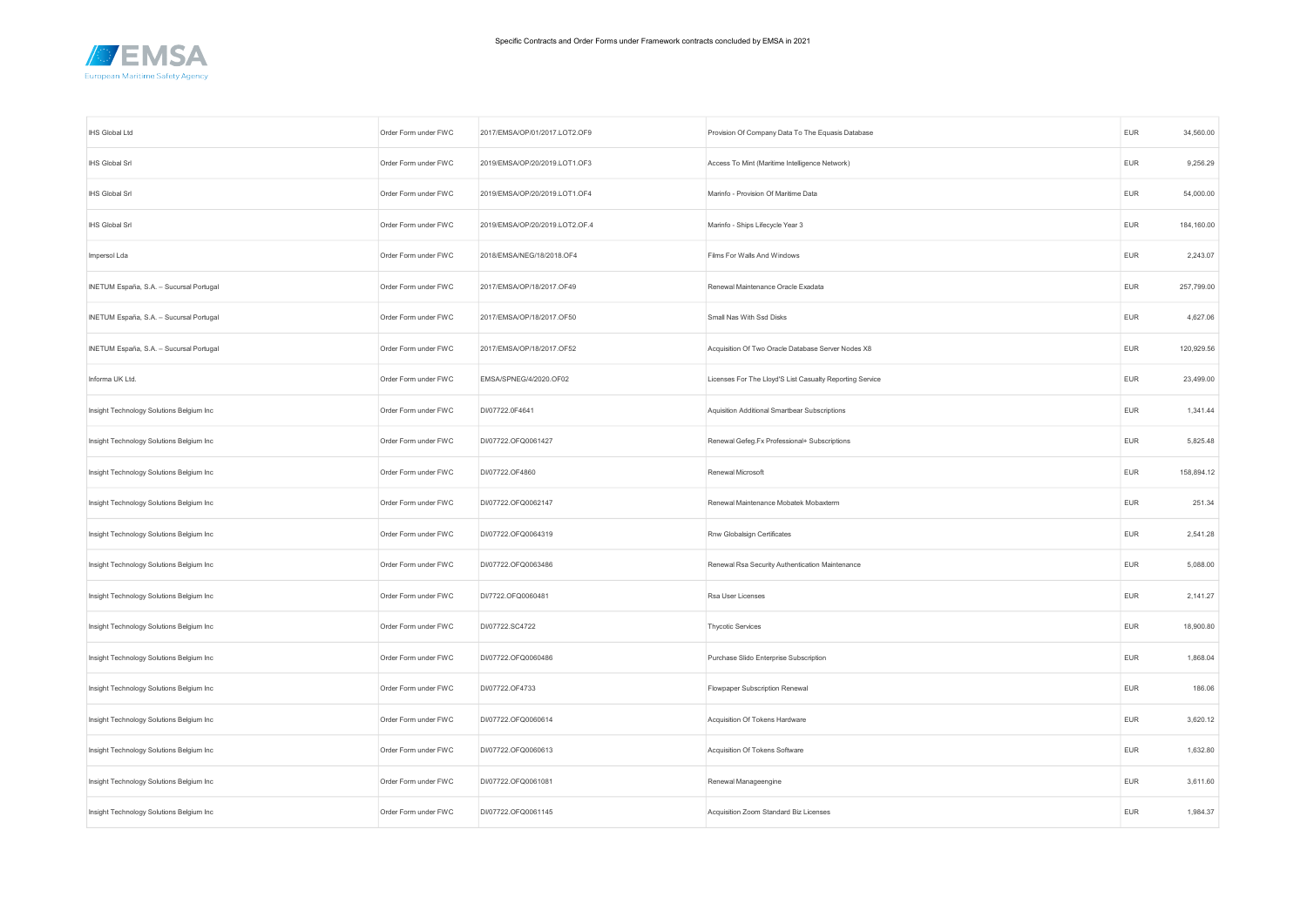Specific Contracts and Order Forms under Framework contracts concluded by EMSA in 2021

| | | | | | |
|---|---|---|---|---|---|
| IHS Global Ltd | Order Form under FWC | 2017/EMSA/OP/01/2017.LOT2.OF9 | Provision Of Company Data To The Equasis Database | EUR | 34,560.00 |
| IHS Global Srl | Order Form under FWC | 2019/EMSA/OP/20/2019.LOT1.OF3 | Access To Mint (Maritime Intelligence Network) | EUR | 9,256.29 |
| IHS Global Srl | Order Form under FWC | 2019/EMSA/OP/20/2019.LOT1.OF4 | Marinfo - Provision Of Maritime Data | EUR | 54,000.00 |
| IHS Global Srl | Order Form under FWC | 2019/EMSA/OP/20/2019.LOT2.OF.4 | Marinfo - Ships Lifecycle Year 3 | EUR | 184,160.00 |
| Impersol Lda | Order Form under FWC | 2018/EMSA/NEG/18/2018.OF4 | Films For Walls And Windows | EUR | 2,243.07 |
| INETUM España, S.A. – Sucursal Portugal | Order Form under FWC | 2017/EMSA/OP/18/2017.OF49 | Renewal Maintenance Oracle Exadata | EUR | 257,799.00 |
| INETUM España, S.A. – Sucursal Portugal | Order Form under FWC | 2017/EMSA/OP/18/2017.OF50 | Small Nas With Ssd Disks | EUR | 4,627.06 |
| INETUM España, S.A. – Sucursal Portugal | Order Form under FWC | 2017/EMSA/OP/18/2017.OF52 | Acquisition Of Two Oracle Database Server Nodes X8 | EUR | 120,929.56 |
| Informa UK Ltd. | Order Form under FWC | EMSA/SPNEG/4/2020.OF02 | Licenses For The Lloyd'S List Casualty Reporting Service | EUR | 23,499.00 |
| Insight Technology Solutions Belgium Inc | Order Form under FWC | DI/07722.0F4641 | Aquisition Additional Smartbear Subscriptions | EUR | 1,341.44 |
| Insight Technology Solutions Belgium Inc | Order Form under FWC | DI/07722.OFQ0061427 | Renewal Gefeg.Fx Professional+ Subscriptions | EUR | 5,825.48 |
| Insight Technology Solutions Belgium Inc | Order Form under FWC | DI/07722.OF4860 | Renewal Microsoft | EUR | 158,894.12 |
| Insight Technology Solutions Belgium Inc | Order Form under FWC | DI/07722.OFQ0062147 | Renewal Maintenance Mobatek Mobaxterm | EUR | 251.34 |
| Insight Technology Solutions Belgium Inc | Order Form under FWC | DI/07722.OFQ0064319 | Rnw Globalsign Certificates | EUR | 2,541.28 |
| Insight Technology Solutions Belgium Inc | Order Form under FWC | DI/07722.OFQ0063486 | Renewal Rsa Security Authentication Maintenance | EUR | 5,088.00 |
| Insight Technology Solutions Belgium Inc | Order Form under FWC | DI/7722.OFQ0060481 | Rsa User Licenses | EUR | 2,141.27 |
| Insight Technology Solutions Belgium Inc | Order Form under FWC | DI/07722.SC4722 | Thycotic Services | EUR | 18,900.80 |
| Insight Technology Solutions Belgium Inc | Order Form under FWC | DI/07722.OFQ0060486 | Purchase Slido Enterprise Subscription | EUR | 1,868.04 |
| Insight Technology Solutions Belgium Inc | Order Form under FWC | DI/07722.OF4733 | Flowpaper Subscription Renewal | EUR | 186.06 |
| Insight Technology Solutions Belgium Inc | Order Form under FWC | DI/07722.OFQ0060614 | Acquisition Of Tokens Hardware | EUR | 3,620.12 |
| Insight Technology Solutions Belgium Inc | Order Form under FWC | DI/07722.OFQ0060613 | Acquisition Of Tokens Software | EUR | 1,632.80 |
| Insight Technology Solutions Belgium Inc | Order Form under FWC | DI/07722.OFQ0061081 | Renewal Manageengine | EUR | 3,611.60 |
| Insight Technology Solutions Belgium Inc | Order Form under FWC | DI/07722.OFQ0061145 | Acquisition Zoom Standard Biz Licenses | EUR | 1,984.37 |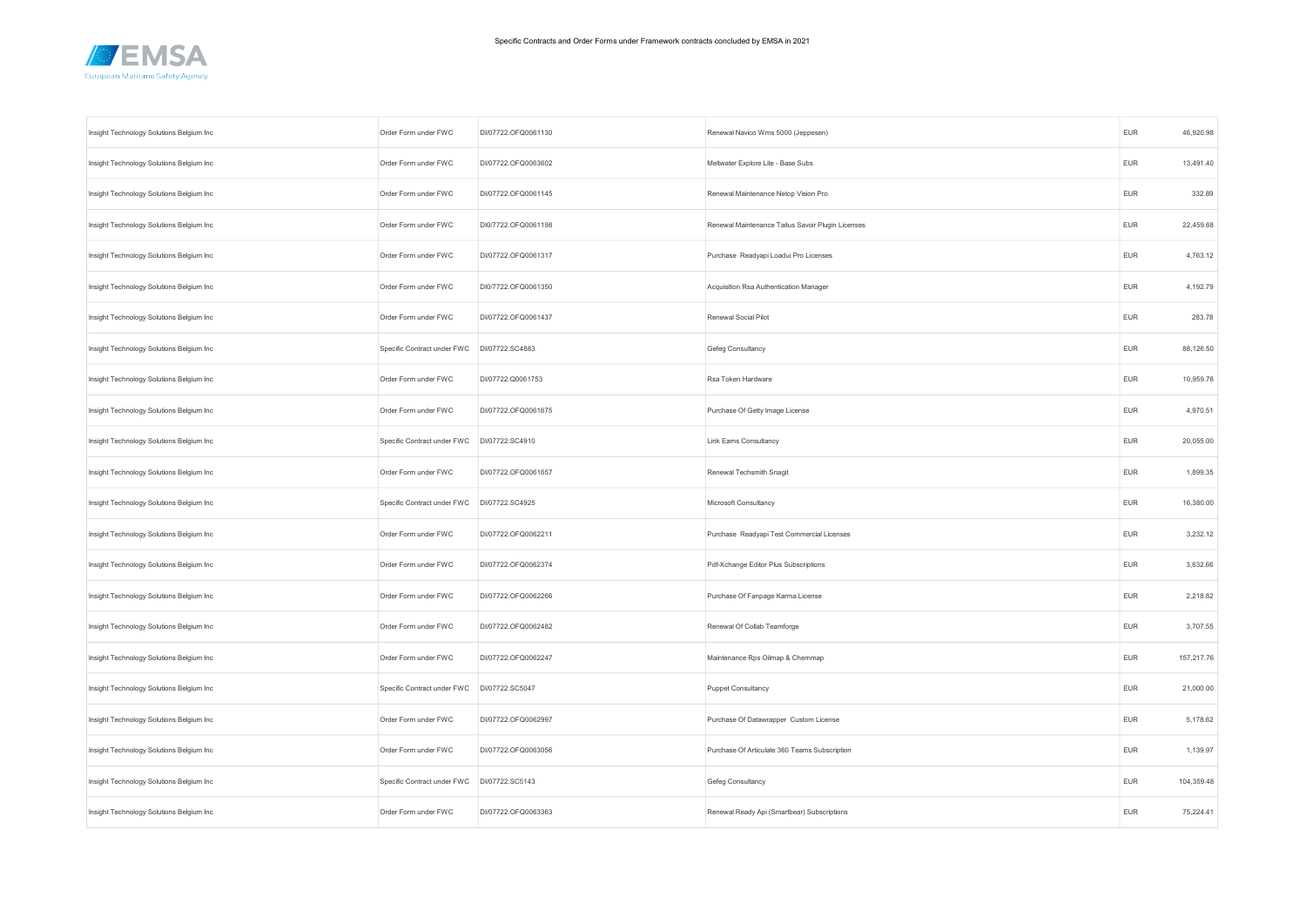| | | | | | |
|---|---|---|---|---|---|
| Insight Technology Solutions Belgium Inc | Order Form under FWC | DI/07722.OFQ0061130 | Renewal Navico Wms 5000 (Jeppesen) | EUR | 46,920.98 |
| Insight Technology Solutions Belgium Inc | Order Form under FWC | DI/07722.OFQ0063602 | Meltwater Explore Lite - Base Subs | EUR | 13,491.40 |
| Insight Technology Solutions Belgium Inc | Order Form under FWC | DI/07722.OFQ0061145 | Renewal Maintenance Netop Vision Pro | EUR | 332.89 |
| Insight Technology Solutions Belgium Inc | Order Form under FWC | DI/07722.OFQ0061198 | Renewal Maintenance Taitus Savoir Plugin Licenses | EUR | 22,459.68 |
| Insight Technology Solutions Belgium Inc | Order Form under FWC | DI/07722.OFQ0061317 | Purchase Readyapi Loadui Pro Licenses | EUR | 4,763.12 |
| Insight Technology Solutions Belgium Inc | Order Form under FWC | DI/07722.OFQ0061350 | Acquisition Rsa Authentication Manager | EUR | 4,192.79 |
| Insight Technology Solutions Belgium Inc | Order Form under FWC | DI/07722.OFQ0061437 | Renewal Social Pilot | EUR | 283.78 |
| Insight Technology Solutions Belgium Inc | Specific Contract under FWC | DI/07722.SC4883 | Gefeg Consultancy | EUR | 88,126.50 |
| Insight Technology Solutions Belgium Inc | Order Form under FWC | DI/07722.Q0061753 | Rsa Token Hardware | EUR | 10,959.78 |
| Insight Technology Solutions Belgium Inc | Order Form under FWC | DI/07722.OFQ0061675 | Purchase Of Getty Image License | EUR | 4,970.51 |
| Insight Technology Solutions Belgium Inc | Specific Contract under FWC | DI/07722.SC4910 | Link Eams Consultancy | EUR | 20,055.00 |
| Insight Technology Solutions Belgium Inc | Order Form under FWC | DI/07722.OFQ0061657 | Renewal Techsmith Snagit | EUR | 1,899.35 |
| Insight Technology Solutions Belgium Inc | Specific Contract under FWC | DI/07722.SC4925 | Microsoft Consultancy | EUR | 16,380.00 |
| Insight Technology Solutions Belgium Inc | Order Form under FWC | DI/07722.OFQ0062211 | Purchase Readyapi Test Commercial Licenses | EUR | 3,232.12 |
| Insight Technology Solutions Belgium Inc | Order Form under FWC | DI/07722.OFQ0062374 | Pdf-Xchange Editor Plus Subscriptions | EUR | 3,632.66 |
| Insight Technology Solutions Belgium Inc | Order Form under FWC | DI/07722.OFQ0062266 | Purchase Of Fanpage Karma License | EUR | 2,218.82 |
| Insight Technology Solutions Belgium Inc | Order Form under FWC | DI/07722.OFQ0062482 | Renewal Of Collab Teamforge | EUR | 3,707.55 |
| Insight Technology Solutions Belgium Inc | Order Form under FWC | DI/07722.OFQ0062247 | Maintenance Rps Oilmap & Chemmap | EUR | 157,217.76 |
| Insight Technology Solutions Belgium Inc | Specific Contract under FWC | DI/07722.SC5047 | Puppet Consultancy | EUR | 21,000.00 |
| Insight Technology Solutions Belgium Inc | Order Form under FWC | DI/07722.OFQ0062997 | Purchase Of Datawrapper Custom License | EUR | 5,178.62 |
| Insight Technology Solutions Belgium Inc | Order Form under FWC | DI/07722.OFQ0063056 | Purchase Of Articulate 360 Teams Subscription | EUR | 1,139.97 |
| Insight Technology Solutions Belgium Inc | Specific Contract under FWC | DI/07722.SC5143 | Gefeg Consultancy | EUR | 104,359.48 |
| Insight Technology Solutions Belgium Inc | Order Form under FWC | DI/07722.OFQ0063363 | Renewal Ready Api (Smartbear) Subscriptions | EUR | 75,224.41 |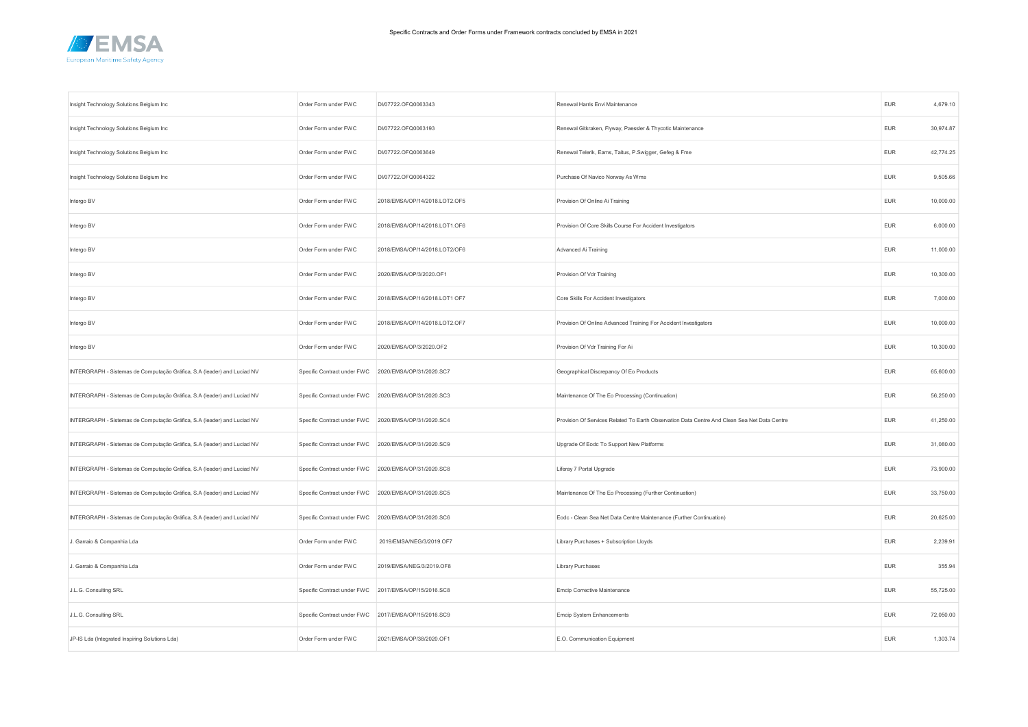Specific Contracts and Order Forms under Framework contracts concluded by EMSA in 2021

| | | | | | |
|---|---|---|---|---|---|
| Insight Technology Solutions Belgium Inc | Order Form under FWC | DI/07722.OFQ0063343 | Renewal Harris Envi Maintenance | EUR | 4,679.10 |
| Insight Technology Solutions Belgium Inc | Order Form under FWC | DI/07722.OFQ0063193 | Renewal Gitkraken, Flyway, Paessler & Thycotic Maintenance | EUR | 30,974.87 |
| Insight Technology Solutions Belgium Inc | Order Form under FWC | DI/07722.OFQ0063649 | Renewal Telerik, Eams, Taitus, P.Swigger, Gefeg & Fme | EUR | 42,774.25 |
| Insight Technology Solutions Belgium Inc | Order Form under FWC | DI/07722.OFQ0064322 | Purchase Of Navico Norway As Wms | EUR | 9,505.66 |
| Intergo BV | Order Form under FWC | 2018/EMSA/OP/14/2018.LOT2.OF5 | Provision Of Online Ai Training | EUR | 10,000.00 |
| Intergo BV | Order Form under FWC | 2018/EMSA/OP/14/2018.LOT1.OF6 | Provision Of Core Skills Course For Accident Investigators | EUR | 6,000.00 |
| Intergo BV | Order Form under FWC | 2018/EMSA/OP/14/2018.LOT2/OF6 | Advanced Ai Training | EUR | 11,000.00 |
| Intergo BV | Order Form under FWC | 2020/EMSA/OP/3/2020.OF1 | Provision Of Vdr Training | EUR | 10,300.00 |
| Intergo BV | Order Form under FWC | 2018/EMSA/OP/14/2018.LOT1 OF7 | Core Skills For Accident Investigators | EUR | 7,000.00 |
| Intergo BV | Order Form under FWC | 2018/EMSA/OP/14/2018.LOT2.OF7 | Provision Of Online Advanced Training For Accident Investigators | EUR | 10,000.00 |
| Intergo BV | Order Form under FWC | 2020/EMSA/OP/3/2020.OF2 | Provision Of Vdr Training For Ai | EUR | 10,300.00 |
| INTERGRAPH - Sistemas de Computação Gráfica, S.A (leader) and Luciad NV | Specific Contract under FWC | 2020/EMSA/OP/31/2020.SC7 | Geographical Discrepancy Of Eo Products | EUR | 65,600.00 |
| INTERGRAPH - Sistemas de Computação Gráfica, S.A (leader) and Luciad NV | Specific Contract under FWC | 2020/EMSA/OP/31/2020.SC3 | Maintenance Of The Eo Processing (Continuation) | EUR | 56,250.00 |
| INTERGRAPH - Sistemas de Computação Gráfica, S.A (leader) and Luciad NV | Specific Contract under FWC | 2020/EMSA/OP/31/2020.SC4 | Provision Of Services Related To Earth Observation Data Centre And Clean Sea Net Data Centre | EUR | 41,250.00 |
| INTERGRAPH - Sistemas de Computação Gráfica, S.A (leader) and Luciad NV | Specific Contract under FWC | 2020/EMSA/OP/31/2020.SC9 | Upgrade Of Eodc To Support New Platforms | EUR | 31,080.00 |
| INTERGRAPH - Sistemas de Computação Gráfica, S.A (leader) and Luciad NV | Specific Contract under FWC | 2020/EMSA/OP/31/2020.SC8 | Liferay 7 Portal Upgrade | EUR | 73,900.00 |
| INTERGRAPH - Sistemas de Computação Gráfica, S.A (leader) and Luciad NV | Specific Contract under FWC | 2020/EMSA/OP/31/2020.SC5 | Maintenance Of The Eo Processing (Further Continuation) | EUR | 33,750.00 |
| INTERGRAPH - Sistemas de Computação Gráfica, S.A (leader) and Luciad NV | Specific Contract under FWC | 2020/EMSA/OP/31/2020.SC6 | Eodc - Clean Sea Net Data Centre Maintenance (Further Continuation) | EUR | 20,625.00 |
| J. Garraio & Companhia Lda | Order Form under FWC | 2019/EMSA/NEG/3/2019.OF7 | Library Purchases + Subscription Lloyds | EUR | 2,239.91 |
| J. Garraio & Companhia Lda | Order Form under FWC | 2019/EMSA/NEG/3/2019.OF8 | Library Purchases | EUR | 355.94 |
| J.L.G. Consulting SRL | Specific Contract under FWC | 2017/EMSA/OP/15/2016.SC8 | Emcip Corrective Maintenance | EUR | 55,725.00 |
| J.L.G. Consulting SRL | Specific Contract under FWC | 2017/EMSA/OP/15/2016.SC9 | Emcip System Enhancements | EUR | 72,050.00 |
| JP-IS Lda (Integrated Inspiring Solutions Lda) | Order Form under FWC | 2021/EMSA/OP/38/2020.OF1 | E.O. Communication Equipment | EUR | 1,303.74 |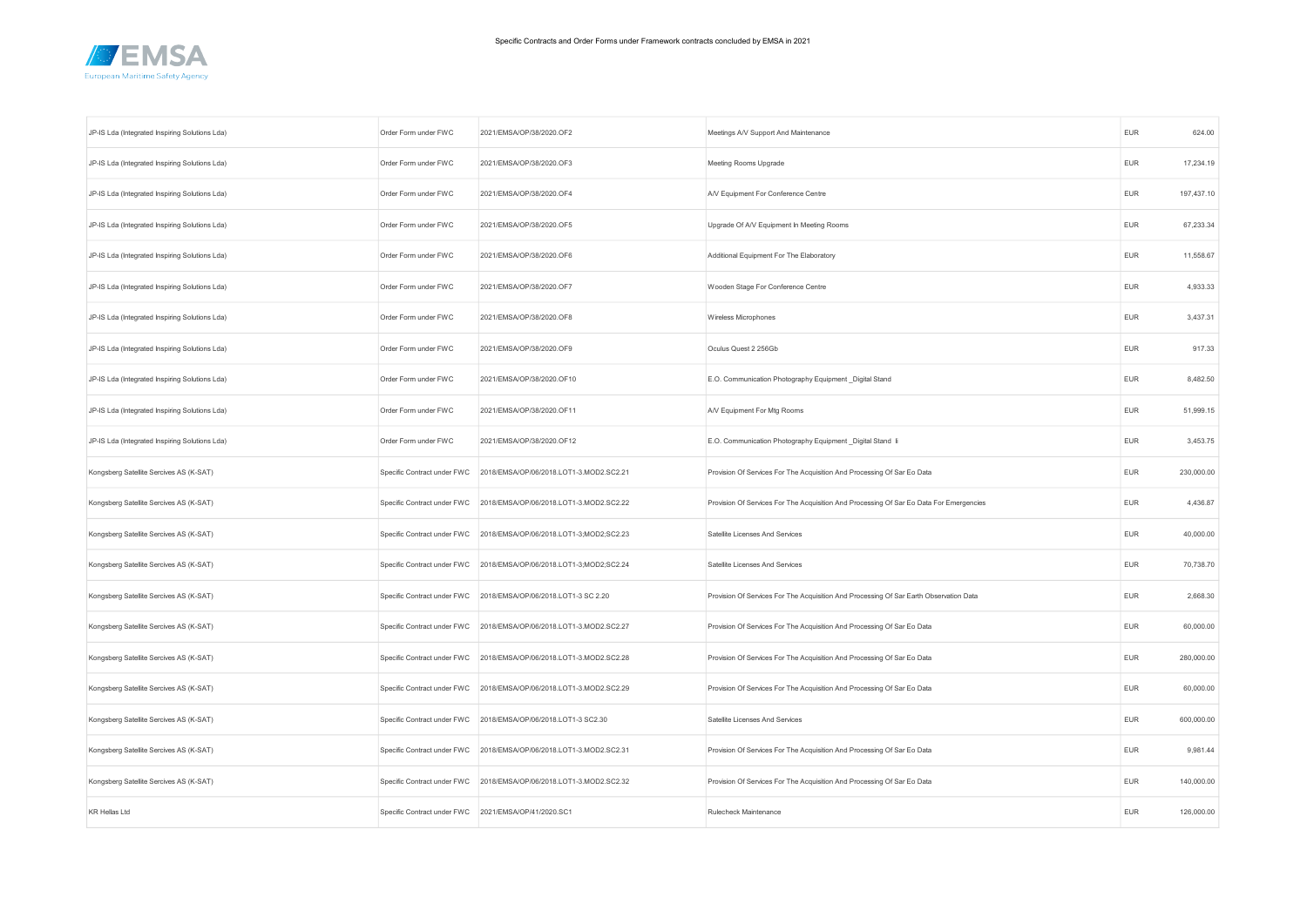| JP-IS Lda (Integrated Inspiring Solutions Lda) | Order Form under FWC | 2021/EMSA/OP/38/2020.OF2 | Meetings A/V Support And Maintenance | EUR | 624.00 |
|---|---|---|---|---|---|
| JP-IS Lda (Integrated Inspiring Solutions Lda) | Order Form under FWC | 2021/EMSA/OP/38/2020.OF3 | Meeting Rooms Upgrade | EUR | 17,234.19 |
| JP-IS Lda (Integrated Inspiring Solutions Lda) | Order Form under FWC | 2021/EMSA/OP/38/2020.OF4 | A/V Equipment For Conference Centre | EUR | 197,437.10 |
| JP-IS Lda (Integrated Inspiring Solutions Lda) | Order Form under FWC | 2021/EMSA/OP/38/2020.OF5 | Upgrade Of A/V Equipment In Meeting Rooms | EUR | 67,233.34 |
| JP-IS Lda (Integrated Inspiring Solutions Lda) | Order Form under FWC | 2021/EMSA/OP/38/2020.OF6 | Additional Equipment For The Elaboratory | EUR | 11,558.67 |
| JP-IS Lda (Integrated Inspiring Solutions Lda) | Order Form under FWC | 2021/EMSA/OP/38/2020.OF7 | Wooden Stage For Conference Centre | EUR | 4,933.33 |
| JP-IS Lda (Integrated Inspiring Solutions Lda) | Order Form under FWC | 2021/EMSA/OP/38/2020.OF8 | Wireless Microphones | EUR | 3,437.31 |
| JP-IS Lda (Integrated Inspiring Solutions Lda) | Order Form under FWC | 2021/EMSA/OP/38/2020.OF9 | Oculus Quest 2 256Gb | EUR | 917.33 |
| JP-IS Lda (Integrated Inspiring Solutions Lda) | Order Form under FWC | 2021/EMSA/OP/38/2020.OF10 | E.O. Communication Photography Equipment _Digital Stand | EUR | 8,482.50 |
| JP-IS Lda (Integrated Inspiring Solutions Lda) | Order Form under FWC | 2021/EMSA/OP/38/2020.OF11 | A/V Equipment For Mtg Rooms | EUR | 51,999.15 |
| JP-IS Lda (Integrated Inspiring Solutions Lda) | Order Form under FWC | 2021/EMSA/OP/38/2020.OF12 | E.O. Communication Photography Equipment _Digital Stand Ii | EUR | 3,453.75 |
| Kongsberg Satellite Sercives AS (K-SAT) | Specific Contract under FWC | 2018/EMSA/OP/06/2018.LOT1-3.MOD2.SC2.21 | Provision Of Services For The Acquisition And Processing Of Sar Eo Data | EUR | 230,000.00 |
| Kongsberg Satellite Sercives AS (K-SAT) | Specific Contract under FWC | 2018/EMSA/OP/06/2018.LOT1-3.MOD2.SC2.22 | Provision Of Services For The Acquisition And Processing Of Sar Eo Data For Emergencies | EUR | 4,436.87 |
| Kongsberg Satellite Sercives AS (K-SAT) | Specific Contract under FWC | 2018/EMSA/OP/06/2018.LOT1-3;MOD2;SC2.23 | Satellite Licenses And Services | EUR | 40,000.00 |
| Kongsberg Satellite Sercives AS (K-SAT) | Specific Contract under FWC | 2018/EMSA/OP/06/2018.LOT1-3;MOD2;SC2.24 | Satellite Licenses And Services | EUR | 70,738.70 |
| Kongsberg Satellite Sercives AS (K-SAT) | Specific Contract under FWC | 2018/EMSA/OP/06/2018.LOT1-3 SC 2.20 | Provision Of Services For The Acquisition And Processing Of Sar Earth Observation Data | EUR | 2,668.30 |
| Kongsberg Satellite Sercives AS (K-SAT) | Specific Contract under FWC | 2018/EMSA/OP/06/2018.LOT1-3.MOD2.SC2.27 | Provision Of Services For The Acquisition And Processing Of Sar Eo Data | EUR | 60,000.00 |
| Kongsberg Satellite Sercives AS (K-SAT) | Specific Contract under FWC | 2018/EMSA/OP/06/2018.LOT1-3.MOD2.SC2.28 | Provision Of Services For The Acquisition And Processing Of Sar Eo Data | EUR | 280,000.00 |
| Kongsberg Satellite Sercives AS (K-SAT) | Specific Contract under FWC | 2018/EMSA/OP/06/2018.LOT1-3.MOD2.SC2.29 | Provision Of Services For The Acquisition And Processing Of Sar Eo Data | EUR | 60,000.00 |
| Kongsberg Satellite Sercives AS (K-SAT) | Specific Contract under FWC | 2018/EMSA/OP/06/2018.LOT1-3 SC2.30 | Satellite Licenses And Services | EUR | 600,000.00 |
| Kongsberg Satellite Sercives AS (K-SAT) | Specific Contract under FWC | 2018/EMSA/OP/06/2018.LOT1-3.MOD2.SC2.31 | Provision Of Services For The Acquisition And Processing Of Sar Eo Data | EUR | 9,981.44 |
| Kongsberg Satellite Sercives AS (K-SAT) | Specific Contract under FWC | 2018/EMSA/OP/06/2018.LOT1-3.MOD2.SC2.32 | Provision Of Services For The Acquisition And Processing Of Sar Eo Data | EUR | 140,000.00 |
| KR Hellas Ltd | Specific Contract under FWC | 2021/EMSA/OP/41/2020.SC1 | Rulecheck Maintenance | EUR | 126,000.00 |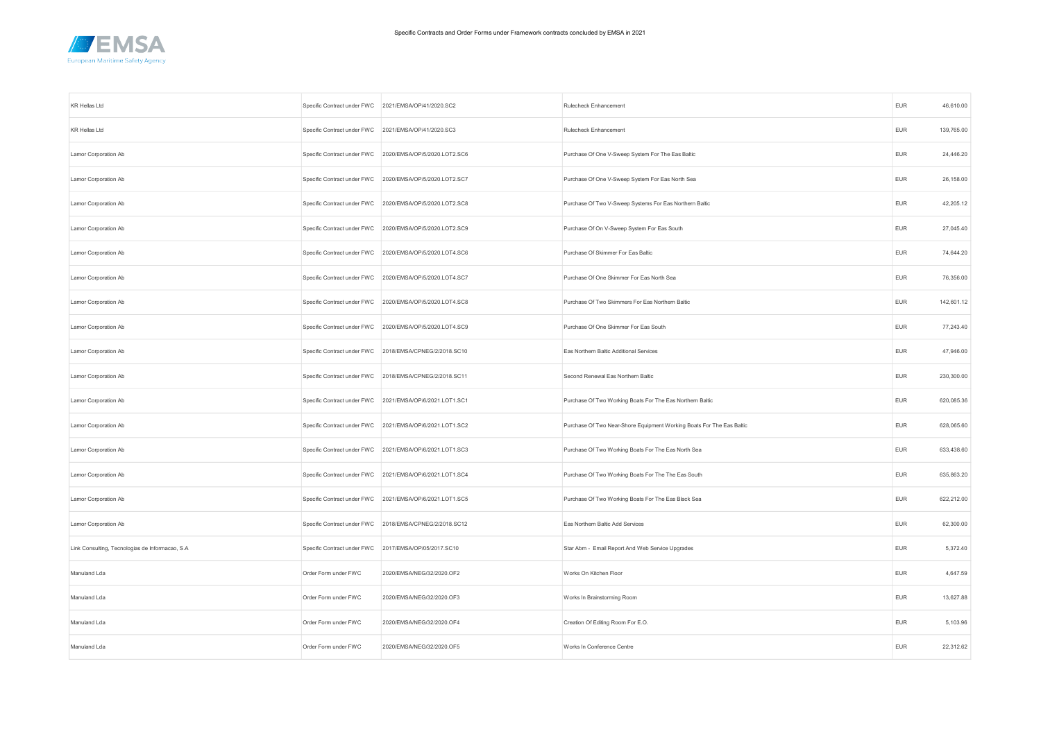Specific Contracts and Order Forms under Framework contracts concluded by EMSA in 2021

| | | | | | |
|---|---|---|---|---|---|
| KR Hellas Ltd | Specific Contract under FWC | 2021/EMSA/OP/41/2020.SC2 | Rulecheck Enhancement | EUR | 46,610.00 |
| KR Hellas Ltd | Specific Contract under FWC | 2021/EMSA/OP/41/2020.SC3 | Rulecheck Enhancement | EUR | 139,765.00 |
| Lamor Corporation Ab | Specific Contract under FWC | 2020/EMSA/OP/5/2020.LOT2.SC6 | Purchase Of One V-Sweep System For The Eas Baltic | EUR | 24,446.20 |
| Lamor Corporation Ab | Specific Contract under FWC | 2020/EMSA/OP/5/2020.LOT2.SC7 | Purchase Of One V-Sweep System For Eas North Sea | EUR | 26,158.00 |
| Lamor Corporation Ab | Specific Contract under FWC | 2020/EMSA/OP/5/2020.LOT2.SC8 | Purchase Of Two V-Sweep Systems For Eas Northern Baltic | EUR | 42,205.12 |
| Lamor Corporation Ab | Specific Contract under FWC | 2020/EMSA/OP/5/2020.LOT2.SC9 | Purchase Of On V-Sweep System For Eas South | EUR | 27,045.40 |
| Lamor Corporation Ab | Specific Contract under FWC | 2020/EMSA/OP/5/2020.LOT4.SC6 | Purchase Of Skimmer For Eas Baltic | EUR | 74,644.20 |
| Lamor Corporation Ab | Specific Contract under FWC | 2020/EMSA/OP/5/2020.LOT4.SC7 | Purchase Of One Skimmer For Eas North Sea | EUR | 76,356.00 |
| Lamor Corporation Ab | Specific Contract under FWC | 2020/EMSA/OP/5/2020.LOT4.SC8 | Purchase Of Two Skimmers For Eas Northern Baltic | EUR | 142,601.12 |
| Lamor Corporation Ab | Specific Contract under FWC | 2020/EMSA/OP/5/2020.LOT4.SC9 | Purchase Of One Skimmer For Eas South | EUR | 77,243.40 |
| Lamor Corporation Ab | Specific Contract under FWC | 2018/EMSA/CPNEG/2/2018.SC10 | Eas Northern Baltic Additional Services | EUR | 47,946.00 |
| Lamor Corporation Ab | Specific Contract under FWC | 2018/EMSA/CPNEG/2/2018.SC11 | Second Renewal Eas Northern Baltic | EUR | 230,300.00 |
| Lamor Corporation Ab | Specific Contract under FWC | 2021/EMSA/OP/6/2021.LOT1.SC1 | Purchase Of Two Working Boats For The Eas Northern Baltic | EUR | 620,085.36 |
| Lamor Corporation Ab | Specific Contract under FWC | 2021/EMSA/OP/6/2021.LOT1.SC2 | Purchase Of Two Near-Shore Equipment Working Boats For The Eas Baltic | EUR | 628,065.60 |
| Lamor Corporation Ab | Specific Contract under FWC | 2021/EMSA/OP/6/2021.LOT1.SC3 | Purchase Of Two Working Boats For The Eas North Sea | EUR | 633,438.60 |
| Lamor Corporation Ab | Specific Contract under FWC | 2021/EMSA/OP/6/2021.LOT1.SC4 | Purchase Of Two Working Boats For The The Eas South | EUR | 635,863.20 |
| Lamor Corporation Ab | Specific Contract under FWC | 2021/EMSA/OP/6/2021.LOT1.SC5 | Purchase Of Two Working Boats For The Eas Black Sea | EUR | 622,212.00 |
| Lamor Corporation Ab | Specific Contract under FWC | 2018/EMSA/CPNEG/2/2018.SC12 | Eas Northern Baltic Add Services | EUR | 62,300.00 |
| Link Consulting, Tecnologias de Informacao, S.A | Specific Contract under FWC | 2017/EMSA/OP/05/2017.SC10 | Star Abm - Email Report And Web Service Upgrades | EUR | 5,372.40 |
| Manuland Lda | Order Form under FWC | 2020/EMSA/NEG/32/2020.OF2 | Works On Kitchen Floor | EUR | 4,647.59 |
| Manuland Lda | Order Form under FWC | 2020/EMSA/NEG/32/2020.OF3 | Works In Brainstorming Room | EUR | 13,627.88 |
| Manuland Lda | Order Form under FWC | 2020/EMSA/NEG/32/2020.OF4 | Creation Of Editing Room For E.O. | EUR | 5,103.96 |
| Manuland Lda | Order Form under FWC | 2020/EMSA/NEG/32/2020.OF5 | Works In Conference Centre | EUR | 22,312.62 |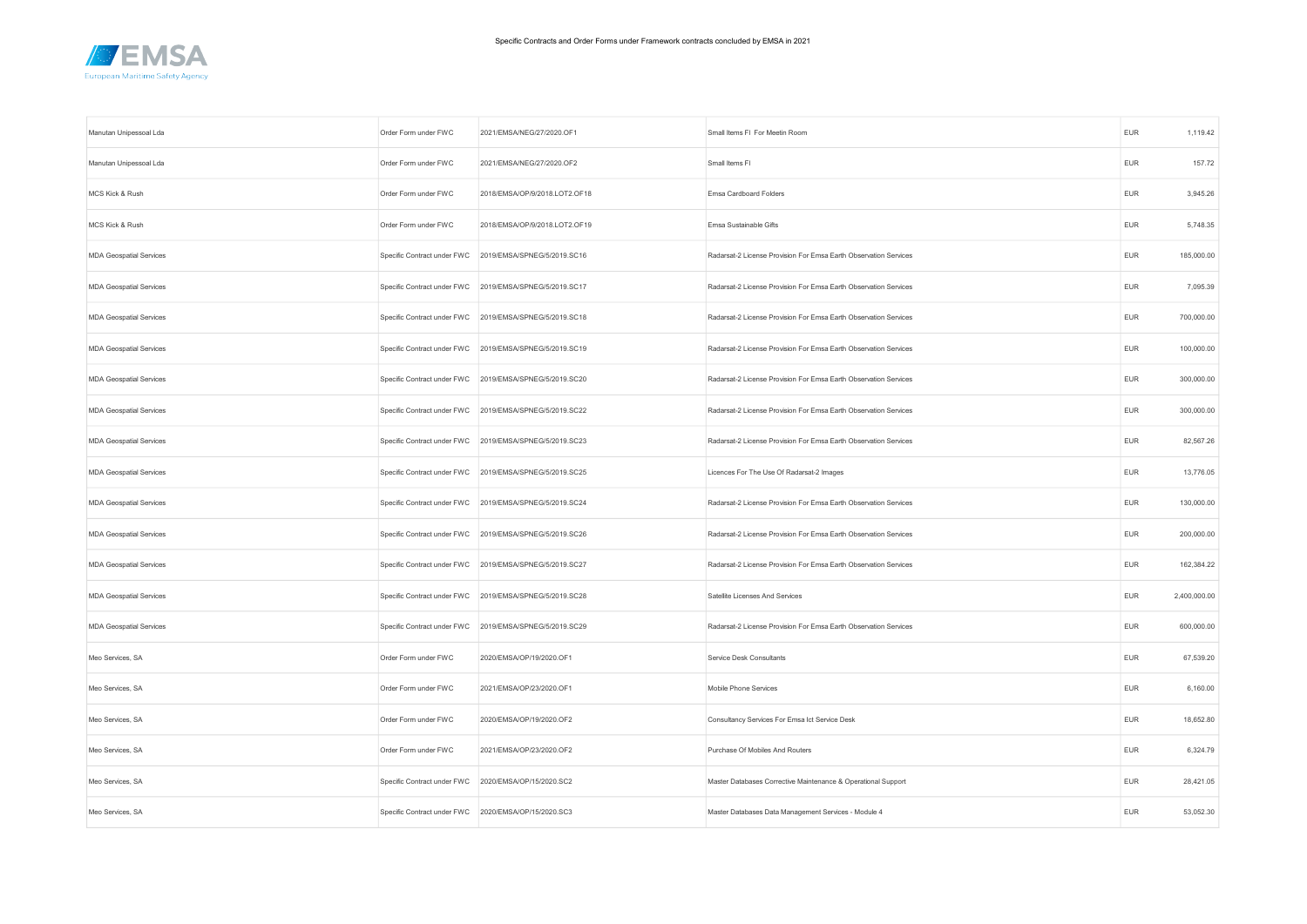Specific Contracts and Order Forms under Framework contracts concluded by EMSA in 2021

| | | | | | |
|---|---|---|---|---|---|
| Manutan Unipessoal Lda | Order Form under FWC | 2021/EMSA/NEG/27/2020.OF1 | Small Items FI For Meetin Room | EUR | 1,119.42 |
| Manutan Unipessoal Lda | Order Form under FWC | 2021/EMSA/NEG/27/2020.OF2 | Small Items FI | EUR | 157.72 |
| MCS Kick & Rush | Order Form under FWC | 2018/EMSA/OP/9/2018.LOT2.OF18 | Emsa Cardboard Folders | EUR | 3,945.26 |
| MCS Kick & Rush | Order Form under FWC | 2018/EMSA/OP/9/2018.LOT2.OF19 | Emsa Sustainable Gifts | EUR | 5,748.35 |
| MDA Geospatial Services | Specific Contract under FWC | 2019/EMSA/SPNEG/5/2019.SC16 | Radarsat-2 License Provision For Emsa Earth Observation Services | EUR | 185,000.00 |
| MDA Geospatial Services | Specific Contract under FWC | 2019/EMSA/SPNEG/5/2019.SC17 | Radarsat-2 License Provision For Emsa Earth Observation Services | EUR | 7,095.39 |
| MDA Geospatial Services | Specific Contract under FWC | 2019/EMSA/SPNEG/5/2019.SC18 | Radarsat-2 License Provision For Emsa Earth Observation Services | EUR | 700,000.00 |
| MDA Geospatial Services | Specific Contract under FWC | 2019/EMSA/SPNEG/5/2019.SC19 | Radarsat-2 License Provision For Emsa Earth Observation Services | EUR | 100,000.00 |
| MDA Geospatial Services | Specific Contract under FWC | 2019/EMSA/SPNEG/5/2019.SC20 | Radarsat-2 License Provision For Emsa Earth Observation Services | EUR | 300,000.00 |
| MDA Geospatial Services | Specific Contract under FWC | 2019/EMSA/SPNEG/5/2019.SC22 | Radarsat-2 License Provision For Emsa Earth Observation Services | EUR | 300,000.00 |
| MDA Geospatial Services | Specific Contract under FWC | 2019/EMSA/SPNEG/5/2019.SC23 | Radarsat-2 License Provision For Emsa Earth Observation Services | EUR | 82,567.26 |
| MDA Geospatial Services | Specific Contract under FWC | 2019/EMSA/SPNEG/5/2019.SC25 | Licences For The Use Of Radarsat-2 Images | EUR | 13,776.05 |
| MDA Geospatial Services | Specific Contract under FWC | 2019/EMSA/SPNEG/5/2019.SC24 | Radarsat-2 License Provision For Emsa Earth Observation Services | EUR | 130,000.00 |
| MDA Geospatial Services | Specific Contract under FWC | 2019/EMSA/SPNEG/5/2019.SC26 | Radarsat-2 License Provision For Emsa Earth Observation Services | EUR | 200,000.00 |
| MDA Geospatial Services | Specific Contract under FWC | 2019/EMSA/SPNEG/5/2019.SC27 | Radarsat-2 License Provision For Emsa Earth Observation Services | EUR | 162,384.22 |
| MDA Geospatial Services | Specific Contract under FWC | 2019/EMSA/SPNEG/5/2019.SC28 | Satellite Licenses And Services | EUR | 2,400,000.00 |
| MDA Geospatial Services | Specific Contract under FWC | 2019/EMSA/SPNEG/5/2019.SC29 | Radarsat-2 License Provision For Emsa Earth Observation Services | EUR | 600,000.00 |
| Meo Services, SA | Order Form under FWC | 2020/EMSA/OP/19/2020.OF1 | Service Desk Consultants | EUR | 67,539.20 |
| Meo Services, SA | Order Form under FWC | 2021/EMSA/OP/23/2020.OF1 | Mobile Phone Services | EUR | 6,160.00 |
| Meo Services, SA | Order Form under FWC | 2020/EMSA/OP/19/2020.OF2 | Consultancy Services For Emsa Ict Service Desk | EUR | 18,652.80 |
| Meo Services, SA | Order Form under FWC | 2021/EMSA/OP/23/2020.OF2 | Purchase Of Mobiles And Routers | EUR | 6,324.79 |
| Meo Services, SA | Specific Contract under FWC | 2020/EMSA/OP/15/2020.SC2 | Master Databases Corrective Maintenance & Operational Support | EUR | 28,421.05 |
| Meo Services, SA | Specific Contract under FWC | 2020/EMSA/OP/15/2020.SC3 | Master Databases Data Management Services - Module 4 | EUR | 53,052.30 |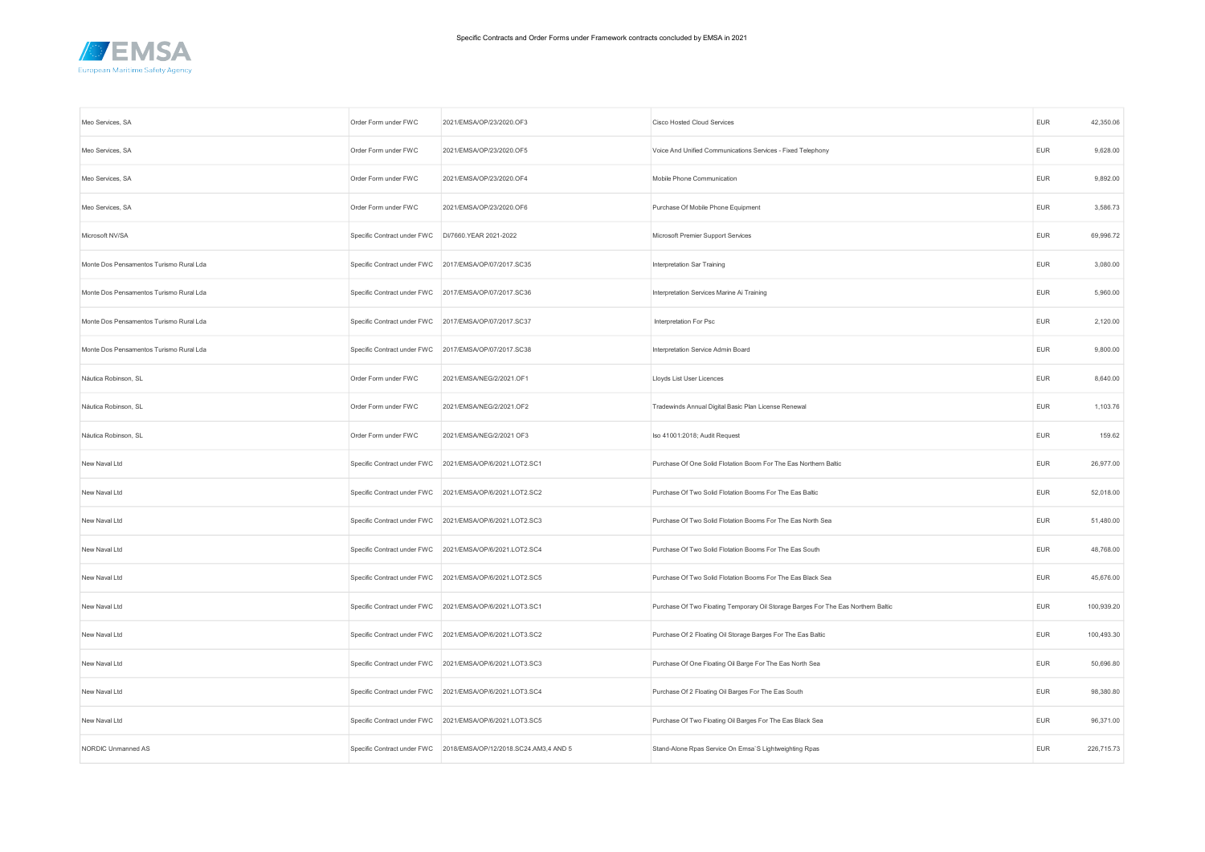Specific Contracts and Order Forms under Framework contracts concluded by EMSA in 2021

| | | | | | |
|---|---|---|---|---|---|
| Meo Services, SA | Order Form under FWC | 2021/EMSA/OP/23/2020.OF3 | Cisco Hosted Cloud Services | EUR | 42,350.06 |
| Meo Services, SA | Order Form under FWC | 2021/EMSA/OP/23/2020.OF5 | Voice And Unified Communications Services - Fixed Telephony | EUR | 9,628.00 |
| Meo Services, SA | Order Form under FWC | 2021/EMSA/OP/23/2020.OF4 | Mobile Phone Communication | EUR | 9,892.00 |
| Meo Services, SA | Order Form under FWC | 2021/EMSA/OP/23/2020.OF6 | Purchase Of Mobile Phone Equipment | EUR | 3,586.73 |
| Microsoft NV/SA | Specific Contract under FWC | DI/7660.YEAR 2021-2022 | Microsoft Premier Support Services | EUR | 69,996.72 |
| Monte Dos Pensamentos Turismo Rural Lda | Specific Contract under FWC | 2017/EMSA/OP/07/2017.SC35 | Interpretation Sar Training | EUR | 3,080.00 |
| Monte Dos Pensamentos Turismo Rural Lda | Specific Contract under FWC | 2017/EMSA/OP/07/2017.SC36 | Interpretation Services Marine Ai Training | EUR | 5,960.00 |
| Monte Dos Pensamentos Turismo Rural Lda | Specific Contract under FWC | 2017/EMSA/OP/07/2017.SC37 | Interpretation For Psc | EUR | 2,120.00 |
| Monte Dos Pensamentos Turismo Rural Lda | Specific Contract under FWC | 2017/EMSA/OP/07/2017.SC38 | Interpretation Service Admin Board | EUR | 9,800.00 |
| Náutica Robinson, SL | Order Form under FWC | 2021/EMSA/NEG/2/2021.OF1 | Lloyds List User Licences | EUR | 8,640.00 |
| Náutica Robinson, SL | Order Form under FWC | 2021/EMSA/NEG/2/2021.OF2 | Tradewinds Annual Digital Basic Plan License Renewal | EUR | 1,103.76 |
| Náutica Robinson, SL | Order Form under FWC | 2021/EMSA/NEG/2/2021 OF3 | Iso 41001:2018; Audit Request | EUR | 159.62 |
| New Naval Ltd | Specific Contract under FWC | 2021/EMSA/OP/6/2021.LOT2.SC1 | Purchase Of One Solid Flotation Boom For The Eas Northern Baltic | EUR | 26,977.00 |
| New Naval Ltd | Specific Contract under FWC | 2021/EMSA/OP/6/2021.LOT2.SC2 | Purchase Of Two Solid Flotation Booms For The Eas Baltic | EUR | 52,018.00 |
| New Naval Ltd | Specific Contract under FWC | 2021/EMSA/OP/6/2021.LOT2.SC3 | Purchase Of Two Solid Flotation Booms For The Eas North Sea | EUR | 51,480.00 |
| New Naval Ltd | Specific Contract under FWC | 2021/EMSA/OP/6/2021.LOT2.SC4 | Purchase Of Two Solid Flotation Booms For The Eas South | EUR | 48,768.00 |
| New Naval Ltd | Specific Contract under FWC | 2021/EMSA/OP/6/2021.LOT2.SC5 | Purchase Of Two Solid Flotation Booms For The Eas Black Sea | EUR | 45,676.00 |
| New Naval Ltd | Specific Contract under FWC | 2021/EMSA/OP/6/2021.LOT3.SC1 | Purchase Of Two Floating Temporary Oil Storage Barges For The Eas Northern Baltic | EUR | 100,939.20 |
| New Naval Ltd | Specific Contract under FWC | 2021/EMSA/OP/6/2021.LOT3.SC2 | Purchase Of 2 Floating Oil Storage Barges For The Eas Baltic | EUR | 100,493.30 |
| New Naval Ltd | Specific Contract under FWC | 2021/EMSA/OP/6/2021.LOT3.SC3 | Purchase Of One Floating Oil Barge For The Eas North Sea | EUR | 50,696.80 |
| New Naval Ltd | Specific Contract under FWC | 2021/EMSA/OP/6/2021.LOT3.SC4 | Purchase Of 2 Floating Oil Barges For The Eas South | EUR | 98,380.80 |
| New Naval Ltd | Specific Contract under FWC | 2021/EMSA/OP/6/2021.LOT3.SC5 | Purchase Of Two Floating Oil Barges For The Eas Black Sea | EUR | 96,371.00 |
| NORDIC Unmanned AS | Specific Contract under FWC | 2018/EMSA/OP/12/2018.SC24.AM3,4 AND 5 | Stand-Alone Rpas Service On Emsa`S Lightweighting Rpas | EUR | 226,715.73 |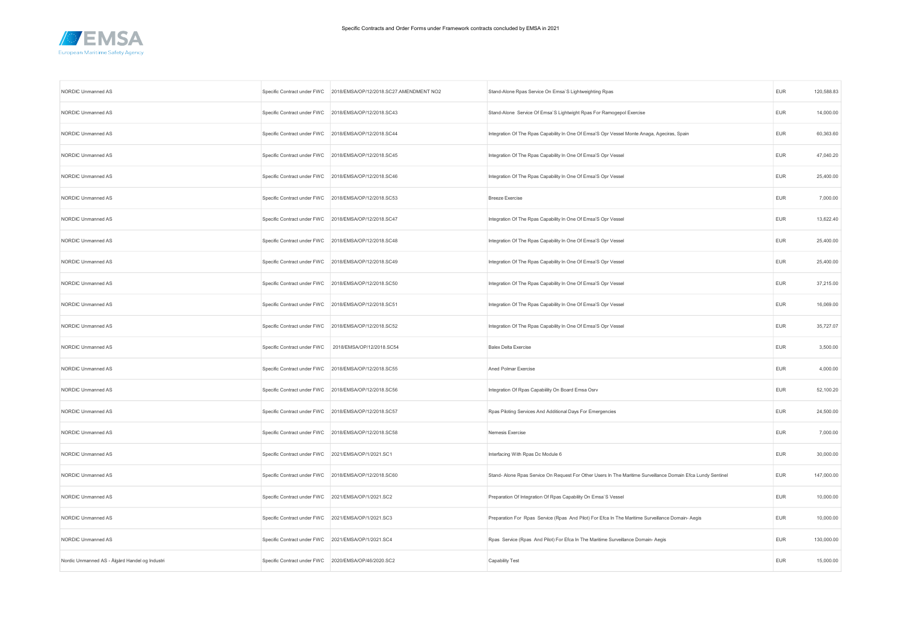Specific Contracts and Order Forms under Framework contracts concluded by EMSA in 2021

| | | | | | |
|---|---|---|---|---|---|
| NORDIC Unmanned AS | Specific Contract under FWC | 2018/EMSA/OP/12/2018.SC27.AMENDMENT NO2 | Stand-Alone Rpas Service On Emsa`S Lightweighting Rpas | EUR | 120,588.83 |
| NORDIC Unmanned AS | Specific Contract under FWC | 2018/EMSA/OP/12/2018.SC43 | Stand-Alone Service Of Emsa`S Lightwight Rpas For Ramogepol Exercise | EUR | 14,000.00 |
| NORDIC Unmanned AS | Specific Contract under FWC | 2018/EMSA/OP/12/2018.SC44 | Integration Of The Rpas Capability In One Of Emsa'S Opr Vessel Monte Anaga, Ageciras, Spain | EUR | 60,363.60 |
| NORDIC Unmanned AS | Specific Contract under FWC | 2018/EMSA/OP/12/2018.SC45 | Integration Of The Rpas Capability In One Of Emsa'S Opr Vessel | EUR | 47,040.20 |
| NORDIC Unmanned AS | Specific Contract under FWC | 2018/EMSA/OP/12/2018.SC46 | Integration Of The Rpas Capability In One Of Emsa'S Opr Vessel | EUR | 25,400.00 |
| NORDIC Unmanned AS | Specific Contract under FWC | 2018/EMSA/OP/12/2018.SC53 | Breeze Exercise | EUR | 7,000.00 |
| NORDIC Unmanned AS | Specific Contract under FWC | 2018/EMSA/OP/12/2018.SC47 | Integration Of The Rpas Capability In One Of Emsa'S Opr Vessel | EUR | 13,622.40 |
| NORDIC Unmanned AS | Specific Contract under FWC | 2018/EMSA/OP/12/2018.SC48 | Integration Of The Rpas Capability In One Of Emsa'S Opr Vessel | EUR | 25,400.00 |
| NORDIC Unmanned AS | Specific Contract under FWC | 2018/EMSA/OP/12/2018.SC49 | Integration Of The Rpas Capability In One Of Emsa'S Opr Vessel | EUR | 25,400.00 |
| NORDIC Unmanned AS | Specific Contract under FWC | 2018/EMSA/OP/12/2018.SC50 | Integration Of The Rpas Capability In One Of Emsa'S Opr Vessel | EUR | 37,215.00 |
| NORDIC Unmanned AS | Specific Contract under FWC | 2018/EMSA/OP/12/2018.SC51 | Integration Of The Rpas Capability In One Of Emsa'S Opr Vessel | EUR | 16,069.00 |
| NORDIC Unmanned AS | Specific Contract under FWC | 2018/EMSA/OP/12/2018.SC52 | Integration Of The Rpas Capability In One Of Emsa'S Opr Vessel | EUR | 35,727.07 |
| NORDIC Unmanned AS | Specific Contract under FWC | 2018/EMSA/OP/12/2018.SC54 | Balex Delta Exercise | EUR | 3,500.00 |
| NORDIC Unmanned AS | Specific Contract under FWC | 2018/EMSA/OP/12/2018.SC55 | Aned Polmar Exercise | EUR | 4,000.00 |
| NORDIC Unmanned AS | Specific Contract under FWC | 2018/EMSA/OP/12/2018.SC56 | Integration Of Rpas Capability On Board Emsa Osrv | EUR | 52,100.20 |
| NORDIC Unmanned AS | Specific Contract under FWC | 2018/EMSA/OP/12/2018.SC57 | Rpas Piloting Services And Additional Days For Emergencies | EUR | 24,500.00 |
| NORDIC Unmanned AS | Specific Contract under FWC | 2018/EMSA/OP/12/2018.SC58 | Nemesis Exercise | EUR | 7,000.00 |
| NORDIC Unmanned AS | Specific Contract under FWC | 2021/EMSA/OP/1/2021.SC1 | Interfacing With Rpas Dc Module 6 | EUR | 30,000.00 |
| NORDIC Unmanned AS | Specific Contract under FWC | 2018/EMSA/OP/12/2018.SC60 | Stand- Alone Rpas Service On Request For Other Users In The Maritime Surveillance Domain Efca Lundy Sentinel | EUR | 147,000.00 |
| NORDIC Unmanned AS | Specific Contract under FWC | 2021/EMSA/OP/1/2021.SC2 | Preparation Of Integration Of Rpas Capability On Emsa`S Vessel | EUR | 10,000.00 |
| NORDIC Unmanned AS | Specific Contract under FWC | 2021/EMSA/OP/1/2021.SC3 | Preparation For Rpas Service (Rpas And Pilot) For Efca In The Maritime Surveillance Domain- Aegis | EUR | 10,000.00 |
| NORDIC Unmanned AS | Specific Contract under FWC | 2021/EMSA/OP/1/2021.SC4 | Rpas Service (Rpas And Pilot) For Efca In The Maritime Surveillance Domain- Aegis | EUR | 130,000.00 |
| Nordic Unmanned AS - Ålgård Handel og Industri | Specific Contract under FWC | 2020/EMSA/OP/46/2020.SC2 | Capability Test | EUR | 15,000.00 |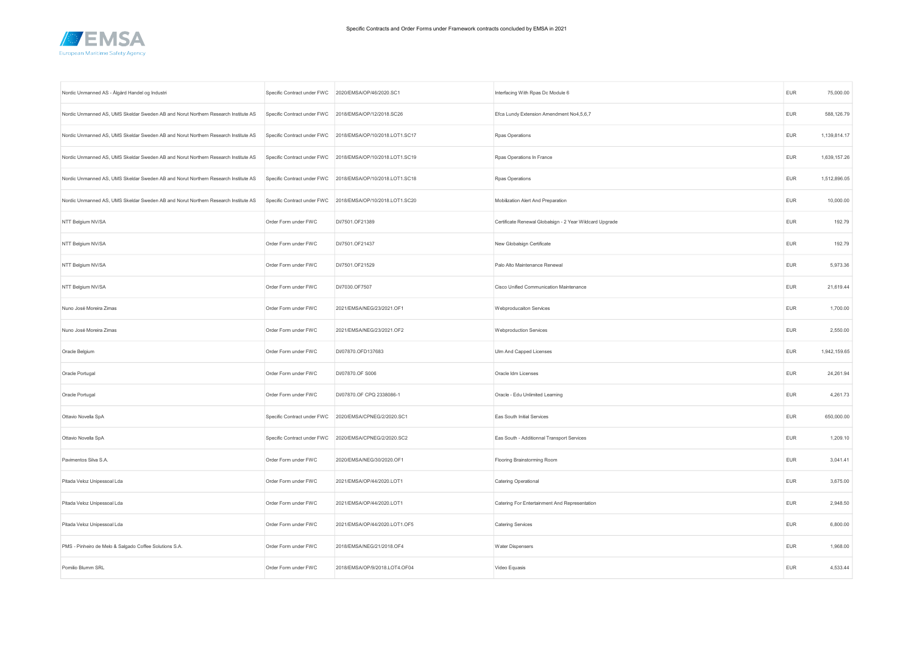Specific Contracts and Order Forms under Framework contracts concluded by EMSA in 2021

| | | | | | |
|---|---|---|---|---|---|
| Nordic Unmanned AS - Ålgård Handel og Industri | Specific Contract under FWC | 2020/EMSA/OP/46/2020.SC1 | Interfacing With Rpas Dc Module 6 | EUR | 75,000.00 |
| Nordic Unmanned AS, UMS Skeldar Sweden AB and Norut Northern Research Institute AS | Specific Contract under FWC | 2018/EMSA/OP/12/2018.SC26 | Efca Lundy Extension Amendment No4,5,6,7 | EUR | 588,126.79 |
| Nordic Unmanned AS, UMS Skeldar Sweden AB and Norut Northern Research Institute AS | Specific Contract under FWC | 2018/EMSA/OP/10/2018.LOT1.SC17 | Rpas Operations | EUR | 1,139,814.17 |
| Nordic Unmanned AS, UMS Skeldar Sweden AB and Norut Northern Research Institute AS | Specific Contract under FWC | 2018/EMSA/OP/10/2018.LOT1.SC19 | Rpas Operations In France | EUR | 1,639,157.26 |
| Nordic Unmanned AS, UMS Skeldar Sweden AB and Norut Northern Research Institute AS | Specific Contract under FWC | 2018/EMSA/OP/10/2018.LOT1.SC18 | Rpas Operations | EUR | 1,512,896.05 |
| Nordic Unmanned AS, UMS Skeldar Sweden AB and Norut Northern Research Institute AS | Specific Contract under FWC | 2018/EMSA/OP/10/2018.LOT1.SC20 | Mobilization Alert And Preparation | EUR | 10,000.00 |
| NTT Belgium NV/SA | Order Form under FWC | DI/7501.OF21389 | Certificate Renewal Globalsign - 2 Year Wildcard Upgrade | EUR | 192.79 |
| NTT Belgium NV/SA | Order Form under FWC | DI/7501.OF21437 | New Globalsign Certificate | EUR | 192.79 |
| NTT Belgium NV/SA | Order Form under FWC | DI/7501.OF21529 | Palo Alto Maintenance Renewal | EUR | 5,973.36 |
| NTT Belgium NV/SA | Order Form under FWC | DI/7030.OF7507 | Cisco Unified Communication Maintenance | EUR | 21,619.44 |
| Nuno José Moreira Zimas | Order Form under FWC | 2021/EMSA/NEG/23/2021.OF1 | Webproducaiton Services | EUR | 1,700.00 |
| Nuno José Moreira Zimas | Order Form under FWC | 2021/EMSA/NEG/23/2021.OF2 | Webproduction Services | EUR | 2,550.00 |
| Oracle Belgium | Order Form under FWC | DI/07870.OFD137683 | Ulm And Capped Licenses | EUR | 1,942,159.65 |
| Oracle Portugal | Order Form under FWC | DI/07870.OF S006 | Oracle Idm Licenses | EUR | 24,261.94 |
| Oracle Portugal | Order Form under FWC | DI/07870.OF CPQ 2338086-1 | Oracle - Edu Unlimited Learning | EUR | 4,261.73 |
| Ottavio Novella SpA | Specific Contract under FWC | 2020/EMSA/CPNEG/2/2020.SC1 | Eas South Initial Services | EUR | 650,000.00 |
| Ottavio Novella SpA | Specific Contract under FWC | 2020/EMSA/CPNEG/2/2020.SC2 | Eas South - Additionnal Transport Services | EUR | 1,209.10 |
| Pavimentos Silva S.A. | Order Form under FWC | 2020/EMSA/NEG/30/2020.OF1 | Flooring Brainstorming Room | EUR | 3,041.41 |
| Pitada Veloz Unipessoal Lda | Order Form under FWC | 2021/EMSA/OP/44/2020.LOT1 | Catering Operational | EUR | 3,675.00 |
| Pitada Veloz Unipessoal Lda | Order Form under FWC | 2021/EMSA/OP/44/2020.LOT1 | Catering For Entertainment And Representation | EUR | 2,948.50 |
| Pitada Veloz Unipessoal Lda | Order Form under FWC | 2021/EMSA/OP/44/2020.LOT1.OF5 | Catering Services | EUR | 6,800.00 |
| PMS - Pinheiro de Melo & Salgado Coffee Solutions S.A. | Order Form under FWC | 2018/EMSA/NEG/21/2018.OF4 | Water Dispensers | EUR | 1,968.00 |
| Pomilio Blumm SRL | Order Form under FWC | 2018/EMSA/OP/9/2018.LOT4.OF04 | Video Equasis | EUR | 4,533.44 |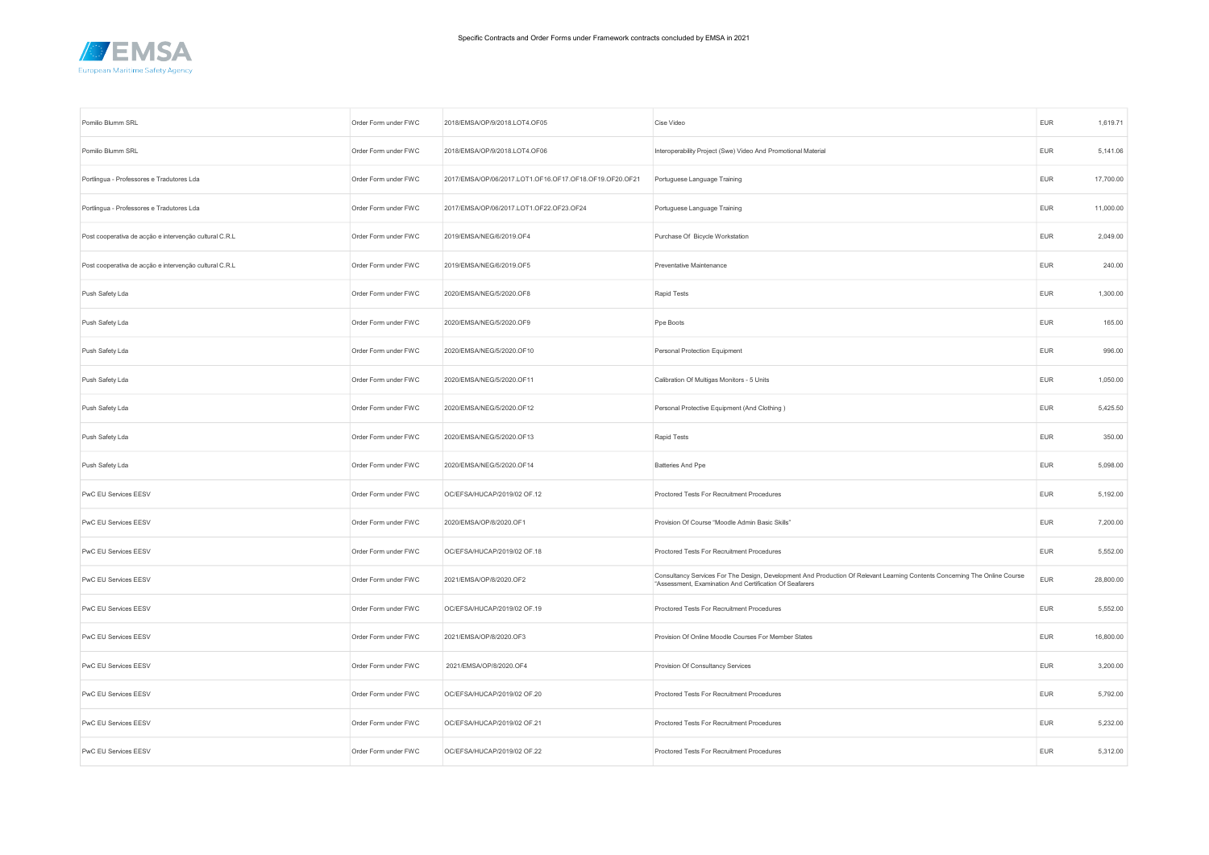| Pomilio Blumm SRL | Order Form under FWC | 2018/EMSA/OP/9/2018.LOT4.OF05 | Cise Video | EUR | 1,619.71 |
|---|---|---|---|---|---|
| Pomilio Blumm SRL | Order Form under FWC | 2018/EMSA/OP/9/2018.LOT4.OF06 | Interoperability Project (Swe) Video And Promotional Material | EUR | 5,141.06 |
| Portlingua - Professores e Tradutores Lda | Order Form under FWC | 2017/EMSA/OP/06/2017.LOT1.OF16.OF17.OF18.OF19.OF20.OF21 | Portuguese Language Training | EUR | 17,700.00 |
| Portlingua - Professores e Tradutores Lda | Order Form under FWC | 2017/EMSA/OP/06/2017.LOT1.OF22.OF23.OF24 | Portuguese Language Training | EUR | 11,000.00 |
| Post cooperativa de acção e intervenção cultural C.R.L | Order Form under FWC | 2019/EMSA/NEG/6/2019.OF4 | Purchase Of Bicycle Workstation | EUR | 2,049.00 |
| Post cooperativa de acção e intervenção cultural C.R.L | Order Form under FWC | 2019/EMSA/NEG/6/2019.OF5 | Preventative Maintenance | EUR | 240.00 |
| Push Safety Lda | Order Form under FWC | 2020/EMSA/NEG/5/2020.OF8 | Rapid Tests | EUR | 1,300.00 |
| Push Safety Lda | Order Form under FWC | 2020/EMSA/NEG/5/2020.OF9 | Ppe Boots | EUR | 165.00 |
| Push Safety Lda | Order Form under FWC | 2020/EMSA/NEG/5/2020.OF10 | Personal Protection Equipment | EUR | 996.00 |
| Push Safety Lda | Order Form under FWC | 2020/EMSA/NEG/5/2020.OF11 | Calibration Of Multigas Monitors - 5 Units | EUR | 1,050.00 |
| Push Safety Lda | Order Form under FWC | 2020/EMSA/NEG/5/2020.OF12 | Personal Protective Equipment (And Clothing ) | EUR | 5,425.50 |
| Push Safety Lda | Order Form under FWC | 2020/EMSA/NEG/5/2020.OF13 | Rapid Tests | EUR | 350.00 |
| Push Safety Lda | Order Form under FWC | 2020/EMSA/NEG/5/2020.OF14 | Batteries And Ppe | EUR | 5,098.00 |
| PwC EU Services EESV | Order Form under FWC | OC/EFSA/HUCAP/2019/02 OF.12 | Proctored Tests For Recruitment Procedures | EUR | 5,192.00 |
| PwC EU Services EESV | Order Form under FWC | 2020/EMSA/OP/8/2020.OF1 | Provision Of Course "Moodle Admin Basic Skills" | EUR | 7,200.00 |
| PwC EU Services EESV | Order Form under FWC | OC/EFSA/HUCAP/2019/02 OF.18 | Proctored Tests For Recruitment Procedures | EUR | 5,552.00 |
| PwC EU Services EESV | Order Form under FWC | 2021/EMSA/OP/8/2020.OF2 | Consultancy Services For The Design, Development And Production Of Relevant Learning Contents Concerning The Online Course "Assessment, Examination And Certification Of Seafarers | EUR | 28,800.00 |
| PwC EU Services EESV | Order Form under FWC | OC/EFSA/HUCAP/2019/02 OF.19 | Proctored Tests For Recruitment Procedures | EUR | 5,552.00 |
| PwC EU Services EESV | Order Form under FWC | 2021/EMSA/OP/8/2020.OF3 | Provision Of Online Moodle Courses For Member States | EUR | 16,800.00 |
| PwC EU Services EESV | Order Form under FWC | 2021/EMSA/OP/8/2020.OF4 | Provision Of Consultancy Services | EUR | 3,200.00 |
| PwC EU Services EESV | Order Form under FWC | OC/EFSA/HUCAP/2019/02 OF.20 | Proctored Tests For Recruitment Procedures | EUR | 5,792.00 |
| PwC EU Services EESV | Order Form under FWC | OC/EFSA/HUCAP/2019/02 OF.21 | Proctored Tests For Recruitment Procedures | EUR | 5,232.00 |
| PwC EU Services EESV | Order Form under FWC | OC/EFSA/HUCAP/2019/02 OF.22 | Proctored Tests For Recruitment Procedures | EUR | 5,312.00 |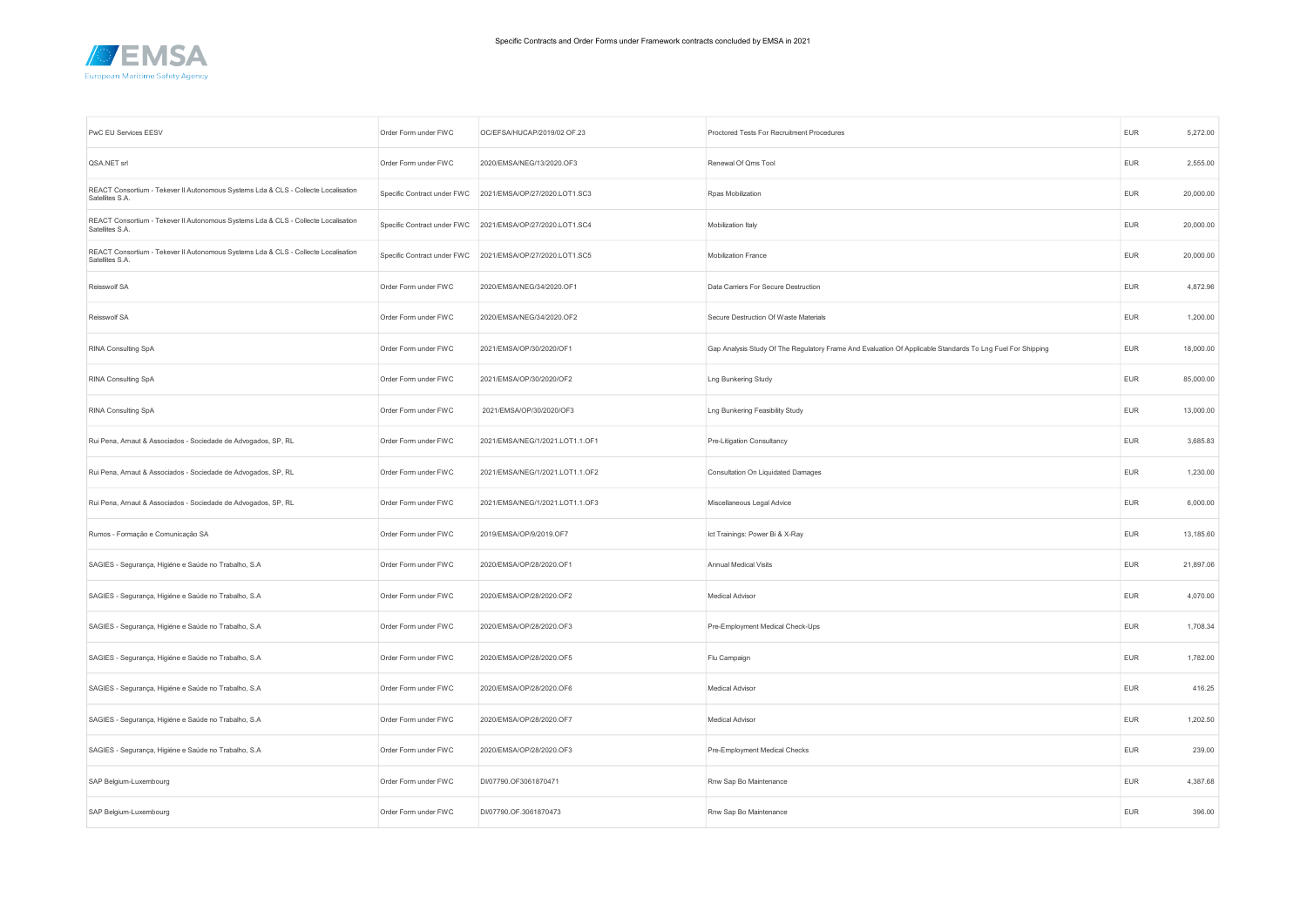Specific Contracts and Order Forms under Framework contracts concluded by EMSA in 2021

| | | | | | |
|---|---|---|---|---|---|
| PwC EU Services EESV | Order Form under FWC | OC/EFSA/HUCAP/2019/02 OF.23 | Proctored Tests For Recruitment Procedures | EUR | 5,272.00 |
| QSA.NET srl | Order Form under FWC | 2020/EMSA/NEG/13/2020.OF3 | Renewal Of Qms Tool | EUR | 2,555.00 |
| REACT Consortium - Tekever II Autonomous Systems Lda & CLS - Collecte Localisation Satellites S.A. | Specific Contract under FWC | 2021/EMSA/OP/27/2020.LOT1.SC3 | Rpas Mobilization | EUR | 20,000.00 |
| REACT Consortium - Tekever II Autonomous Systems Lda & CLS - Collecte Localisation Satellites S.A. | Specific Contract under FWC | 2021/EMSA/OP/27/2020.LOT1.SC4 | Mobilization Italy | EUR | 20,000.00 |
| REACT Consortium - Tekever II Autonomous Systems Lda & CLS - Collecte Localisation Satellites S.A. | Specific Contract under FWC | 2021/EMSA/OP/27/2020.LOT1.SC5 | Mobilization France | EUR | 20,000.00 |
| Reisswolf SA | Order Form under FWC | 2020/EMSA/NEG/34/2020.OF1 | Data Carriers For Secure Destruction | EUR | 4,872.96 |
| Reisswolf SA | Order Form under FWC | 2020/EMSA/NEG/34/2020.OF2 | Secure Destruction Of Waste Materials | EUR | 1,200.00 |
| RINA Consulting SpA | Order Form under FWC | 2021/EMSA/OP/30/2020/OF1 | Gap Analysis Study Of The Regulatory Frame And Evaluation Of Applicable Standards To Lng Fuel For Shipping | EUR | 18,000.00 |
| RINA Consulting SpA | Order Form under FWC | 2021/EMSA/OP/30/2020/OF2 | Lng Bunkering Study | EUR | 85,000.00 |
| RINA Consulting SpA | Order Form under FWC | 2021/EMSA/OP/30/2020/OF3 | Lng Bunkering Feasibility Study | EUR | 13,000.00 |
| Rui Pena, Arnaut & Associados - Sociedade de Advogados, SP, RL | Order Form under FWC | 2021/EMSA/NEG/1/2021.LOT1.1.OF1 | Pre-Litigation Consultancy | EUR | 3,685.83 |
| Rui Pena, Arnaut & Associados - Sociedade de Advogados, SP, RL | Order Form under FWC | 2021/EMSA/NEG/1/2021.LOT1.1.OF2 | Consultation On Liquidated Damages | EUR | 1,230.00 |
| Rui Pena, Arnaut & Associados - Sociedade de Advogados, SP, RL | Order Form under FWC | 2021/EMSA/NEG/1/2021.LOT1.1.OF3 | Miscellaneous Legal Advice | EUR | 6,000.00 |
| Rumos - Formação e Comunicação SA | Order Form under FWC | 2019/EMSA/OP/9/2019.OF7 | Ict Trainings: Power Bi & X-Ray | EUR | 13,185.60 |
| SAGIES - Segurança, Higiéne e Saúde no Trabalho, S.A | Order Form under FWC | 2020/EMSA/OP/28/2020.OF1 | Annual Medical Visits | EUR | 21,897.06 |
| SAGIES - Segurança, Higiéne e Saúde no Trabalho, S.A | Order Form under FWC | 2020/EMSA/OP/28/2020.OF2 | Medical Advisor | EUR | 4,070.00 |
| SAGIES - Segurança, Higiéne e Saúde no Trabalho, S.A | Order Form under FWC | 2020/EMSA/OP/28/2020.OF3 | Pre-Employment Medical Check-Ups | EUR | 1,708.34 |
| SAGIES - Segurança, Higiéne e Saúde no Trabalho, S.A | Order Form under FWC | 2020/EMSA/OP/28/2020.OF5 | Flu Campaign | EUR | 1,782.00 |
| SAGIES - Segurança, Higiéne e Saúde no Trabalho, S.A | Order Form under FWC | 2020/EMSA/OP/28/2020.OF6 | Medical Advisor | EUR | 416.25 |
| SAGIES - Segurança, Higiéne e Saúde no Trabalho, S.A | Order Form under FWC | 2020/EMSA/OP/28/2020.OF7 | Medical Advisor | EUR | 1,202.50 |
| SAGIES - Segurança, Higiéne e Saúde no Trabalho, S.A | Order Form under FWC | 2020/EMSA/OP/28/2020.OF3 | Pre-Employment Medical Checks | EUR | 239.00 |
| SAP Belgium-Luxembourg | Order Form under FWC | DI/07790.OF3061870471 | Rnw Sap Bo Maintenance | EUR | 4,387.68 |
| SAP Belgium-Luxembourg | Order Form under FWC | DI/07790.OF.3061870473 | Rnw Sap Bo Maintenance | EUR | 396.00 |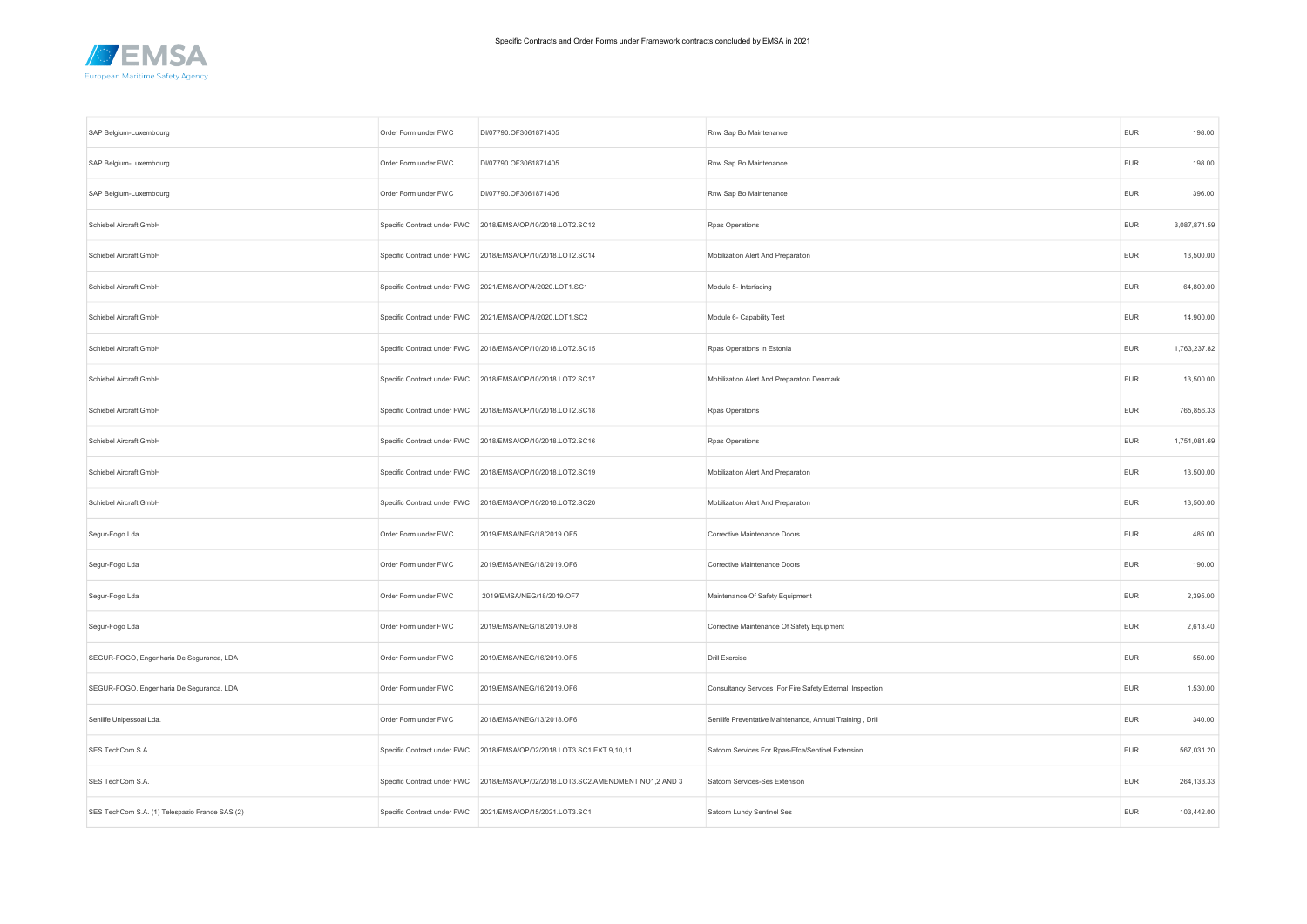Specific Contracts and Order Forms under Framework contracts concluded by EMSA in 2021

| | | | | | |
|---|---|---|---|---|---|
| SAP Belgium-Luxembourg | Order Form under FWC | DI/07790.OF3061871405 | Rnw Sap Bo Maintenance | EUR | 198.00 |
| SAP Belgium-Luxembourg | Order Form under FWC | DI/07790.OF3061871405 | Rnw Sap Bo Maintenance | EUR | 198.00 |
| SAP Belgium-Luxembourg | Order Form under FWC | DI/07790.OF3061871406 | Rnw Sap Bo Maintenance | EUR | 396.00 |
| Schiebel Aircraft GmbH | Specific Contract under FWC | 2018/EMSA/OP/10/2018.LOT2.SC12 | Rpas Operations | EUR | 3,087,871.59 |
| Schiebel Aircraft GmbH | Specific Contract under FWC | 2018/EMSA/OP/10/2018.LOT2.SC14 | Mobilization Alert And Preparation | EUR | 13,500.00 |
| Schiebel Aircraft GmbH | Specific Contract under FWC | 2021/EMSA/OP/4/2020.LOT1.SC1 | Module 5- Interfacing | EUR | 64,800.00 |
| Schiebel Aircraft GmbH | Specific Contract under FWC | 2021/EMSA/OP/4/2020.LOT1.SC2 | Module 6- Capability Test | EUR | 14,900.00 |
| Schiebel Aircraft GmbH | Specific Contract under FWC | 2018/EMSA/OP/10/2018.LOT2.SC15 | Rpas Operations In Estonia | EUR | 1,763,237.82 |
| Schiebel Aircraft GmbH | Specific Contract under FWC | 2018/EMSA/OP/10/2018.LOT2.SC17 | Mobilization Alert And Preparation Denmark | EUR | 13,500.00 |
| Schiebel Aircraft GmbH | Specific Contract under FWC | 2018/EMSA/OP/10/2018.LOT2.SC18 | Rpas Operations | EUR | 765,856.33 |
| Schiebel Aircraft GmbH | Specific Contract under FWC | 2018/EMSA/OP/10/2018.LOT2.SC16 | Rpas Operations | EUR | 1,751,081.69 |
| Schiebel Aircraft GmbH | Specific Contract under FWC | 2018/EMSA/OP/10/2018.LOT2.SC19 | Mobilization Alert And Preparation | EUR | 13,500.00 |
| Schiebel Aircraft GmbH | Specific Contract under FWC | 2018/EMSA/OP/10/2018.LOT2.SC20 | Mobilization Alert And Preparation | EUR | 13,500.00 |
| Segur-Fogo Lda | Order Form under FWC | 2019/EMSA/NEG/18/2019.OF5 | Corrective Maintenance Doors | EUR | 485.00 |
| Segur-Fogo Lda | Order Form under FWC | 2019/EMSA/NEG/18/2019.OF6 | Corrective Maintenance Doors | EUR | 190.00 |
| Segur-Fogo Lda | Order Form under FWC | 2019/EMSA/NEG/18/2019.OF7 | Maintenance Of Safety Equipment | EUR | 2,395.00 |
| Segur-Fogo Lda | Order Form under FWC | 2019/EMSA/NEG/18/2019.OF8 | Corrective Maintenance Of Safety Equipment | EUR | 2,613.40 |
| SEGUR-FOGO, Engenharia De Seguranca, LDA | Order Form under FWC | 2019/EMSA/NEG/16/2019.OF5 | Drill Exercise | EUR | 550.00 |
| SEGUR-FOGO, Engenharia De Seguranca, LDA | Order Form under FWC | 2019/EMSA/NEG/16/2019.OF6 | Consultancy Services For Fire Safety External Inspection | EUR | 1,530.00 |
| Senilife Unipessoal Lda. | Order Form under FWC | 2018/EMSA/NEG/13/2018.OF6 | Senilife Preventative Maintenance, Annual Training , Drill | EUR | 340.00 |
| SES TechCom S.A. | Specific Contract under FWC | 2018/EMSA/OP/02/2018.LOT3.SC1 EXT 9,10,11 | Satcom Services For Rpas-Efca/Sentinel Extension | EUR | 567,031.20 |
| SES TechCom S.A. | Specific Contract under FWC | 2018/EMSA/OP/02/2018.LOT3.SC2.AMENDMENT NO1,2 AND 3 | Satcom Services-Ses Extension | EUR | 264,133.33 |
| SES TechCom S.A. (1) Telespazio France SAS (2) | Specific Contract under FWC | 2021/EMSA/OP/15/2021.LOT3.SC1 | Satcom Lundy Sentinel Ses | EUR | 103,442.00 |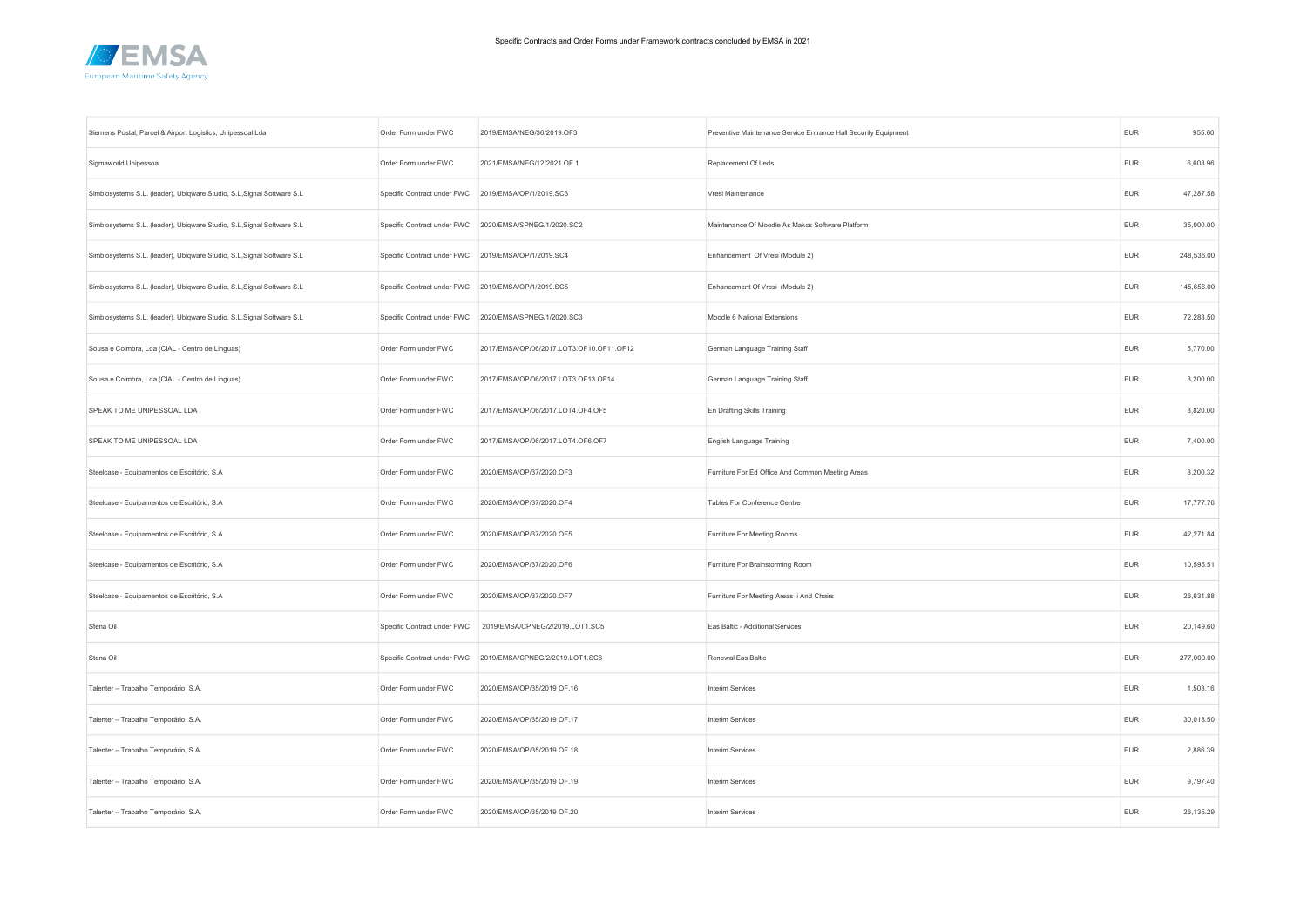Specific Contracts and Order Forms under Framework contracts concluded by EMSA in 2021

| | | | | | |
|---|---|---|---|---|---|
| Siemens Postal, Parcel & Airport Logistics, Unipessoal Lda | Order Form under FWC | 2019/EMSA/NEG/36/2019.OF3 | Preventive Maintenance Service Entrance Hall Security Equipment | EUR | 955.60 |
| Sigmaworld Unipessoal | Order Form under FWC | 2021/EMSA/NEG/12/2021.OF 1 | Replacement Of Leds | EUR | 6,603.96 |
| Simbiosystems S.L. (leader), Ubiqware Studio, S.L,Signal Software S.L | Specific Contract under FWC | 2019/EMSA/OP/1/2019.SC3 | Vresi Maintenance | EUR | 47,287.58 |
| Simbiosystems S.L. (leader), Ubiqware Studio, S.L,Signal Software S.L | Specific Contract under FWC | 2020/EMSA/SPNEG/1/2020.SC2 | Maintenance Of Moodle As Makcs Software Platform | EUR | 35,000.00 |
| Simbiosystems S.L. (leader), Ubiqware Studio, S.L,Signal Software S.L | Specific Contract under FWC | 2019/EMSA/OP/1/2019.SC4 | Enhancement Of Vresi (Module 2) | EUR | 248,536.00 |
| Simbiosystems S.L. (leader), Ubiqware Studio, S.L,Signal Software S.L | Specific Contract under FWC | 2019/EMSA/OP/1/2019.SC5 | Enhancement Of Vresi (Module 2) | EUR | 145,656.00 |
| Simbiosystems S.L. (leader), Ubiqware Studio, S.L,Signal Software S.L | Specific Contract under FWC | 2020/EMSA/SPNEG/1/2020.SC3 | Moodle 6 National Extensions | EUR | 72,283.50 |
| Sousa e Coimbra, Lda (CIAL - Centro de Linguas) | Order Form under FWC | 2017/EMSA/OP/06/2017.LOT3.OF10.OF11.OF12 | German Language Training Staff | EUR | 5,770.00 |
| Sousa e Coimbra, Lda (CIAL - Centro de Linguas) | Order Form under FWC | 2017/EMSA/OP/06/2017.LOT3.OF13.OF14 | German Language Training Staff | EUR | 3,200.00 |
| SPEAK TO ME UNIPESSOAL LDA | Order Form under FWC | 2017/EMSA/OP/06/2017.LOT4.OF4.OF5 | En Drafting Skills Training | EUR | 8,820.00 |
| SPEAK TO ME UNIPESSOAL LDA | Order Form under FWC | 2017/EMSA/OP/06/2017.LOT4.OF6.OF7 | English Language Training | EUR | 7,400.00 |
| Steelcase - Equipamentos de Escritório, S.A | Order Form under FWC | 2020/EMSA/OP/37/2020.OF3 | Furniture For Ed Office And Common Meeting Areas | EUR | 8,200.32 |
| Steelcase - Equipamentos de Escritório, S.A | Order Form under FWC | 2020/EMSA/OP/37/2020.OF4 | Tables For Conference Centre | EUR | 17,777.76 |
| Steelcase - Equipamentos de Escritório, S.A | Order Form under FWC | 2020/EMSA/OP/37/2020.OF5 | Furniture For Meeting Rooms | EUR | 42,271.84 |
| Steelcase - Equipamentos de Escritório, S.A | Order Form under FWC | 2020/EMSA/OP/37/2020.OF6 | Furniture For Brainstorming Room | EUR | 10,595.51 |
| Steelcase - Equipamentos de Escritório, S.A | Order Form under FWC | 2020/EMSA/OP/37/2020.OF7 | Furniture For Meeting Areas Ii And Chairs | EUR | 26,631.88 |
| Stena Oil | Specific Contract under FWC | 2019/EMSA/CPNEG/2/2019.LOT1.SC5 | Eas Baltic - Additional Services | EUR | 20,149.60 |
| Stena Oil | Specific Contract under FWC | 2019/EMSA/CPNEG/2/2019.LOT1.SC6 | Renewal Eas Baltic | EUR | 277,000.00 |
| Talenter – Trabalho Temporário, S.A. | Order Form under FWC | 2020/EMSA/OP/35/2019 OF.16 | Interim Services | EUR | 1,503.16 |
| Talenter – Trabalho Temporário, S.A. | Order Form under FWC | 2020/EMSA/OP/35/2019 OF.17 | Interim Services | EUR | 30,018.50 |
| Talenter – Trabalho Temporário, S.A. | Order Form under FWC | 2020/EMSA/OP/35/2019 OF.18 | Interim Services | EUR | 2,886.39 |
| Talenter – Trabalho Temporário, S.A. | Order Form under FWC | 2020/EMSA/OP/35/2019 OF.19 | Interim Services | EUR | 9,797.40 |
| Talenter – Trabalho Temporário, S.A. | Order Form under FWC | 2020/EMSA/OP/35/2019 OF.20 | Interim Services | EUR | 26,135.29 |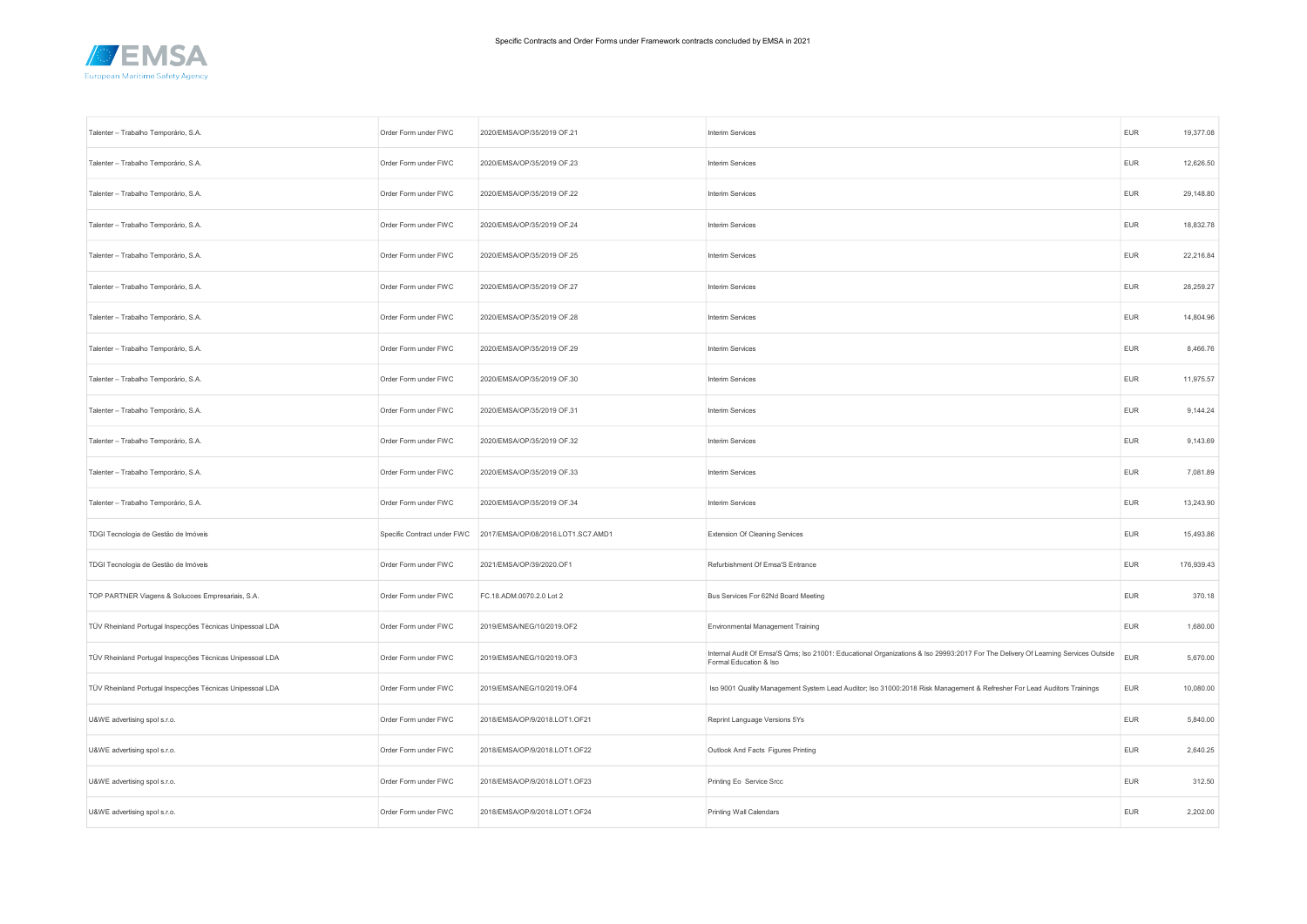Specific Contracts and Order Forms under Framework contracts concluded by EMSA in 2021

| | | | | | |
|---|---|---|---|---|---|
| Talenter – Trabalho Temporário, S.A. | Order Form under FWC | 2020/EMSA/OP/35/2019 OF.21 | Interim Services | EUR | 19,377.08 |
| Talenter – Trabalho Temporário, S.A. | Order Form under FWC | 2020/EMSA/OP/35/2019 OF.23 | Interim Services | EUR | 12,626.50 |
| Talenter – Trabalho Temporário, S.A. | Order Form under FWC | 2020/EMSA/OP/35/2019 OF.22 | Interim Services | EUR | 29,148.80 |
| Talenter – Trabalho Temporário, S.A. | Order Form under FWC | 2020/EMSA/OP/35/2019 OF.24 | Interim Services | EUR | 18,832.78 |
| Talenter – Trabalho Temporário, S.A. | Order Form under FWC | 2020/EMSA/OP/35/2019 OF.25 | Interim Services | EUR | 22,216.84 |
| Talenter – Trabalho Temporário, S.A. | Order Form under FWC | 2020/EMSA/OP/35/2019 OF.27 | Interim Services | EUR | 28,259.27 |
| Talenter – Trabalho Temporário, S.A. | Order Form under FWC | 2020/EMSA/OP/35/2019 OF.28 | Interim Services | EUR | 14,804.96 |
| Talenter – Trabalho Temporário, S.A. | Order Form under FWC | 2020/EMSA/OP/35/2019 OF.29 | Interim Services | EUR | 8,466.76 |
| Talenter – Trabalho Temporário, S.A. | Order Form under FWC | 2020/EMSA/OP/35/2019 OF.30 | Interim Services | EUR | 11,975.57 |
| Talenter – Trabalho Temporário, S.A. | Order Form under FWC | 2020/EMSA/OP/35/2019 OF.31 | Interim Services | EUR | 9,144.24 |
| Talenter – Trabalho Temporário, S.A. | Order Form under FWC | 2020/EMSA/OP/35/2019 OF.32 | Interim Services | EUR | 9,143.69 |
| Talenter – Trabalho Temporário, S.A. | Order Form under FWC | 2020/EMSA/OP/35/2019 OF.33 | Interim Services | EUR | 7,081.89 |
| Talenter – Trabalho Temporário, S.A. | Order Form under FWC | 2020/EMSA/OP/35/2019 OF.34 | Interim Services | EUR | 13,243.90 |
| TDGI Tecnologia de Gestão de Imóveis | Specific Contract under FWC | 2017/EMSA/OP/08/2016.LOT1.SC7.AMD1 | Extension Of Cleaning Services | EUR | 15,493.86 |
| TDGI Tecnologia de Gestão de Imóveis | Order Form under FWC | 2021/EMSA/OP/39/2020.OF1 | Refurbishment Of Emsa'S Entrance | EUR | 176,939.43 |
| TOP PARTNER Viagens & Solucoes Empresariais, S.A. | Order Form under FWC | FC.18.ADM.0070.2.0 Lot 2 | Bus Services For 62Nd Board Meeting | EUR | 370.18 |
| TÜV Rheinland Portugal Inspecções Técnicas Unipessoal LDA | Order Form under FWC | 2019/EMSA/NEG/10/2019.OF2 | Environmental Management Training | EUR | 1,680.00 |
| TÜV Rheinland Portugal Inspecções Técnicas Unipessoal LDA | Order Form under FWC | 2019/EMSA/NEG/10/2019.OF3 | Internal Audit Of Emsa'S Qms; Iso 21001: Educational Organizations & Iso 29993:2017 For The Delivery Of Learning Services Outside Formal Education & Iso | EUR | 5,670.00 |
| TÜV Rheinland Portugal Inspecções Técnicas Unipessoal LDA | Order Form under FWC | 2019/EMSA/NEG/10/2019.OF4 | Iso 9001 Quality Management System Lead Auditor; Iso 31000:2018 Risk Management & Refresher For Lead Auditors Trainings | EUR | 10,080.00 |
| U&WE advertising spol s.r.o. | Order Form under FWC | 2018/EMSA/OP/9/2018.LOT1.OF21 | Reprint Language Versions 5Ys | EUR | 5,840.00 |
| U&WE advertising spol s.r.o. | Order Form under FWC | 2018/EMSA/OP/9/2018.LOT1.OF22 | Outlook And Facts Figures Printing | EUR | 2,640.25 |
| U&WE advertising spol s.r.o. | Order Form under FWC | 2018/EMSA/OP/9/2018.LOT1.OF23 | Printing Eo Service Srcc | EUR | 312.50 |
| U&WE advertising spol s.r.o. | Order Form under FWC | 2018/EMSA/OP/9/2018.LOT1.OF24 | Printing Wall Calendars | EUR | 2,202.00 |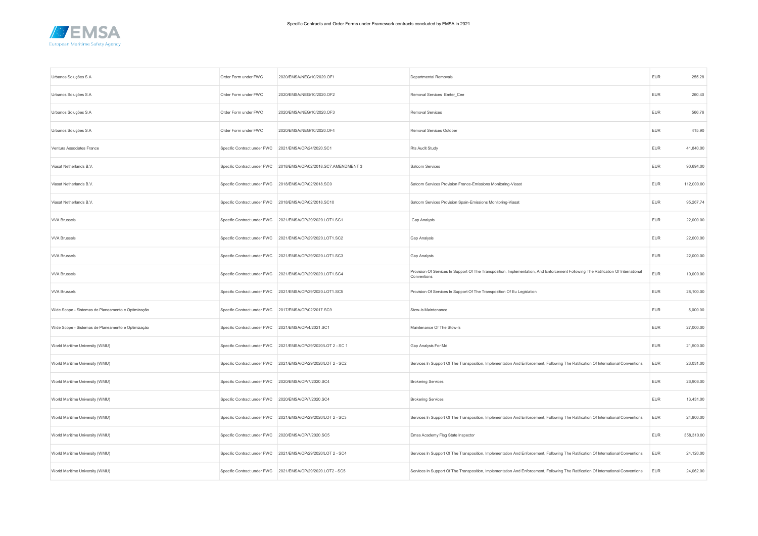Specific Contracts and Order Forms under Framework contracts concluded by EMSA in 2021

| | | | | | |
|---|---|---|---|---|---|
| Urbanos Soluções S.A | Order Form under FWC | 2020/EMSA/NEG/10/2020.OF1 | Departmental Removals | EUR | 255.28 |
| Urbanos Soluções S.A | Order Form under FWC | 2020/EMSA/NEG/10/2020.OF2 | Removal Services Emter_Cee | EUR | 260.40 |
| Urbanos Soluções S.A | Order Form under FWC | 2020/EMSA/NEG/10/2020.OF3 | Removal Services | EUR | 566.76 |
| Urbanos Soluções S.A | Order Form under FWC | 2020/EMSA/NEG/10/2020.OF4 | Removal Services October | EUR | 415.90 |
| Ventura Associates France | Specific Contract under FWC | 2021/EMSA/OP/24/2020.SC1 | Rts Audit Study | EUR | 41,840.00 |
| Viasat Netherlands B.V. | Specific Contract under FWC | 2018/EMSA/OP/02/2018.SC7.AMENDMENT 3 | Satcom Services | EUR | 90,694.00 |
| Viasat Netherlands B.V. | Specific Contract under FWC | 2018/EMSA/OP/02/2018.SC9 | Satcom Services Provision France-Emissions Monitoring-Viasat | EUR | 112,000.00 |
| Viasat Netherlands B.V. | Specific Contract under FWC | 2018/EMSA/OP/02/2018.SC10 | Satcom Services Provision Spain-Emissions Monitoring-Viasat | EUR | 95,267.74 |
| VVA Brussels | Specific Contract under FWC | 2021/EMSA/OP/29/2020.LOT1.SC1 | Gap Analysis | EUR | 22,000.00 |
| VVA Brussels | Specific Contract under FWC | 2021/EMSA/OP/29/2020.LOT1.SC2 | Gap Analysis | EUR | 22,000.00 |
| VVA Brussels | Specific Contract under FWC | 2021/EMSA/OP/29/2020.LOT1.SC3 | Gap Analysis | EUR | 22,000.00 |
| VVA Brussels | Specific Contract under FWC | 2021/EMSA/OP/29/2020.LOT1.SC4 | Provision Of Services In Support Of The Transposition, Implementation, And Enforcement Following The Ratification Of International Conventions | EUR | 19,000.00 |
| VVA Brussels | Specific Contract under FWC | 2021/EMSA/OP/29/2020.LOT1.SC5 | Provision Of Services In Support Of The Transposition Of Eu Legislation | EUR | 28,100.00 |
| Wide Scope - Sistemas de Planeamento e Optimização | Specific Contract under FWC | 2017/EMSA/OP/02/2017.SC9 | Stcw-Is Maintenance | EUR | 5,000.00 |
| Wide Scope - Sistemas de Planeamento e Optimização | Specific Contract under FWC | 2021/EMSA/OP/4/2021.SC1 | Maintenance Of The Stcw-Is | EUR | 27,000.00 |
| World Maritime University (WMU) | Specific Contract under FWC | 2021/EMSA/OP/29/2020/LOT 2 - SC 1 | Gap Analysis For Md | EUR | 21,500.00 |
| World Maritime University (WMU) | Specific Contract under FWC | 2021/EMSA/OP/29/2020/LOT 2 - SC2 | Services In Support Of The Transposition, Implementation And Enforcement, Following The Ratification Of International Conventions | EUR | 23,031.00 |
| World Maritime University (WMU) | Specific Contract under FWC | 2020/EMSA/OP/7/2020.SC4 | Brokering Services | EUR | 26,906.00 |
| World Maritime University (WMU) | Specific Contract under FWC | 2020/EMSA/OP/7/2020.SC4 | Brokering Services | EUR | 13,431.00 |
| World Maritime University (WMU) | Specific Contract under FWC | 2021/EMSA/OP/29/2020/LOT 2 - SC3 | Services In Support Of The Transposition, Implementation And Enforcement, Following The Ratification Of International Conventions | EUR | 24,800.00 |
| World Maritime University (WMU) | Specific Contract under FWC | 2020/EMSA/OP/7/2020.SC5 | Emsa Academy Flag State Inspector | EUR | 358,310.00 |
| World Maritime University (WMU) | Specific Contract under FWC | 2021/EMSA/OP/29/2020/LOT 2 - SC4 | Services In Support Of The Transposition, Implementation And Enforcement, Following The Ratification Of International Conventions | EUR | 24,120.00 |
| World Maritime University (WMU) | Specific Contract under FWC | 2021/EMSA/OP/29/2020.LOT2 - SC5 | Services In Support Of The Transposition, Implementation And Enforcement, Following The Ratification Of International Conventions | EUR | 24,062.00 |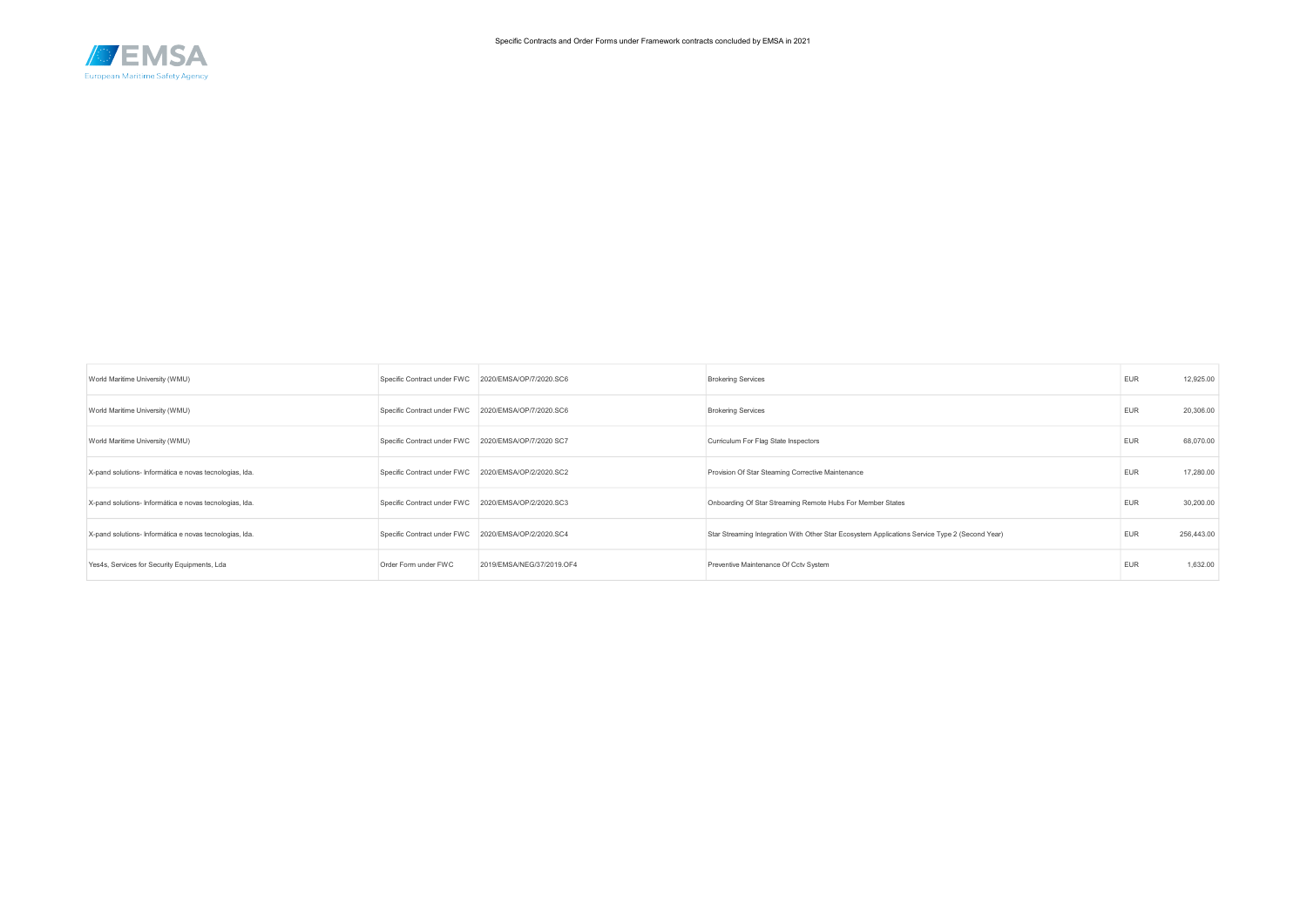| | | | | | |
|---|---|---|---|---|---|
| World Maritime University (WMU) | Specific Contract under FWC | 2020/EMSA/OP/7/2020.SC6 | Brokering Services | EUR | 12,925.00 |
| World Maritime University (WMU) | Specific Contract under FWC | 2020/EMSA/OP/7/2020.SC6 | Brokering Services | EUR | 20,306.00 |
| World Maritime University (WMU) | Specific Contract under FWC | 2020/EMSA/OP/7/2020 SC7 | Curriculum For Flag State Inspectors | EUR | 68,070.00 |
| X-pand solutions- Informática e novas tecnologias, lda. | Specific Contract under FWC | 2020/EMSA/OP/2/2020.SC2 | Provision Of Star Steaming Corrective Maintenance | EUR | 17,280.00 |
| X-pand solutions- Informática e novas tecnologias, lda. | Specific Contract under FWC | 2020/EMSA/OP/2/2020.SC3 | Onboarding Of Star Streaming Remote Hubs For Member States | EUR | 30,200.00 |
| X-pand solutions- Informática e novas tecnologias, lda. | Specific Contract under FWC | 2020/EMSA/OP/2/2020.SC4 | Star Streaming Integration With Other Star Ecosystem Applications Service Type 2 (Second Year) | EUR | 256,443.00 |
| Yes4s, Services for Security Equipments, Lda | Order Form under FWC | 2019/EMSA/NEG/37/2019.OF4 | Preventive Maintenance Of Cctv System | EUR | 1,632.00 |